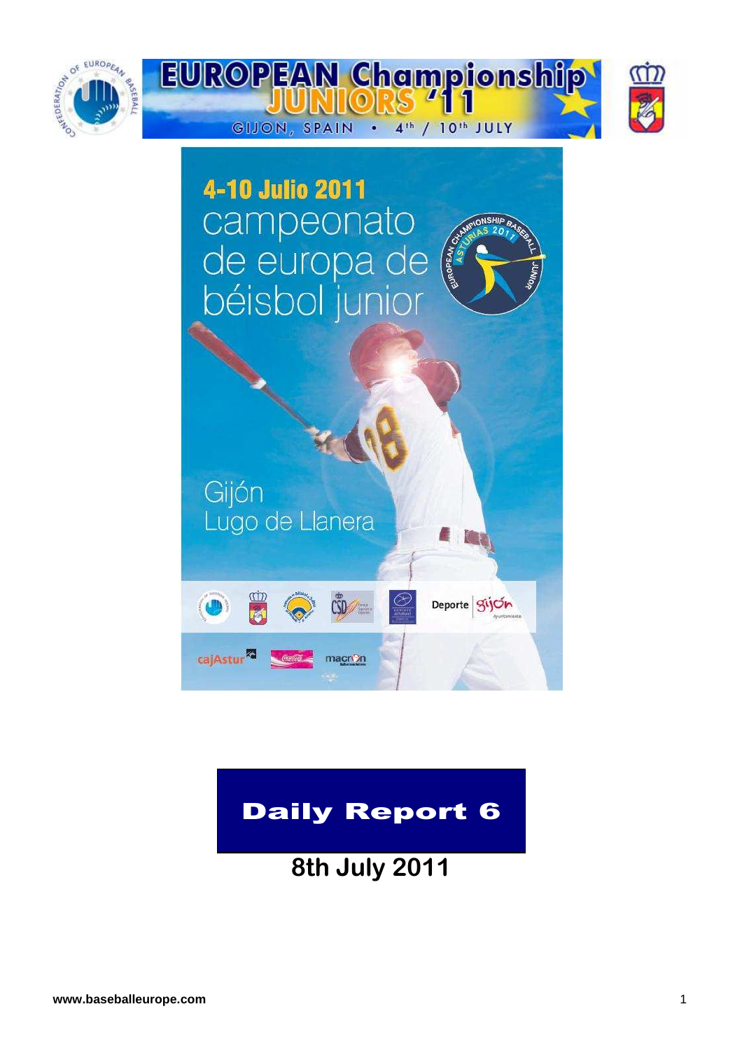# EUROPEAN Championship JUNIORS '11

GIJON, SPAIN • 4th / 10th JULY

4-10 Julio 2011

campeonato de europa de béisbol junior

Gijón

Lugo de Llanera

## Daily Report 6

### 8th July 2011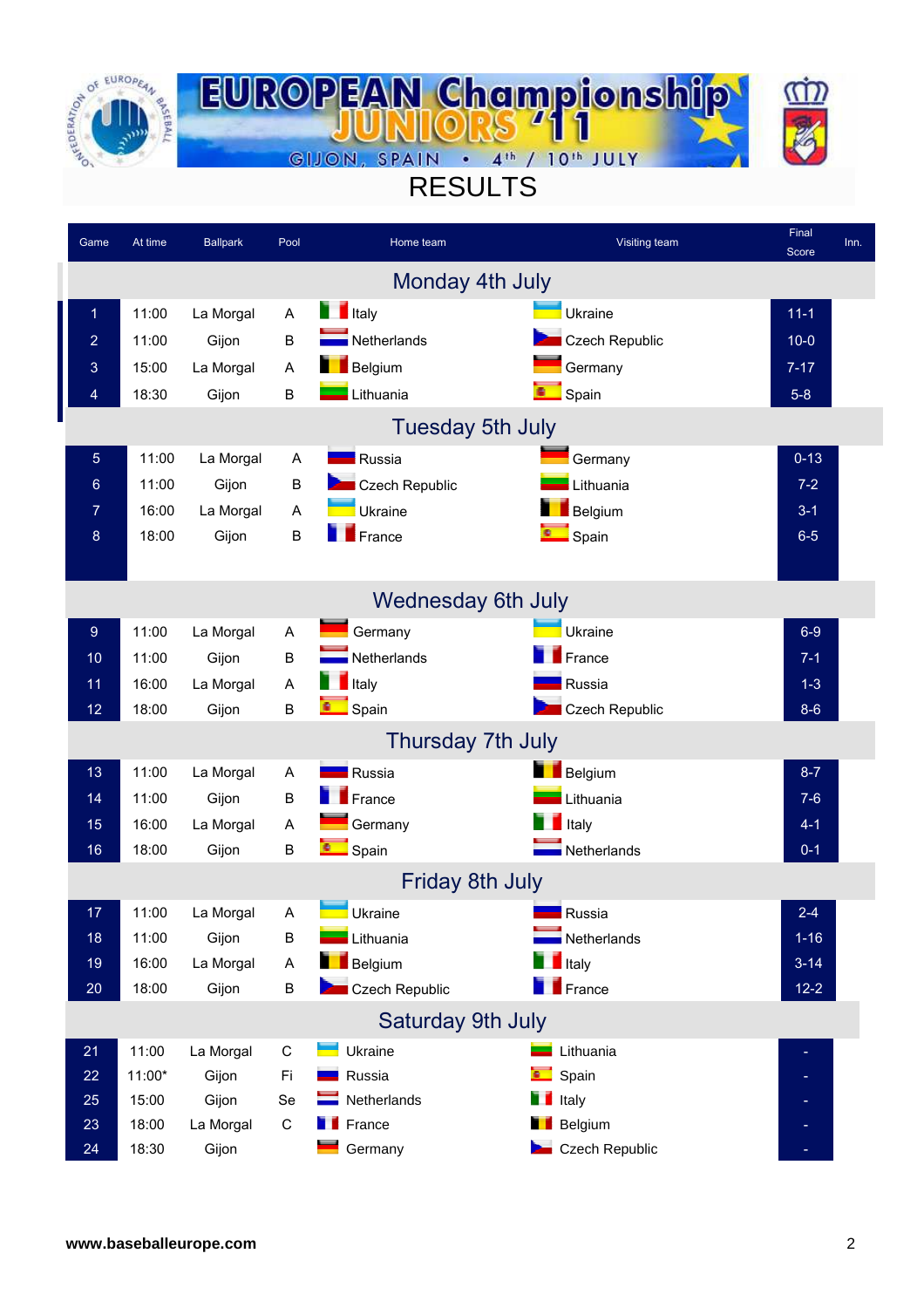# EUROPEAN Championship JUNIORS '11

GIJON, SPAIN • 4th / 10th JULY

## RESULTS

| Game | At time | Ballpark | Pool | Home team | Visiting team | Final Score | Inn. |
|---|---|---|---|---|---|---|---|
| **Monday 4th July** | | | | | | | |
| 1 | 11:00 | La Morgal | A | Italy | Ukraine | 11-1 | |
| 2 | 11:00 | Gijon | B | Netherlands | Czech Republic | 10-0 | |
| 3 | 15:00 | La Morgal | A | Belgium | Germany | 7-17 | |
| 4 | 18:30 | Gijon | B | Lithuania | Spain | 5-8 | |
| **Tuesday 5th July** | | | | | | | |
| 5 | 11:00 | La Morgal | A | Russia | Germany | 0-13 | |
| 6 | 11:00 | Gijon | B | Czech Republic | Lithuania | 7-2 | |
| 7 | 16:00 | La Morgal | A | Ukraine | Belgium | 3-1 | |
| 8 | 18:00 | Gijon | B | France | Spain | 6-5 | |
| **Wednesday 6th July** | | | | | | | |
| 9 | 11:00 | La Morgal | A | Germany | Ukraine | 6-9 | |
| 10 | 11:00 | Gijon | B | Netherlands | France | 7-1 | |
| 11 | 16:00 | La Morgal | A | Italy | Russia | 1-3 | |
| 12 | 18:00 | Gijon | B | Spain | Czech Republic | 8-6 | |
| **Thursday 7th July** | | | | | | | |
| 13 | 11:00 | La Morgal | A | Russia | Belgium | 8-7 | |
| 14 | 11:00 | Gijon | B | France | Lithuania | 7-6 | |
| 15 | 16:00 | La Morgal | A | Germany | Italy | 4-1 | |
| 16 | 18:00 | Gijon | B | Spain | Netherlands | 0-1 | |
| **Friday 8th July** | | | | | | | |
| 17 | 11:00 | La Morgal | A | Ukraine | Russia | 2-4 | |
| 18 | 11:00 | Gijon | B | Lithuania | Netherlands | 1-16 | |
| 19 | 16:00 | La Morgal | A | Belgium | Italy | 3-14 | |
| 20 | 18:00 | Gijon | B | Czech Republic | France | 12-2 | |
| **Saturday 9th July** | | | | | | | |
| 21 | 11:00 | La Morgal | C | Ukraine | Lithuania | - | |
| 22 | 11:00* | Gijon | Fi | Russia | Spain | - | |
| 25 | 15:00 | Gijon | Se | Netherlands | Italy | - | |
| 23 | 18:00 | La Morgal | C | France | Belgium | - | |
| 24 | 18:30 | Gijon | | Germany | Czech Republic | - | |

www.baseballeurope.com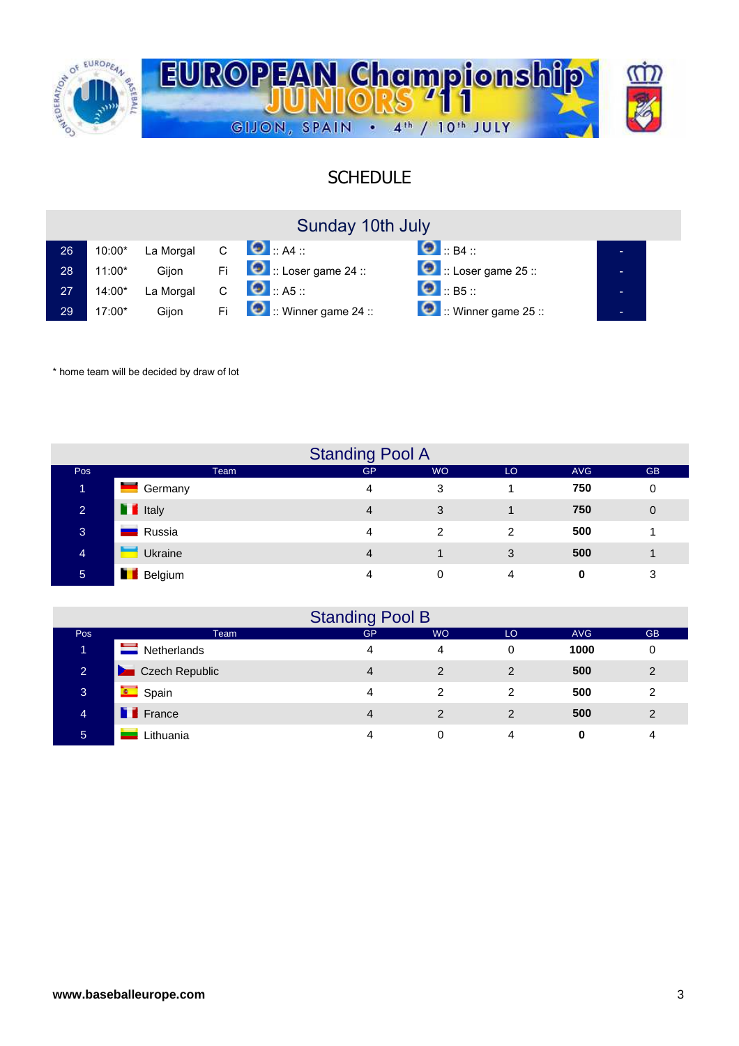# EUROPEAN Championship JUNIORS '11

GIJON, SPAIN • 4th / 10th JULY

## SCHEDULE

### Sunday 10th July

| # | Time | Venue | | Team | Team | Result |
|---|---|---|---|---|---|---|
| 26 | 10:00* | La Morgal | C | :: A4 :: | :: B4 :: | - |
| 28 | 11:00* | Gijon | Fi | :: Loser game 24 :: | :: Loser game 25 :: | - |
| 27 | 14:00* | La Morgal | C | :: A5 :: | :: B5 :: | - |
| 29 | 17:00* | Gijon | Fi | :: Winner game 24 :: | :: Winner game 25 :: | - |

* home team will be decided by draw of lot

### Standing Pool A

| Pos | Team | GP | WO | LO | AVG | GB |
|---|---|---|---|---|---|---|
| 1 | Germany | 4 | 3 | 1 | **750** | 0 |
| 2 | Italy | 4 | 3 | 1 | **750** | 0 |
| 3 | Russia | 4 | 2 | 2 | **500** | 1 |
| 4 | Ukraine | 4 | 1 | 3 | **500** | 1 |
| 5 | Belgium | 4 | 0 | 4 | **0** | 3 |

### Standing Pool B

| Pos | Team | GP | WO | LO | AVG | GB |
|---|---|---|---|---|---|---|
| 1 | Netherlands | 4 | 4 | 0 | **1000** | 0 |
| 2 | Czech Republic | 4 | 2 | 2 | **500** | 2 |
| 3 | Spain | 4 | 2 | 2 | **500** | 2 |
| 4 | France | 4 | 2 | 2 | **500** | 2 |
| 5 | Lithuania | 4 | 0 | 4 | **0** | 4 |

**www.baseballeurope.com**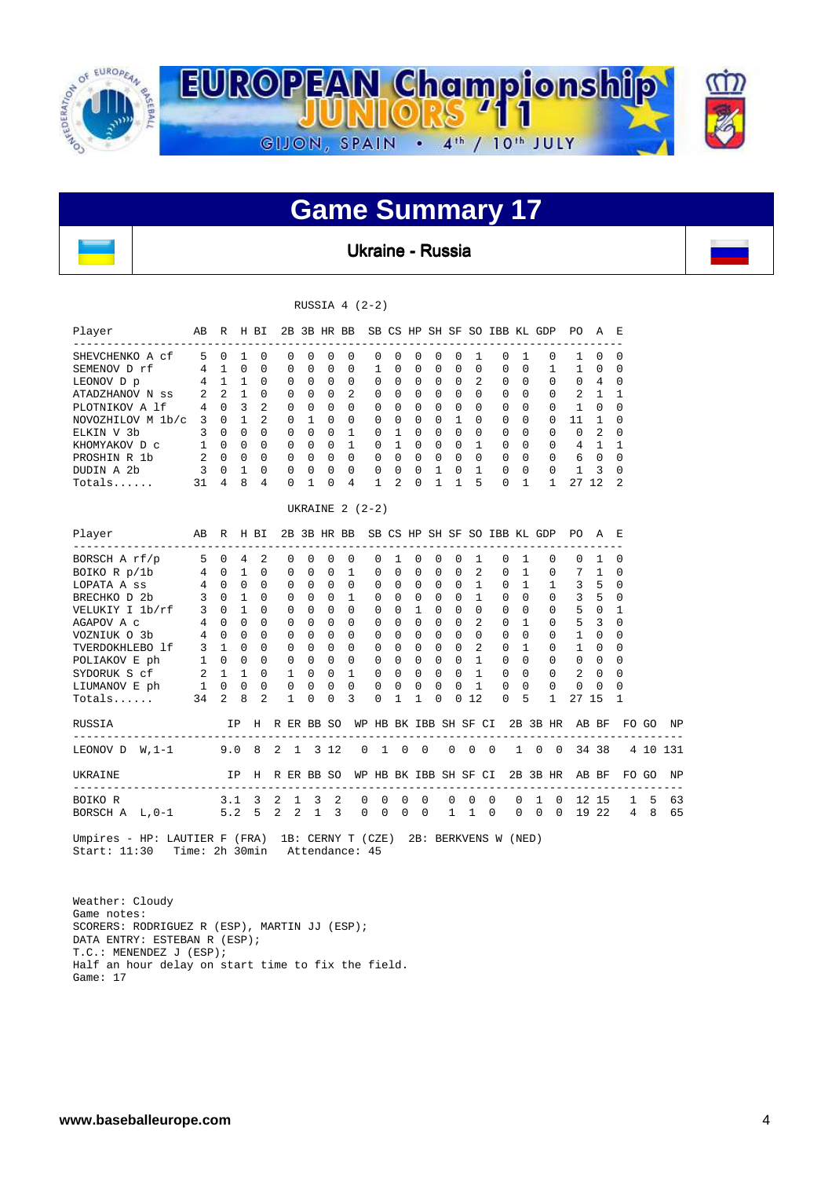# Game Summary 17

## Ukraine - Russia

RUSSIA 4 (2-2)

| Player | AB | R | H | BI | 2B | 3B | HR | BB | SB | CS | HP | SH | SF | SO | IBB | KL | GDP | PO | A | E |
|---|---|---|---|---|---|---|---|---|---|---|---|---|---|---|---|---|---|---|---|---|
| SHEVCHENKO A cf | 5 | 0 | 1 | 0 | 0 | 0 | 0 | 0 | 0 | 0 | 0 | 0 | 0 | 1 | 0 | 1 | 0 | 1 | 0 | 0 |
| SEMENOV D rf | 4 | 1 | 0 | 0 | 0 | 0 | 0 | 0 | 1 | 0 | 0 | 0 | 0 | 0 | 0 | 0 | 1 | 1 | 0 | 0 |
| LEONOV D p | 4 | 1 | 1 | 0 | 0 | 0 | 0 | 0 | 0 | 0 | 0 | 0 | 0 | 2 | 0 | 0 | 0 | 0 | 4 | 0 |
| ATADZHANOV N ss | 2 | 2 | 1 | 0 | 0 | 0 | 0 | 2 | 0 | 0 | 0 | 0 | 0 | 0 | 0 | 0 | 0 | 2 | 1 | 1 |
| PLOTNIKOV A lf | 4 | 0 | 3 | 2 | 0 | 0 | 0 | 0 | 0 | 0 | 0 | 0 | 0 | 0 | 0 | 0 | 0 | 1 | 0 | 0 |
| NOVOZHILOV M 1b/c | 3 | 0 | 1 | 2 | 0 | 1 | 0 | 0 | 0 | 0 | 0 | 0 | 1 | 0 | 0 | 0 | 0 | 11 | 1 | 0 |
| ELKIN V 3b | 3 | 0 | 0 | 0 | 0 | 0 | 0 | 1 | 0 | 1 | 0 | 0 | 0 | 0 | 0 | 0 | 0 | 0 | 2 | 0 |
| KHOMYAKOV D c | 1 | 0 | 0 | 0 | 0 | 0 | 0 | 1 | 0 | 1 | 0 | 0 | 0 | 1 | 0 | 0 | 0 | 4 | 1 | 1 |
| PROSHIN R 1b | 2 | 0 | 0 | 0 | 0 | 0 | 0 | 0 | 0 | 0 | 0 | 0 | 0 | 0 | 0 | 0 | 0 | 6 | 0 | 0 |
| DUDIN A 2b | 3 | 0 | 1 | 0 | 0 | 0 | 0 | 0 | 0 | 0 | 0 | 1 | 0 | 1 | 0 | 0 | 0 | 1 | 3 | 0 |
| Totals...... | 31 | 4 | 8 | 4 | 0 | 1 | 0 | 4 | 1 | 2 | 0 | 1 | 1 | 5 | 0 | 1 | 1 | 27 | 12 | 2 |

UKRAINE 2 (2-2)

| Player | AB | R | H | BI | 2B | 3B | HR | BB | SB | CS | HP | SH | SF | SO | IBB | KL | GDP | PO | A | E |
|---|---|---|---|---|---|---|---|---|---|---|---|---|---|---|---|---|---|---|---|---|
| BORSCH A rf/p | 5 | 0 | 4 | 2 | 0 | 0 | 0 | 0 | 0 | 1 | 0 | 0 | 0 | 1 | 0 | 1 | 0 | 0 | 1 | 0 |
| BOIKO R p/1b | 4 | 0 | 1 | 0 | 0 | 0 | 0 | 1 | 0 | 0 | 0 | 0 | 0 | 2 | 0 | 1 | 0 | 7 | 1 | 0 |
| LOPATA A ss | 4 | 0 | 0 | 0 | 0 | 0 | 0 | 0 | 0 | 0 | 0 | 0 | 0 | 1 | 0 | 1 | 1 | 3 | 5 | 0 |
| BRECHKO D 2b | 3 | 0 | 1 | 0 | 0 | 0 | 0 | 1 | 0 | 0 | 0 | 0 | 0 | 1 | 0 | 0 | 0 | 3 | 5 | 0 |
| VELUKIY I 1b/rf | 3 | 0 | 1 | 0 | 0 | 0 | 0 | 0 | 0 | 0 | 1 | 0 | 0 | 0 | 0 | 0 | 0 | 5 | 0 | 1 |
| AGAPOV A c | 4 | 0 | 0 | 0 | 0 | 0 | 0 | 0 | 0 | 0 | 0 | 0 | 0 | 2 | 0 | 1 | 0 | 5 | 3 | 0 |
| VOZNIUK O 3b | 4 | 0 | 0 | 0 | 0 | 0 | 0 | 0 | 0 | 0 | 0 | 0 | 0 | 0 | 0 | 0 | 0 | 1 | 0 | 0 |
| TVERDOKHLEBO lf | 3 | 1 | 0 | 0 | 0 | 0 | 0 | 0 | 0 | 0 | 0 | 0 | 0 | 2 | 0 | 1 | 0 | 1 | 0 | 0 |
| POLIAKOV E ph | 1 | 0 | 0 | 0 | 0 | 0 | 0 | 0 | 0 | 0 | 0 | 0 | 0 | 1 | 0 | 0 | 0 | 0 | 0 | 0 |
| SYDORUK S cf | 2 | 1 | 1 | 0 | 1 | 0 | 0 | 1 | 0 | 0 | 0 | 0 | 0 | 1 | 0 | 0 | 0 | 2 | 0 | 0 |
| LIUMANOV E ph | 1 | 0 | 0 | 0 | 0 | 0 | 0 | 0 | 0 | 0 | 0 | 0 | 0 | 1 | 0 | 0 | 0 | 0 | 0 | 0 |
| Totals...... | 34 | 2 | 8 | 2 | 1 | 0 | 0 | 3 | 0 | 1 | 1 | 0 | 0 | 12 | 0 | 5 | 1 | 27 | 15 | 1 |

| RUSSIA | IP | H | R | ER | BB | SO | WP | HB | BK | IBB | SH | SF | CI | 2B | 3B | HR | AB | BF | FO | GO | NP |
|---|---|---|---|---|---|---|---|---|---|---|---|---|---|---|---|---|---|---|---|---|---|
| LEONOV D W,1-1 | 9.0 | 8 | 2 | 1 | 3 | 12 | 0 | 1 | 0 | 0 | 0 | 0 | 0 | 1 | 0 | 0 | 34 | 38 | 4 | 10 | 131 |

| UKRAINE | IP | H | R | ER | BB | SO | WP | HB | BK | IBB | SH | SF | CI | 2B | 3B | HR | AB | BF | FO | GO | NP |
|---|---|---|---|---|---|---|---|---|---|---|---|---|---|---|---|---|---|---|---|---|---|
| BOIKO R | 3.1 | 3 | 2 | 1 | 3 | 2 | 0 | 0 | 0 | 0 | 0 | 0 | 0 | 0 | 1 | 0 | 12 | 15 | 1 | 5 | 63 |
| BORSCH A L,0-1 | 5.2 | 5 | 2 | 2 | 1 | 3 | 0 | 0 | 0 | 0 | 1 | 1 | 0 | 0 | 0 | 0 | 19 | 22 | 4 | 8 | 65 |

Umpires - HP: LAUTIER F (FRA) 1B: CERNY T (CZE) 2B: BERKVENS W (NED)
Start: 11:30 Time: 2h 30min Attendance: 45

Weather: Cloudy
Game notes:
SCORERS: RODRIGUEZ R (ESP), MARTIN JJ (ESP);
DATA ENTRY: ESTEBAN R (ESP);
T.C.: MENENDEZ J (ESP);
Half an hour delay on start time to fix the field.
Game: 17

www.baseballeurope.com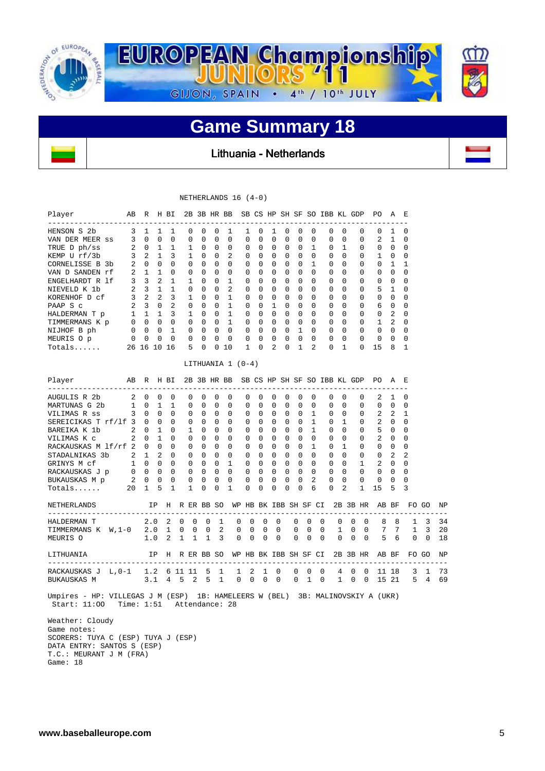# EUROPEAN Championship JUNIORS '11

GIJON, SPAIN • 4th / 10th JULY

## Game Summary 18

### Lithuania - Netherlands

NETHERLANDS 16 (4-0)

| Player | AB | R | H | BI | 2B | 3B | HR | BB | SB | CS | HP | SH | SF | SO | IBB | KL | GDP | PO | A | E |
|---|---|---|---|---|---|---|---|---|---|---|---|---|---|---|---|---|---|---|---|---|
| HENSON S 2b | 3 | 1 | 1 | 1 | 0 | 0 | 0 | 1 | 1 | 0 | 1 | 0 | 0 | 0 | 0 | 0 | 0 | 0 | 1 | 0 |
| VAN DER MEER ss | 3 | 0 | 0 | 0 | 0 | 0 | 0 | 0 | 0 | 0 | 0 | 0 | 0 | 0 | 0 | 0 | 0 | 2 | 1 | 0 |
| TRUE D ph/ss | 2 | 0 | 1 | 1 | 1 | 0 | 0 | 0 | 0 | 0 | 0 | 0 | 0 | 1 | 0 | 1 | 0 | 0 | 0 | 0 |
| KEMP U rf/3b | 3 | 2 | 1 | 3 | 1 | 0 | 0 | 2 | 0 | 0 | 0 | 0 | 0 | 0 | 0 | 0 | 0 | 1 | 0 | 0 |
| CORNELISSE B 3b | 2 | 0 | 0 | 0 | 0 | 0 | 0 | 0 | 0 | 0 | 0 | 0 | 0 | 1 | 0 | 0 | 0 | 0 | 1 | 1 |
| VAN D SANDEN rf | 2 | 1 | 1 | 0 | 0 | 0 | 0 | 0 | 0 | 0 | 0 | 0 | 0 | 0 | 0 | 0 | 0 | 0 | 0 | 0 |
| ENGELHARDT R lf | 3 | 3 | 2 | 1 | 1 | 0 | 0 | 1 | 0 | 0 | 0 | 0 | 0 | 0 | 0 | 0 | 0 | 0 | 0 | 0 |
| NIEVELD K 1b | 2 | 3 | 1 | 1 | 0 | 0 | 0 | 2 | 0 | 0 | 0 | 0 | 0 | 0 | 0 | 0 | 0 | 5 | 1 | 0 |
| KORENHOF D cf | 3 | 2 | 2 | 3 | 1 | 0 | 0 | 1 | 0 | 0 | 0 | 0 | 0 | 0 | 0 | 0 | 0 | 0 | 0 | 0 |
| PAAP S c | 2 | 3 | 0 | 2 | 0 | 0 | 0 | 1 | 0 | 0 | 1 | 0 | 0 | 0 | 0 | 0 | 0 | 6 | 0 | 0 |
| HALDERMAN T p | 1 | 1 | 1 | 3 | 1 | 0 | 0 | 1 | 0 | 0 | 0 | 0 | 0 | 0 | 0 | 0 | 0 | 0 | 2 | 0 |
| TIMMERMANS K p | 0 | 0 | 0 | 0 | 0 | 0 | 0 | 1 | 0 | 0 | 0 | 0 | 0 | 0 | 0 | 0 | 0 | 1 | 2 | 0 |
| NIJHOF B ph | 0 | 0 | 0 | 1 | 0 | 0 | 0 | 0 | 0 | 0 | 0 | 0 | 1 | 0 | 0 | 0 | 0 | 0 | 0 | 0 |
| MEURIS O p | 0 | 0 | 0 | 0 | 0 | 0 | 0 | 0 | 0 | 0 | 0 | 0 | 0 | 0 | 0 | 0 | 0 | 0 | 0 | 0 |
| Totals...... | 26 | 16 | 10 | 16 | 5 | 0 | 0 | 10 | 1 | 0 | 2 | 0 | 1 | 2 | 0 | 1 | 0 | 15 | 8 | 1 |

LITHUANIA 1 (0-4)

| Player | AB | R | H | BI | 2B | 3B | HR | BB | SB | CS | HP | SH | SF | SO | IBB | KL | GDP | PO | A | E |
|---|---|---|---|---|---|---|---|---|---|---|---|---|---|---|---|---|---|---|---|---|
| AUGULIS R 2b | 2 | 0 | 0 | 0 | 0 | 0 | 0 | 0 | 0 | 0 | 0 | 0 | 0 | 0 | 0 | 0 | 0 | 2 | 1 | 0 |
| MARTUNAS G 2b | 1 | 0 | 1 | 1 | 0 | 0 | 0 | 0 | 0 | 0 | 0 | 0 | 0 | 0 | 0 | 0 | 0 | 0 | 0 | 0 |
| VILIMAS R ss | 3 | 0 | 0 | 0 | 0 | 0 | 0 | 0 | 0 | 0 | 0 | 0 | 0 | 1 | 0 | 0 | 0 | 2 | 2 | 1 |
| SEREICIKAS T rf/lf | 3 | 0 | 0 | 0 | 0 | 0 | 0 | 0 | 0 | 0 | 0 | 0 | 0 | 1 | 0 | 1 | 0 | 2 | 0 | 0 |
| BAREIKA K 1b | 2 | 0 | 1 | 0 | 1 | 0 | 0 | 0 | 0 | 0 | 0 | 0 | 0 | 1 | 0 | 0 | 0 | 5 | 0 | 0 |
| VILIMAS K c | 2 | 0 | 1 | 0 | 0 | 0 | 0 | 0 | 0 | 0 | 0 | 0 | 0 | 0 | 0 | 0 | 0 | 2 | 0 | 0 |
| RACKAUSKAS M lf/rf | 2 | 0 | 0 | 0 | 0 | 0 | 0 | 0 | 0 | 0 | 0 | 0 | 0 | 1 | 0 | 1 | 0 | 0 | 0 | 0 |
| STADALNIKAS 3b | 2 | 1 | 2 | 0 | 0 | 0 | 0 | 0 | 0 | 0 | 0 | 0 | 0 | 0 | 0 | 0 | 0 | 0 | 2 | 2 |
| GRINYS M cf | 1 | 0 | 0 | 0 | 0 | 0 | 0 | 1 | 0 | 0 | 0 | 0 | 0 | 0 | 0 | 0 | 1 | 2 | 0 | 0 |
| RACKAUSKAS J p | 0 | 0 | 0 | 0 | 0 | 0 | 0 | 0 | 0 | 0 | 0 | 0 | 0 | 0 | 0 | 0 | 0 | 0 | 0 | 0 |
| BUKAUSKAS M p | 2 | 0 | 0 | 0 | 0 | 0 | 0 | 0 | 0 | 0 | 0 | 0 | 0 | 2 | 0 | 0 | 0 | 0 | 0 | 0 |
| Totals...... | 20 | 1 | 5 | 1 | 1 | 0 | 0 | 1 | 0 | 0 | 0 | 0 | 0 | 6 | 0 | 2 | 1 | 15 | 5 | 3 |

| NETHERLANDS | | IP | H | R | ER | BB | SO | WP | HB | BK | IBB | SH | SF | CI | 2B | 3B | HR | AB | BF | FO | GO | NP |
|---|---|---|---|---|---|---|---|---|---|---|---|---|---|---|---|---|---|---|---|---|---|---|
| HALDERMAN T | | 2.0 | 2 | 0 | 0 | 0 | 1 | 0 | 0 | 0 | 0 | 0 | 0 | 0 | 0 | 0 | 0 | 8 | 8 | 1 | 3 | 34 |
| TIMMERMANS K | W,1-0 | 2.0 | 1 | 0 | 0 | 0 | 2 | 0 | 0 | 0 | 0 | 0 | 0 | 0 | 1 | 0 | 0 | 7 | 7 | 1 | 3 | 20 |
| MEURIS O | | 1.0 | 2 | 1 | 1 | 1 | 3 | 0 | 0 | 0 | 0 | 0 | 0 | 0 | 0 | 0 | 0 | 5 | 6 | 0 | 0 | 18 |

| LITHUANIA | | IP | H | R | ER | BB | SO | WP | HB | BK | IBB | SH | SF | CI | 2B | 3B | HR | AB | BF | FO | GO | NP |
|---|---|---|---|---|---|---|---|---|---|---|---|---|---|---|---|---|---|---|---|---|---|---|
| RACKAUSKAS J | L,0-1 | 1.2 | 6 | 11 | 11 | 5 | 1 | 1 | 2 | 1 | 0 | 0 | 0 | 0 | 4 | 0 | 0 | 11 | 18 | 3 | 1 | 73 |
| BUKAUSKAS M | | 3.1 | 4 | 5 | 2 | 5 | 1 | 0 | 0 | 0 | 0 | 0 | 1 | 0 | 1 | 0 | 0 | 15 | 21 | 5 | 4 | 69 |

Umpires - HP: VILLEGAS J M (ESP) 1B: HAMELEERS W (BEL) 3B: MALINOVSKIY A (UKR)
Start: 11:00 Time: 1:51 Attendance: 28

Weather: Cloudy
Game notes:
SCORERS: TUYA C (ESP) TUYA J (ESP)
DATA ENTRY: SANTOS S (ESP)
T.C.: MEURANT J M (FRA)
Game: 18

www.baseballeurope.com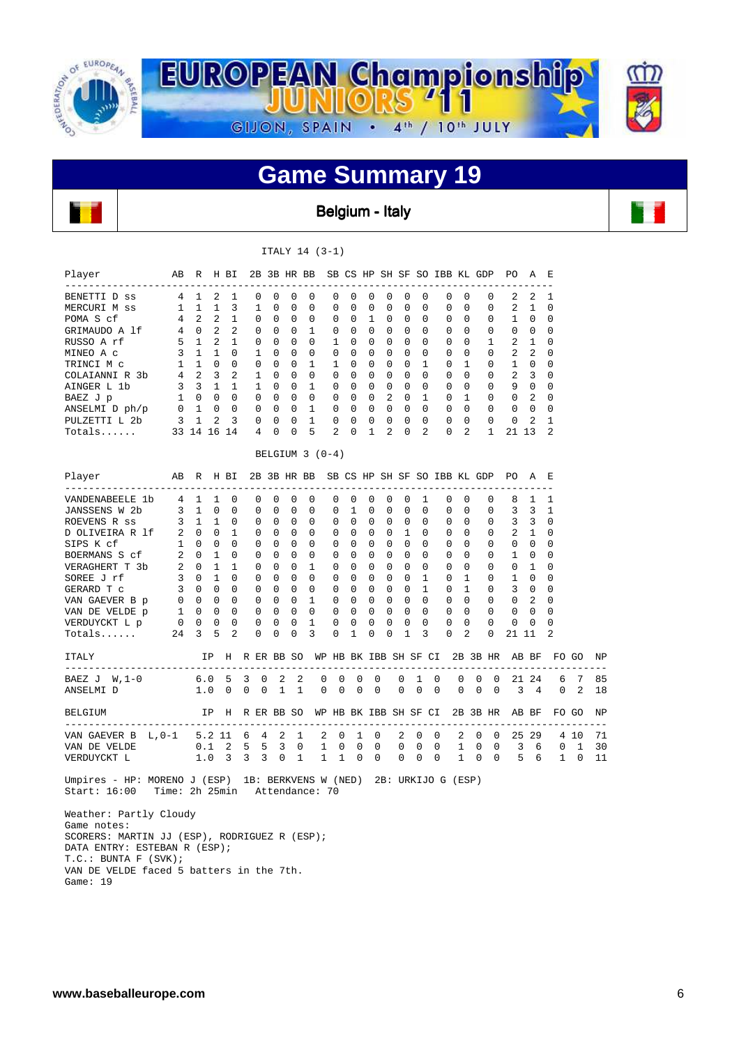# EUROPEAN Championship JUNIORS '11

GIJON, SPAIN • 4th / 10th JULY

## Game Summary 19

### Belgium - Italy

ITALY 14 (3-1)

| Player | AB | R | H | BI | 2B | 3B | HR | BB | SB | CS | HP | SH | SF | SO | IBB | KL | GDP | PO | A | E |
|---|---|---|---|---|---|---|---|---|---|---|---|---|---|---|---|---|---|---|---|---|
| BENETTI D ss | 4 | 1 | 2 | 1 | 0 | 0 | 0 | 0 | 0 | 0 | 0 | 0 | 0 | 0 | 0 | 0 | 0 | 2 | 2 | 1 |
| MERCURI M ss | 1 | 1 | 1 | 3 | 1 | 0 | 0 | 0 | 0 | 0 | 0 | 0 | 0 | 0 | 0 | 0 | 0 | 2 | 1 | 0 |
| POMA S cf | 4 | 2 | 2 | 1 | 0 | 0 | 0 | 0 | 0 | 0 | 1 | 0 | 0 | 0 | 0 | 0 | 0 | 1 | 0 | 0 |
| GRIMAUDO A lf | 4 | 0 | 2 | 2 | 0 | 0 | 0 | 1 | 0 | 0 | 0 | 0 | 0 | 0 | 0 | 0 | 0 | 0 | 0 | 0 |
| RUSSO A rf | 5 | 1 | 2 | 1 | 0 | 0 | 0 | 0 | 1 | 0 | 0 | 0 | 0 | 0 | 0 | 0 | 1 | 2 | 1 | 0 |
| MINEO A c | 3 | 1 | 1 | 0 | 1 | 0 | 0 | 0 | 0 | 0 | 0 | 0 | 0 | 0 | 0 | 0 | 0 | 2 | 2 | 0 |
| TRINCI M c | 1 | 1 | 0 | 0 | 0 | 0 | 0 | 1 | 1 | 0 | 0 | 0 | 0 | 1 | 0 | 1 | 0 | 1 | 0 | 0 |
| COLAIANNI R 3b | 4 | 2 | 3 | 2 | 1 | 0 | 0 | 0 | 0 | 0 | 0 | 0 | 0 | 0 | 0 | 0 | 0 | 2 | 3 | 0 |
| AINGER L 1b | 3 | 3 | 1 | 1 | 1 | 0 | 0 | 1 | 0 | 0 | 0 | 0 | 0 | 0 | 0 | 0 | 0 | 9 | 0 | 0 |
| BAEZ J p | 1 | 0 | 0 | 0 | 0 | 0 | 0 | 0 | 0 | 0 | 0 | 2 | 0 | 1 | 0 | 1 | 0 | 0 | 2 | 0 |
| ANSELMI D ph/p | 0 | 1 | 0 | 0 | 0 | 0 | 0 | 1 | 0 | 0 | 0 | 0 | 0 | 0 | 0 | 0 | 0 | 0 | 0 | 0 |
| PULZETTI L 2b | 3 | 1 | 2 | 3 | 0 | 0 | 0 | 1 | 0 | 0 | 0 | 0 | 0 | 0 | 0 | 0 | 0 | 0 | 2 | 1 |
| Totals...... | 33 | 14 | 16 | 14 | 4 | 0 | 0 | 5 | 2 | 0 | 1 | 2 | 0 | 2 | 0 | 2 | 1 | 21 | 13 | 2 |

BELGIUM 3 (0-4)

| Player | AB | R | H | BI | 2B | 3B | HR | BB | SB | CS | HP | SH | SF | SO | IBB | KL | GDP | PO | A | E |
|---|---|---|---|---|---|---|---|---|---|---|---|---|---|---|---|---|---|---|---|---|
| VANDENABEELE 1b | 4 | 1 | 1 | 0 | 0 | 0 | 0 | 0 | 0 | 0 | 0 | 0 | 0 | 1 | 0 | 0 | 0 | 8 | 1 | 1 |
| JANSSENS W 2b | 3 | 1 | 0 | 0 | 0 | 0 | 0 | 0 | 0 | 1 | 0 | 0 | 0 | 0 | 0 | 0 | 0 | 3 | 3 | 1 |
| ROEVENS R ss | 3 | 1 | 1 | 0 | 0 | 0 | 0 | 0 | 0 | 0 | 0 | 0 | 0 | 0 | 0 | 0 | 0 | 3 | 3 | 0 |
| D OLIVEIRA R lf | 2 | 0 | 0 | 1 | 0 | 0 | 0 | 0 | 0 | 0 | 0 | 0 | 1 | 0 | 0 | 0 | 0 | 2 | 1 | 0 |
| SIPS K cf | 1 | 0 | 0 | 0 | 0 | 0 | 0 | 0 | 0 | 0 | 0 | 0 | 0 | 0 | 0 | 0 | 0 | 0 | 0 | 0 |
| BOERMANS S cf | 2 | 0 | 1 | 0 | 0 | 0 | 0 | 0 | 0 | 0 | 0 | 0 | 0 | 0 | 0 | 0 | 0 | 1 | 0 | 0 |
| VERAGHERT T 3b | 2 | 0 | 1 | 1 | 0 | 0 | 0 | 1 | 0 | 0 | 0 | 0 | 0 | 0 | 0 | 0 | 0 | 0 | 1 | 0 |
| SOREE J rf | 3 | 0 | 1 | 0 | 0 | 0 | 0 | 0 | 0 | 0 | 0 | 0 | 0 | 1 | 0 | 1 | 0 | 1 | 0 | 0 |
| GERARD T c | 3 | 0 | 0 | 0 | 0 | 0 | 0 | 0 | 0 | 0 | 0 | 0 | 0 | 1 | 0 | 1 | 0 | 3 | 0 | 0 |
| VAN GAEVER B p | 0 | 0 | 0 | 0 | 0 | 0 | 0 | 1 | 0 | 0 | 0 | 0 | 0 | 0 | 0 | 0 | 0 | 0 | 2 | 0 |
| VAN DE VELDE p | 1 | 0 | 0 | 0 | 0 | 0 | 0 | 0 | 0 | 0 | 0 | 0 | 0 | 0 | 0 | 0 | 0 | 0 | 0 | 0 |
| VERDUYCKT L p | 0 | 0 | 0 | 0 | 0 | 0 | 0 | 1 | 0 | 0 | 0 | 0 | 0 | 0 | 0 | 0 | 0 | 0 | 0 | 0 |
| Totals...... | 24 | 3 | 5 | 2 | 0 | 0 | 0 | 3 | 0 | 1 | 0 | 0 | 1 | 3 | 0 | 2 | 0 | 21 | 11 | 2 |

| ITALY | IP | H | R | ER | BB | SO | WP | HB | BK | IBB | SH | SF | CI | 2B | 3B | HR | AB | BF | FO | GO | NP |
|---|---|---|---|---|---|---|---|---|---|---|---|---|---|---|---|---|---|---|---|---|---|
| BAEZ J W,1-0 | 6.0 | 5 | 3 | 0 | 2 | 2 | 0 | 0 | 0 | 0 | 0 | 1 | 0 | 0 | 0 | 0 | 21 | 24 | 6 | 7 | 85 |
| ANSELMI D | 1.0 | 0 | 0 | 0 | 1 | 1 | 0 | 0 | 0 | 0 | 0 | 0 | 0 | 0 | 0 | 0 | 3 | 4 | 0 | 2 | 18 |

| BELGIUM | IP | H | R | ER | BB | SO | WP | HB | BK | IBB | SH | SF | CI | 2B | 3B | HR | AB | BF | FO | GO | NP |
|---|---|---|---|---|---|---|---|---|---|---|---|---|---|---|---|---|---|---|---|---|---|
| VAN GAEVER B L,0-1 | 5.2 | 11 | 6 | 4 | 2 | 1 | 2 | 0 | 1 | 0 | 2 | 0 | 0 | 2 | 0 | 0 | 25 | 29 | 4 | 10 | 71 |
| VAN DE VELDE | 0.1 | 2 | 5 | 5 | 3 | 0 | 1 | 0 | 0 | 0 | 0 | 0 | 0 | 1 | 0 | 0 | 3 | 6 | 0 | 1 | 30 |
| VERDUYCKT L | 1.0 | 3 | 3 | 3 | 0 | 1 | 1 | 1 | 0 | 0 | 0 | 0 | 0 | 1 | 0 | 0 | 5 | 6 | 1 | 0 | 11 |

Umpires - HP: MORENO J (ESP) 1B: BERKVENS W (NED) 2B: URKIJO G (ESP)
Start: 16:00 Time: 2h 25min Attendance: 70

Weather: Partly Cloudy
Game notes:
SCORERS: MARTIN JJ (ESP), RODRIGUEZ R (ESP);
DATA ENTRY: ESTEBAN R (ESP);
T.C.: BUNTA F (SVK);
VAN DE VELDE faced 5 batters in the 7th.
Game: 19

www.baseballeurope.com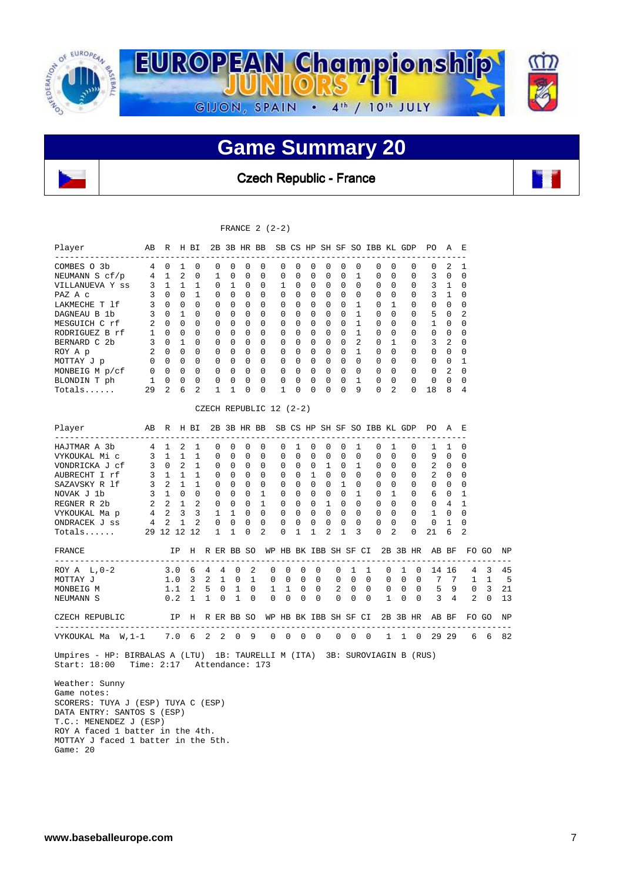# EUROPEAN Championship JUNIORS '11

GIJON, SPAIN • 4th / 10th JULY

## Game Summary 20

### Czech Republic - France

FRANCE 2 (2-2)

| Player | AB | R | H | BI | 2B | 3B | HR | BB | SB | CS | HP | SH | SF | SO | IBB | KL | GDP | PO | A | E |
|---|---|---|---|---|---|---|---|---|---|---|---|---|---|---|---|---|---|---|---|---|
| COMBES O 3b | 4 | 0 | 1 | 0 | 0 | 0 | 0 | 0 | 0 | 0 | 0 | 0 | 0 | 0 | 0 | 0 | 0 | 0 | 2 | 1 |
| NEUMANN S cf/p | 4 | 1 | 2 | 0 | 1 | 0 | 0 | 0 | 0 | 0 | 0 | 0 | 0 | 1 | 0 | 0 | 0 | 3 | 0 | 0 |
| VILLANUEVA Y ss | 3 | 1 | 1 | 1 | 0 | 1 | 0 | 0 | 1 | 0 | 0 | 0 | 0 | 0 | 0 | 0 | 0 | 3 | 1 | 0 |
| PAZ A c | 3 | 0 | 0 | 1 | 0 | 0 | 0 | 0 | 0 | 0 | 0 | 0 | 0 | 0 | 0 | 0 | 0 | 3 | 1 | 0 |
| LAKMECHE T lf | 3 | 0 | 0 | 0 | 0 | 0 | 0 | 0 | 0 | 0 | 0 | 0 | 0 | 1 | 0 | 1 | 0 | 0 | 0 | 0 |
| DAGNEAU B 1b | 3 | 0 | 1 | 0 | 0 | 0 | 0 | 0 | 0 | 0 | 0 | 0 | 0 | 1 | 0 | 0 | 0 | 5 | 0 | 2 |
| MESGUICH C rf | 2 | 0 | 0 | 0 | 0 | 0 | 0 | 0 | 0 | 0 | 0 | 0 | 0 | 1 | 0 | 0 | 0 | 1 | 0 | 0 |
| RODRIGUEZ B rf | 1 | 0 | 0 | 0 | 0 | 0 | 0 | 0 | 0 | 0 | 0 | 0 | 0 | 1 | 0 | 0 | 0 | 0 | 0 | 0 |
| BERNARD C 2b | 3 | 0 | 1 | 0 | 0 | 0 | 0 | 0 | 0 | 0 | 0 | 0 | 0 | 2 | 0 | 1 | 0 | 3 | 2 | 0 |
| ROY A p | 2 | 0 | 0 | 0 | 0 | 0 | 0 | 0 | 0 | 0 | 0 | 0 | 0 | 1 | 0 | 0 | 0 | 0 | 0 | 0 |
| MOTTAY J p | 0 | 0 | 0 | 0 | 0 | 0 | 0 | 0 | 0 | 0 | 0 | 0 | 0 | 0 | 0 | 0 | 0 | 0 | 0 | 1 |
| MONBEIG M p/cf | 0 | 0 | 0 | 0 | 0 | 0 | 0 | 0 | 0 | 0 | 0 | 0 | 0 | 0 | 0 | 0 | 0 | 0 | 2 | 0 |
| BLONDIN T ph | 1 | 0 | 0 | 0 | 0 | 0 | 0 | 0 | 0 | 0 | 0 | 0 | 0 | 1 | 0 | 0 | 0 | 0 | 0 | 0 |
| Totals...... | 29 | 2 | 6 | 2 | 1 | 1 | 0 | 0 | 1 | 0 | 0 | 0 | 0 | 9 | 0 | 2 | 0 | 18 | 8 | 4 |

CZECH REPUBLIC 12 (2-2)

| Player | AB | R | H | BI | 2B | 3B | HR | BB | SB | CS | HP | SH | SF | SO | IBB | KL | GDP | PO | A | E |
|---|---|---|---|---|---|---|---|---|---|---|---|---|---|---|---|---|---|---|---|---|
| HAJTMAR A 3b | 4 | 1 | 2 | 1 | 0 | 0 | 0 | 0 | 0 | 1 | 0 | 0 | 0 | 1 | 0 | 1 | 0 | 1 | 1 | 0 |
| VYKOUKAL Mi c | 3 | 1 | 1 | 1 | 0 | 0 | 0 | 0 | 0 | 0 | 0 | 0 | 0 | 0 | 0 | 0 | 0 | 9 | 0 | 0 |
| VONDRICKA J cf | 3 | 0 | 2 | 1 | 0 | 0 | 0 | 0 | 0 | 0 | 0 | 1 | 0 | 1 | 0 | 0 | 0 | 2 | 0 | 0 |
| AUBRECHT I rf | 3 | 1 | 1 | 1 | 0 | 0 | 0 | 0 | 0 | 0 | 1 | 0 | 0 | 0 | 0 | 0 | 0 | 2 | 0 | 0 |
| SAZAVSKY R lf | 3 | 2 | 1 | 1 | 0 | 0 | 0 | 0 | 0 | 0 | 0 | 0 | 1 | 0 | 0 | 0 | 0 | 0 | 0 | 0 |
| NOVAK J 1b | 3 | 1 | 0 | 0 | 0 | 0 | 0 | 1 | 0 | 0 | 0 | 0 | 0 | 1 | 0 | 1 | 0 | 6 | 0 | 1 |
| REGNER R 2b | 2 | 2 | 1 | 2 | 0 | 0 | 0 | 1 | 0 | 0 | 0 | 1 | 0 | 0 | 0 | 0 | 0 | 0 | 4 | 1 |
| VYKOUKAL Ma p | 4 | 2 | 3 | 3 | 1 | 1 | 0 | 0 | 0 | 0 | 0 | 0 | 0 | 0 | 0 | 0 | 0 | 1 | 0 | 0 |
| ONDRACEK J ss | 4 | 2 | 1 | 2 | 0 | 0 | 0 | 0 | 0 | 0 | 0 | 0 | 0 | 0 | 0 | 0 | 0 | 0 | 1 | 0 |
| Totals...... | 29 | 12 | 12 | 12 | 1 | 1 | 0 | 2 | 0 | 1 | 1 | 2 | 1 | 3 | 0 | 2 | 0 | 21 | 6 | 2 |

| FRANCE | IP | H | R | ER | BB | SO | WP | HB | BK | IBB | SH | SF | CI | 2B | 3B | HR | AB | BF | FO | GO | NP |
|---|---|---|---|---|---|---|---|---|---|---|---|---|---|---|---|---|---|---|---|---|---|
| ROY A L,0-2 | 3.0 | 6 | 4 | 4 | 0 | 2 | 0 | 0 | 0 | 0 | 0 | 1 | 1 | 0 | 1 | 0 | 14 | 16 | 4 | 3 | 45 |
| MOTTAY J | 1.0 | 3 | 2 | 1 | 0 | 1 | 0 | 0 | 0 | 0 | 0 | 0 | 0 | 0 | 0 | 0 | 7 | 7 | 1 | 1 | 5 |
| MONBEIG M | 1.1 | 2 | 5 | 0 | 1 | 0 | 1 | 1 | 0 | 0 | 2 | 0 | 0 | 0 | 0 | 0 | 5 | 9 | 0 | 3 | 21 |
| NEUMANN S | 0.2 | 1 | 1 | 0 | 1 | 0 | 0 | 0 | 0 | 0 | 0 | 0 | 0 | 1 | 0 | 0 | 3 | 4 | 2 | 0 | 13 |

| CZECH REPUBLIC | IP | H | R | ER | BB | SO | WP | HB | BK | IBB | SH | SF | CI | 2B | 3B | HR | AB | BF | FO | GO | NP |
|---|---|---|---|---|---|---|---|---|---|---|---|---|---|---|---|---|---|---|---|---|---|
| VYKOUKAL Ma W,1-1 | 7.0 | 6 | 2 | 2 | 0 | 9 | 0 | 0 | 0 | 0 | 0 | 0 | 0 | 1 | 1 | 0 | 29 | 29 | 6 | 6 | 82 |

Umpires - HP: BIRBALAS A (LTU) 1B: TAURELLI M (ITA) 3B: SUROVIAGIN B (RUS)
Start: 18:00 Time: 2:17 Attendance: 173

Weather: Sunny
Game notes:
SCORERS: TUYA J (ESP) TUYA C (ESP)
DATA ENTRY: SANTOS S (ESP)
T.C.: MENENDEZ J (ESP)
ROY A faced 1 batter in the 4th.
MOTTAY J faced 1 batter in the 5th.
Game: 20

www.baseballeurope.com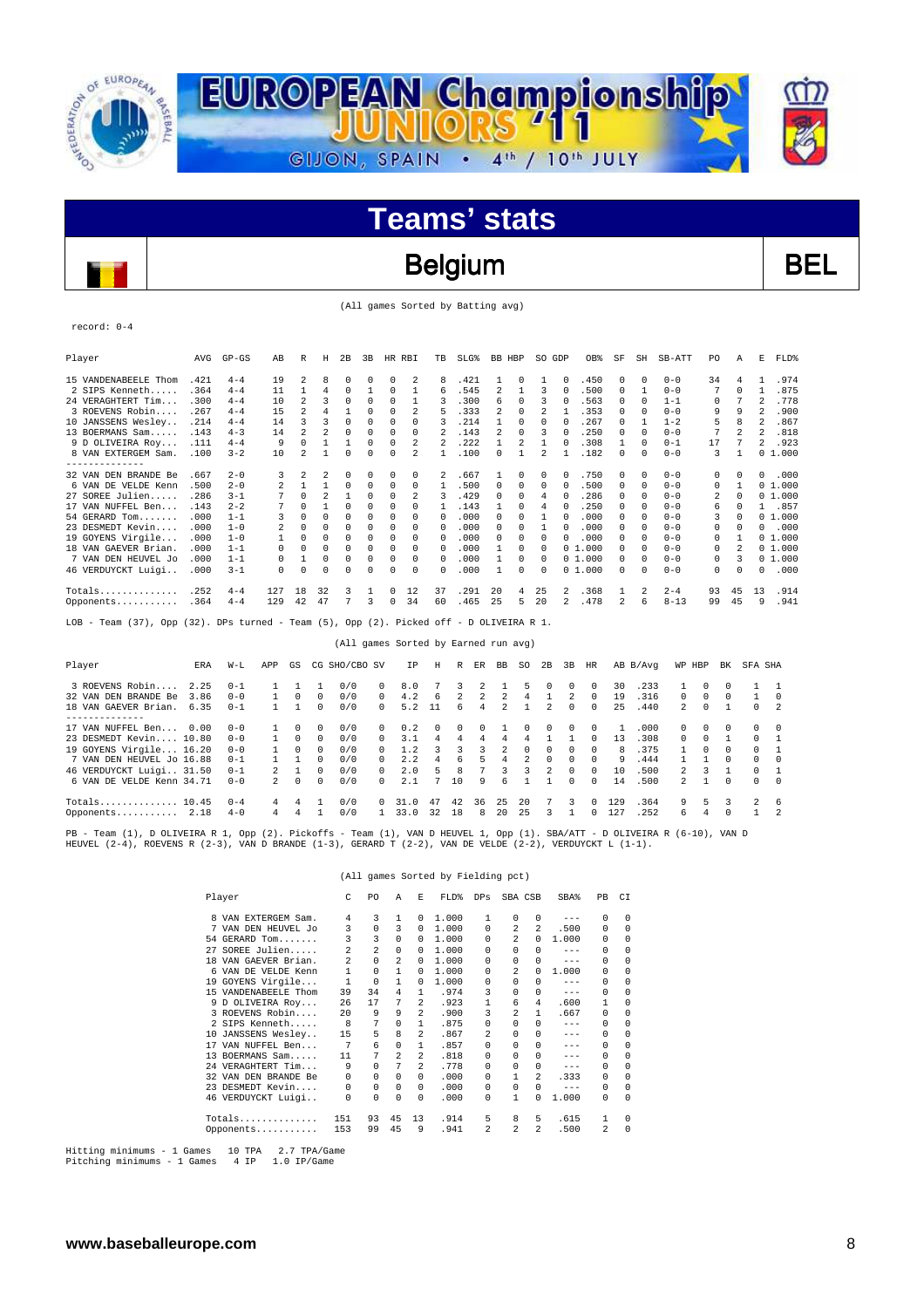# EUROPEAN Championship JUNIORS '11

GIJON, SPAIN • 4th / 10th JULY

## Teams' stats

## Belgium BEL

(All games Sorted by Batting avg)

record: 0-4

| Player | AVG | GP-GS | AB | R | H | 2B | 3B | HR | RBI | TB | SLG% | BB | HBP | SO | GDP | OB% | SF | SH | SB-ATT | PO | A | E | FLD% |
|---|---|---|---|---|---|---|---|---|---|---|---|---|---|---|---|---|---|---|---|---|---|---|---|
| 15 VANDENABEELE Thom | .421 | 4-4 | 19 | 2 | 8 | 0 | 0 | 0 | 2 | 8 | .421 | 1 | 0 | 1 | 0 | .450 | 0 | 0 | 0-0 | 34 | 4 | 1 | .974 |
| 2 SIPS Kenneth..... | .364 | 4-4 | 11 | 1 | 4 | 0 | 1 | 0 | 1 | 6 | .545 | 2 | 1 | 3 | 0 | .500 | 0 | 1 | 0-0 | 7 | 0 | 1 | .875 |
| 24 VERAGHTERT Tim.... | .300 | 4-4 | 10 | 2 | 3 | 0 | 0 | 0 | 1 | 3 | .300 | 6 | 0 | 3 | 0 | .563 | 0 | 0 | 1-1 | 0 | 7 | 2 | .778 |
| 3 ROEVENS Robin..... | .267 | 4-4 | 15 | 2 | 4 | 1 | 0 | 0 | 2 | 5 | .333 | 2 | 0 | 2 | 1 | .353 | 0 | 0 | 0-0 | 9 | 9 | 2 | .900 |
| 10 JANSSENS Wesley.. | .214 | 4-4 | 14 | 3 | 3 | 0 | 0 | 0 | 0 | 3 | .214 | 1 | 0 | 0 | 0 | .267 | 0 | 1 | 1-2 | 5 | 8 | 2 | .867 |
| 13 BOERMANS Sam..... | .143 | 4-3 | 14 | 2 | 2 | 0 | 0 | 0 | 0 | 2 | .143 | 2 | 0 | 3 | 0 | .250 | 0 | 0 | 0-0 | 7 | 2 | 2 | .818 |
| 9 D OLIVEIRA Roy.... | .111 | 4-4 | 9 | 0 | 1 | 1 | 0 | 0 | 2 | 2 | .222 | 1 | 2 | 1 | 0 | .308 | 1 | 0 | 0-1 | 17 | 7 | 2 | .923 |
| 8 VAN EXTERGEM Sam. | .100 | 3-2 | 10 | 2 | 1 | 0 | 0 | 0 | 2 | 1 | .100 | 0 | 1 | 2 | 1 | .182 | 0 | 0 | 0-0 | 3 | 1 | 0 | 1.000 |
| 32 VAN DEN BRANDE Be | .667 | 2-0 | 3 | 2 | 2 | 0 | 0 | 0 | 0 | 2 | .667 | 1 | 0 | 0 | 0 | .750 | 0 | 0 | 0-0 | 0 | 0 | 0 | .000 |
| 6 VAN DE VELDE Kenn | .500 | 2-0 | 2 | 1 | 1 | 0 | 0 | 0 | 0 | 1 | .500 | 0 | 0 | 0 | 0 | .500 | 0 | 0 | 0-0 | 0 | 1 | 0 | 1.000 |
| 27 SOREE Julien...... | .286 | 3-1 | 7 | 0 | 2 | 1 | 0 | 0 | 2 | 3 | .429 | 0 | 0 | 4 | 0 | .286 | 0 | 0 | 0-0 | 2 | 0 | 0 | 1.000 |
| 17 VAN NUFFEL Ben.... | .143 | 2-2 | 7 | 0 | 1 | 0 | 0 | 0 | 0 | 1 | .143 | 1 | 0 | 4 | 0 | .250 | 0 | 0 | 0-0 | 6 | 0 | 1 | .857 |
| 54 GERARD Tom........ | .000 | 1-1 | 3 | 0 | 0 | 0 | 0 | 0 | 0 | 0 | .000 | 0 | 0 | 1 | 0 | .000 | 0 | 0 | 0-0 | 3 | 0 | 0 | 1.000 |
| 23 DESMEDT Kevin..... | .000 | 1-0 | 2 | 0 | 0 | 0 | 0 | 0 | 0 | 0 | .000 | 0 | 0 | 1 | 0 | .000 | 0 | 0 | 0-0 | 0 | 0 | 0 | .000 |
| 19 GOYENS Virgile.... | .000 | 1-0 | 1 | 0 | 0 | 0 | 0 | 0 | 0 | 0 | .000 | 0 | 0 | 0 | 0 | .000 | 0 | 0 | 0-0 | 0 | 1 | 0 | 1.000 |
| 18 VAN GAEVER Brian. | .000 | 1-1 | 0 | 0 | 0 | 0 | 0 | 0 | 0 | 0 | .000 | 1 | 0 | 0 | 0 | 1.000 | 0 | 0 | 0-0 | 0 | 2 | 0 | 1.000 |
| 7 VAN DEN HEUVEL Jo | .000 | 1-1 | 0 | 1 | 0 | 0 | 0 | 0 | 0 | 0 | .000 | 1 | 0 | 0 | 0 | 1.000 | 0 | 0 | 0-0 | 0 | 3 | 0 | 1.000 |
| 46 VERDUYCKT Luigi.. | .000 | 3-1 | 0 | 0 | 0 | 0 | 0 | 0 | 0 | 0 | .000 | 1 | 0 | 0 | 0 | 1.000 | 0 | 0 | 0-0 | 0 | 0 | 0 | .000 |
| Totals.............. | .252 | 4-4 | 127 | 18 | 32 | 3 | 1 | 0 | 12 | 37 | .291 | 20 | 4 | 25 | 2 | .368 | 1 | 2 | 2-4 | 93 | 45 | 13 | .914 |
| Opponents........... | .364 | 4-4 | 129 | 42 | 47 | 7 | 3 | 0 | 34 | 60 | .465 | 25 | 5 | 20 | 2 | .478 | 2 | 6 | 8-13 | 99 | 45 | 9 | .941 |

LOB - Team (37), Opp (32). DPs turned - Team (5), Opp (2). Picked off - D OLIVEIRA R 1.

(All games Sorted by Earned run avg)

| Player | ERA | W-L | APP | GS | CG | SHO/CBO | SV | IP | H | R | ER | BB | SO | 2B | 3B | HR | AB | B/Avg | WP | HBP | BK | SFA | SHA |
|---|---|---|---|---|---|---|---|---|---|---|---|---|---|---|---|---|---|---|---|---|---|---|---|
| 3 ROEVENS Robin.... | 2.25 | 0-1 | 1 | 1 | 1 | 0/0 | 0 | 8.0 | 7 | 3 | 2 | 1 | 5 | 0 | 0 | 0 | 30 | .233 | 1 | 0 | 0 | 1 | 1 |
| 32 VAN DEN BRANDE Be | 3.86 | 0-0 | 1 | 0 | 0 | 0/0 | 0 | 4.2 | 6 | 2 | 2 | 2 | 4 | 1 | 2 | 0 | 19 | .316 | 0 | 0 | 0 | 1 | 0 |
| 18 VAN GAEVER Brian. | 6.35 | 0-1 | 1 | 1 | 0 | 0/0 | 0 | 5.2 | 11 | 6 | 4 | 2 | 1 | 2 | 0 | 0 | 25 | .440 | 2 | 0 | 1 | 0 | 2 |
| 17 VAN NUFFEL Ben.... | 0.00 | 0-0 | 1 | 0 | 0 | 0/0 | 0 | 0.2 | 0 | 0 | 0 | 1 | 0 | 0 | 0 | 0 | 1 | .000 | 0 | 0 | 0 | 0 | 0 |
| 23 DESMEDT Kevin.... | 10.80 | 0-0 | 1 | 0 | 0 | 0/0 | 0 | 3.1 | 4 | 4 | 4 | 4 | 4 | 1 | 1 | 0 | 13 | .308 | 0 | 0 | 1 | 0 | 1 |
| 19 GOYENS Virgile... | 16.20 | 0-0 | 1 | 0 | 0 | 0/0 | 0 | 1.2 | 3 | 3 | 3 | 2 | 0 | 0 | 0 | 0 | 8 | .375 | 1 | 0 | 0 | 0 | 1 |
| 7 VAN DEN HEUVEL Jo | 16.88 | 0-1 | 1 | 1 | 0 | 0/0 | 0 | 2.2 | 4 | 6 | 5 | 4 | 2 | 0 | 0 | 0 | 9 | .444 | 1 | 1 | 0 | 0 | 0 |
| 46 VERDUYCKT Luigi.. | 31.50 | 0-1 | 2 | 1 | 0 | 0/0 | 0 | 2.0 | 5 | 8 | 7 | 3 | 3 | 2 | 0 | 0 | 10 | .500 | 2 | 3 | 1 | 0 | 1 |
| 6 VAN DE VELDE Kenn | 34.71 | 0-0 | 2 | 0 | 0 | 0/0 | 0 | 2.1 | 7 | 10 | 9 | 6 | 1 | 1 | 0 | 0 | 14 | .500 | 2 | 1 | 0 | 0 | 0 |
| Totals.............. | 10.45 | 0-4 | 4 | 4 | 1 | 0/0 | 0 | 31.0 | 47 | 42 | 36 | 25 | 20 | 7 | 3 | 0 | 129 | .364 | 9 | 5 | 3 | 2 | 6 |
| Opponents........... | 2.18 | 4-0 | 4 | 4 | 1 | 0/0 | 1 | 33.0 | 32 | 18 | 8 | 20 | 25 | 3 | 1 | 0 | 127 | .252 | 6 | 4 | 0 | 1 | 2 |

PB - Team (1), D OLIVEIRA R 1, Opp (2). Pickoffs - Team (1), VAN D HEUVEL 1, Opp (1). SBA/ATT - D OLIVEIRA R (6-10), VAN D HEUVEL (2-4), ROEVENS R (2-3), VAN D BRANDE (1-3), GERARD T (2-2), VAN DE VELDE (2-2), VERDUYCKT L (1-1).

(All games Sorted by Fielding pct)

| Player | C | PO | A | E | FLD% | DPs | SBA | CSB | SBA% | PB | CI |
|---|---|---|---|---|---|---|---|---|---|---|---|
| 8 VAN EXTERGEM Sam. | 4 | 3 | 1 | 0 | 1.000 | 1 | 0 | 0 | --- | 0 | 0 |
| 7 VAN DEN HEUVEL Jo | 3 | 0 | 3 | 0 | 1.000 | 0 | 2 | 2 | .500 | 0 | 0 |
| 54 GERARD Tom....... | 3 | 3 | 0 | 0 | 1.000 | 0 | 2 | 0 | 1.000 | 0 | 0 |
| 27 SOREE Julien..... | 2 | 2 | 0 | 0 | 1.000 | 0 | 0 | 0 | --- | 0 | 0 |
| 18 VAN GAEVER Brian. | 2 | 0 | 2 | 0 | 1.000 | 0 | 0 | 0 | --- | 0 | 0 |
| 6 VAN DE VELDE Kenn | 1 | 0 | 1 | 0 | 1.000 | 0 | 2 | 0 | 1.000 | 0 | 0 |
| 19 GOYENS Virgile... | 1 | 0 | 1 | 0 | 1.000 | 0 | 0 | 0 | --- | 0 | 0 |
| 15 VANDENABEELE Thom | 39 | 34 | 4 | 1 | .974 | 3 | 0 | 0 | --- | 0 | 0 |
| 9 D OLIVEIRA Roy.... | 26 | 17 | 7 | 2 | .923 | 1 | 6 | 4 | .600 | 1 | 0 |
| 3 ROEVENS Robin..... | 20 | 9 | 9 | 2 | .900 | 3 | 2 | 1 | .667 | 0 | 0 |
| 2 SIPS Kenneth..... | 8 | 7 | 0 | 1 | .875 | 0 | 0 | 0 | --- | 0 | 0 |
| 10 JANSSENS Wesley.. | 15 | 5 | 8 | 2 | .867 | 2 | 0 | 0 | --- | 0 | 0 |
| 17 VAN NUFFEL Ben.... | 7 | 6 | 0 | 1 | .857 | 0 | 0 | 0 | --- | 0 | 0 |
| 13 BOERMANS Sam..... | 11 | 7 | 2 | 2 | .818 | 0 | 0 | 0 | --- | 0 | 0 |
| 24 VERAGHTERT Tim... | 9 | 0 | 7 | 2 | .778 | 0 | 0 | 0 | --- | 0 | 0 |
| 32 VAN DEN BRANDE Be | 0 | 0 | 0 | 0 | .000 | 0 | 1 | 2 | .333 | 0 | 0 |
| 23 DESMEDT Kevin.... | 0 | 0 | 0 | 0 | .000 | 0 | 0 | 0 | --- | 0 | 0 |
| 46 VERDUYCKT Luigi.. | 0 | 0 | 0 | 0 | .000 | 0 | 1 | 0 | 1.000 | 0 | 0 |
| Totals.............. | 151 | 93 | 45 | 13 | .914 | 5 | 8 | 5 | .615 | 1 | 0 |
| Opponents........... | 153 | 99 | 45 | 9 | .941 | 2 | 2 | 2 | .500 | 2 | 0 |

Hitting minimums - 1 Games 10 TPA 2.7 TPA/Game
Pitching minimums - 1 Games 4 IP 1.0 IP/Game

www.baseballeurope.com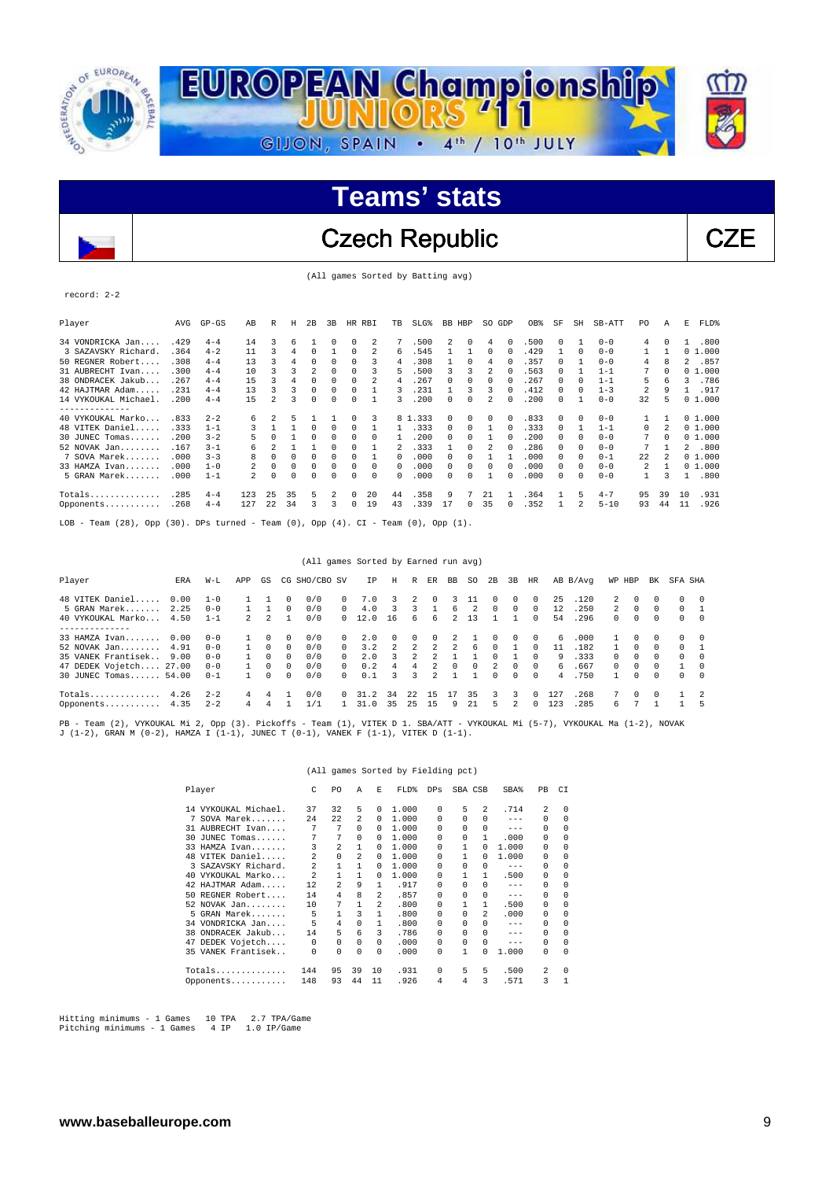# Teams' stats

## Czech Republic — CZE

(All games Sorted by Batting avg)

record: 2-2

| Player | AVG | GP-GS | AB | R | H | 2B | 3B | HR | RBI | TB | SLG% | BB | HBP | SO | GDP | OB% | SF | SH | SB-ATT | PO | A | E | FLD% |
|---|---|---|---|---|---|---|---|---|---|---|---|---|---|---|---|---|---|---|---|---|---|---|---|
| 34 VONDRICKA Jan.... | .429 | 4-4 | 14 | 3 | 6 | 1 | 0 | 0 | 2 | 7 | .500 | 2 | 0 | 4 | 0 | .500 | 0 | 1 | 0-0 | 4 | 0 | 1 | .800 |
| 3 SAZAVSKY Richard. | .364 | 4-2 | 11 | 3 | 4 | 0 | 1 | 0 | 2 | 6 | .545 | 1 | 1 | 0 | 0 | .429 | 1 | 0 | 0-0 | 1 | 1 | 0 | 1.000 |
| 50 REGNER Robert..... | .308 | 4-4 | 13 | 3 | 4 | 0 | 0 | 0 | 3 | 4 | .308 | 1 | 0 | 4 | 0 | .357 | 0 | 1 | 0-0 | 4 | 8 | 2 | .857 |
| 31 AUBRECHT Ivan.... | .300 | 4-4 | 10 | 3 | 3 | 2 | 0 | 0 | 3 | 5 | .500 | 3 | 3 | 2 | 0 | .563 | 0 | 1 | 1-1 | 7 | 0 | 0 | 1.000 |
| 38 ONDRACEK Jakub... | .267 | 4-4 | 15 | 3 | 4 | 0 | 0 | 0 | 2 | 4 | .267 | 0 | 0 | 0 | 0 | .267 | 0 | 0 | 1-1 | 5 | 6 | 3 | .786 |
| 42 HAJTMAR Adam..... | .231 | 4-4 | 13 | 3 | 3 | 0 | 0 | 0 | 1 | 3 | .231 | 1 | 3 | 3 | 0 | .412 | 0 | 0 | 1-3 | 2 | 9 | 1 | .917 |
| 14 VYKOUKAL Michael. | .200 | 4-4 | 15 | 2 | 3 | 0 | 0 | 0 | 1 | 3 | .200 | 0 | 0 | 2 | 0 | .200 | 0 | 1 | 0-0 | 32 | 5 | 0 | 1.000 |
| 40 VYKOUKAL Marko... | .833 | 2-2 | 6 | 2 | 5 | 1 | 1 | 0 | 3 | 8 | 1.333 | 0 | 0 | 0 | 0 | .833 | 0 | 0 | 0-0 | 1 | 1 | 0 | 1.000 |
| 48 VITEK Daniel...... | .333 | 1-1 | 3 | 1 | 1 | 0 | 0 | 0 | 1 | 1 | .333 | 0 | 0 | 1 | 0 | .333 | 0 | 1 | 1-1 | 0 | 2 | 0 | 1.000 |
| 30 JUNEC Tomas...... | .200 | 3-2 | 5 | 0 | 1 | 0 | 0 | 0 | 0 | 1 | .200 | 0 | 0 | 1 | 0 | .200 | 0 | 0 | 0-0 | 7 | 0 | 0 | 1.000 |
| 52 NOVAK Jan........ | .167 | 3-1 | 6 | 2 | 1 | 1 | 0 | 0 | 1 | 2 | .333 | 1 | 0 | 2 | 0 | .286 | 0 | 0 | 0-0 | 7 | 1 | 2 | .800 |
| 7 SOVA Marek....... | .000 | 3-3 | 8 | 0 | 0 | 0 | 0 | 0 | 1 | 0 | .000 | 0 | 0 | 1 | 1 | .000 | 0 | 0 | 0-1 | 22 | 2 | 0 | 1.000 |
| 33 HAMZA Ivan....... | .000 | 1-0 | 2 | 0 | 0 | 0 | 0 | 0 | 0 | 0 | .000 | 0 | 0 | 0 | 0 | .000 | 0 | 0 | 0-0 | 2 | 1 | 0 | 1.000 |
| 5 GRAN Marek....... | .000 | 1-1 | 2 | 0 | 0 | 0 | 0 | 0 | 0 | 0 | .000 | 0 | 0 | 1 | 0 | .000 | 0 | 0 | 0-0 | 1 | 3 | 1 | .800 |
| Totals.............. | .285 | 4-4 | 123 | 25 | 35 | 5 | 2 | 0 | 20 | 44 | .358 | 9 | 7 | 21 | 1 | .364 | 1 | 5 | 4-7 | 95 | 39 | 10 | .931 |
| Opponents........... | .268 | 4-4 | 127 | 22 | 34 | 3 | 3 | 0 | 19 | 43 | .339 | 17 | 0 | 35 | 0 | .352 | 1 | 2 | 5-10 | 93 | 44 | 11 | .926 |

LOB - Team (28), Opp (30). DPs turned - Team (0), Opp (4). CI - Team (0), Opp (1).

(All games Sorted by Earned run avg)

| Player | ERA | W-L | APP | GS | CG | SHO/CBO | SV | IP | H | R | ER | BB | SO | 2B | 3B | HR | AB | B/Avg | WP | HBP | BK | SFA | SHA |
|---|---|---|---|---|---|---|---|---|---|---|---|---|---|---|---|---|---|---|---|---|---|---|---|
| 48 VITEK Daniel..... | 0.00 | 1-0 | 1 | 1 | 0 | 0/0 | 0 | 7.0 | 3 | 2 | 0 | 3 | 11 | 0 | 0 | 0 | 25 | .120 | 2 | 0 | 0 | 0 | 0 |
| 5 GRAN Marek....... | 2.25 | 0-0 | 1 | 1 | 0 | 0/0 | 0 | 4.0 | 3 | 3 | 1 | 6 | 2 | 0 | 0 | 0 | 12 | .250 | 2 | 0 | 0 | 0 | 1 |
| 40 VYKOUKAL Marko... | 4.50 | 1-1 | 2 | 2 | 1 | 0/0 | 0 | 12.0 | 16 | 6 | 6 | 2 | 13 | 1 | 1 | 0 | 54 | .296 | 0 | 0 | 0 | 0 | 0 |
| 33 HAMZA Ivan....... | 0.00 | 0-0 | 1 | 0 | 0 | 0/0 | 0 | 2.0 | 0 | 0 | 0 | 2 | 1 | 0 | 0 | 0 | 6 | .000 | 1 | 0 | 0 | 0 | 0 |
| 52 NOVAK Jan........ | 4.91 | 0-0 | 1 | 0 | 0 | 0/0 | 0 | 3.2 | 2 | 2 | 2 | 2 | 6 | 0 | 1 | 0 | 11 | .182 | 1 | 0 | 0 | 0 | 1 |
| 35 VANEK Frantisek.. | 9.00 | 0-0 | 1 | 0 | 0 | 0/0 | 0 | 2.0 | 3 | 2 | 2 | 1 | 1 | 0 | 1 | 0 | 9 | .333 | 0 | 0 | 0 | 0 | 0 |
| 47 DEDEK Vojetch.... | 27.00 | 0-0 | 1 | 0 | 0 | 0/0 | 0 | 0.2 | 4 | 4 | 2 | 0 | 0 | 2 | 0 | 0 | 6 | .667 | 0 | 0 | 0 | 1 | 0 |
| 30 JUNEC Tomas...... | 54.00 | 0-1 | 1 | 0 | 0 | 0/0 | 0 | 0.1 | 3 | 3 | 2 | 1 | 1 | 0 | 0 | 0 | 4 | .750 | 1 | 0 | 0 | 0 | 0 |
| Totals.............. | 4.26 | 2-2 | 4 | 4 | 1 | 0/0 | 0 | 31.2 | 34 | 22 | 15 | 17 | 35 | 3 | 3 | 0 | 127 | .268 | 7 | 0 | 0 | 1 | 2 |
| Opponents........... | 4.35 | 2-2 | 4 | 4 | 1 | 1/1 | 1 | 31.0 | 35 | 25 | 15 | 9 | 21 | 5 | 2 | 0 | 123 | .285 | 6 | 7 | 1 | 1 | 5 |

PB - Team (2), VYKOUKAL Mi 2, Opp (3). Pickoffs - Team (1), VITEK D 1. SBA/ATT - VYKOUKAL Mi (5-7), VYKOUKAL Ma (1-2), NOVAK J (1-2), GRAN M (0-2), HAMZA I (1-1), JUNEC T (0-1), VANEK F (1-1), VITEK D (1-1).

(All games Sorted by Fielding pct)

| Player | C | PO | A | E | FLD% | DPs | SBA | CSB | SBA% | PB | CI |
|---|---|---|---|---|---|---|---|---|---|---|---|
| 14 VYKOUKAL Michael. | 37 | 32 | 5 | 0 | 1.000 | 0 | 5 | 2 | .714 | 2 | 0 |
| 7 SOVA Marek....... | 24 | 22 | 2 | 0 | 1.000 | 0 | 0 | 0 | --- | 0 | 0 |
| 31 AUBRECHT Ivan.... | 7 | 7 | 0 | 0 | 1.000 | 0 | 0 | 0 | --- | 0 | 0 |
| 30 JUNEC Tomas...... | 7 | 7 | 0 | 0 | 1.000 | 0 | 0 | 1 | .000 | 0 | 0 |
| 33 HAMZA Ivan....... | 3 | 2 | 1 | 0 | 1.000 | 0 | 1 | 0 | 1.000 | 0 | 0 |
| 48 VITEK Daniel...... | 2 | 0 | 2 | 0 | 1.000 | 0 | 1 | 0 | 1.000 | 0 | 0 |
| 3 SAZAVSKY Richard. | 2 | 1 | 1 | 0 | 1.000 | 0 | 0 | 0 | --- | 0 | 0 |
| 40 VYKOUKAL Marko... | 2 | 1 | 1 | 0 | 1.000 | 0 | 1 | 1 | .500 | 0 | 0 |
| 42 HAJTMAR Adam..... | 12 | 2 | 9 | 1 | .917 | 0 | 0 | 0 | --- | 0 | 0 |
| 50 REGNER Robert.... | 14 | 4 | 8 | 2 | .857 | 0 | 0 | 0 | --- | 0 | 0 |
| 52 NOVAK Jan........ | 10 | 7 | 1 | 2 | .800 | 0 | 1 | 1 | .500 | 0 | 0 |
| 5 GRAN Marek....... | 5 | 1 | 3 | 1 | .800 | 0 | 0 | 2 | .000 | 0 | 0 |
| 34 VONDRICKA Jan.... | 5 | 4 | 0 | 1 | .800 | 0 | 0 | 0 | --- | 0 | 0 |
| 38 ONDRACEK Jakub... | 14 | 5 | 6 | 3 | .786 | 0 | 0 | 0 | --- | 0 | 0 |
| 47 DEDEK Vojetch.... | 0 | 0 | 0 | 0 | .000 | 0 | 0 | 0 | --- | 0 | 0 |
| 35 VANEK Frantisek.. | 0 | 0 | 0 | 0 | .000 | 0 | 1 | 0 | 1.000 | 0 | 0 |
| Totals.............. | 144 | 95 | 39 | 10 | .931 | 0 | 5 | 5 | .500 | 2 | 0 |
| Opponents........... | 148 | 93 | 44 | 11 | .926 | 4 | 4 | 3 | .571 | 3 | 1 |

Hitting minimums - 1 Games 10 TPA 2.7 TPA/Game
Pitching minimums - 1 Games 4 IP 1.0 IP/Game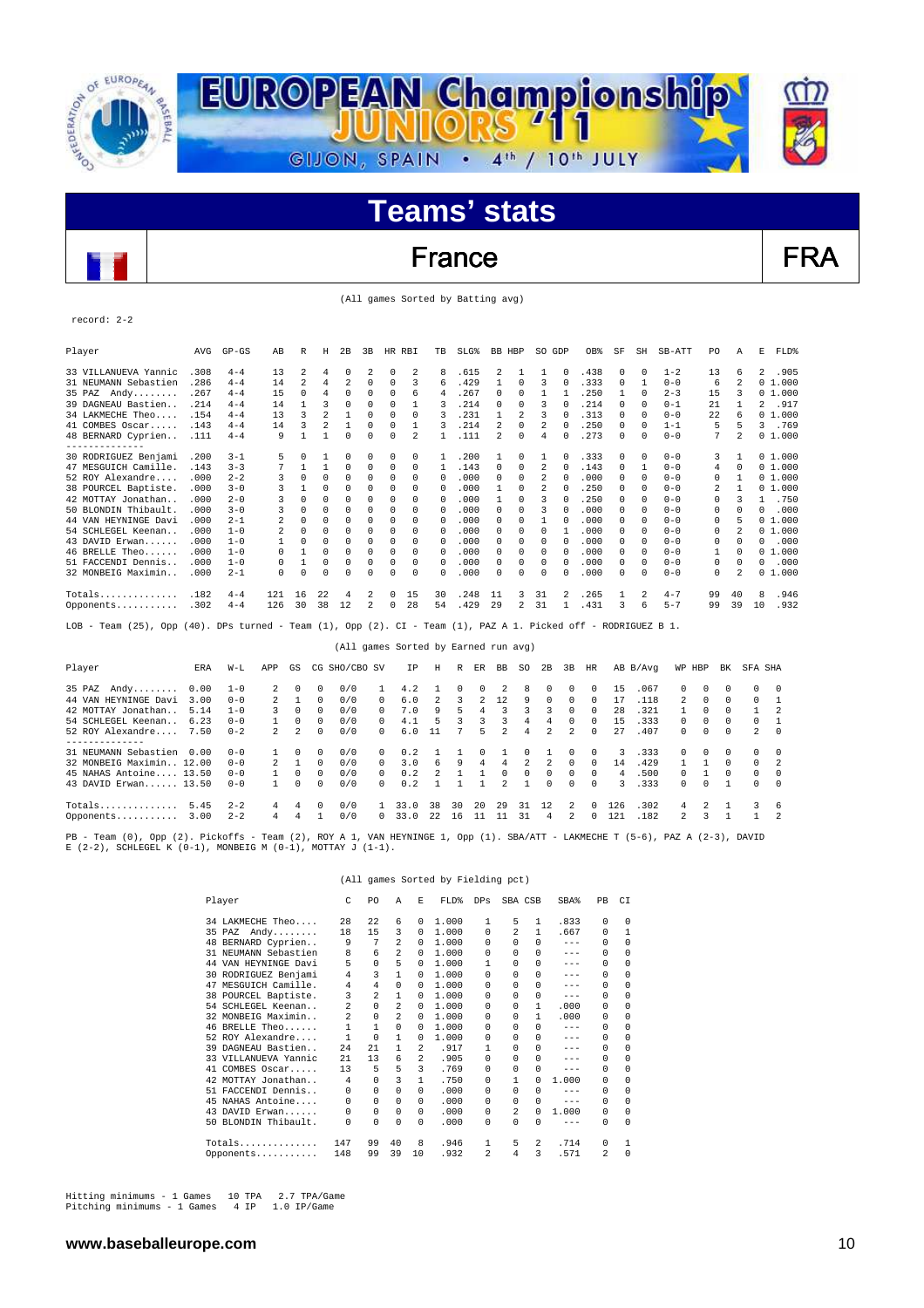# Teams' stats

## France — FRA

(All games Sorted by Batting avg)

record: 2-2

| Player | AVG | GP-GS | AB | R | H | 2B | 3B | HR | RBI | TB | SLG% | BB | HBP | SO | GDP | OB% | SF | SH | SB-ATT | PO | A | E | FLD% |
|---|---|---|---|---|---|---|---|---|---|---|---|---|---|---|---|---|---|---|---|---|---|---|---|
| 33 VILLANUEVA Yannic | .308 | 4-4 | 13 | 2 | 4 | 0 | 2 | 0 | 2 | 8 | .615 | 2 | 1 | 1 | 0 | .438 | 0 | 0 | 1-2 | 13 | 6 | 2 | .905 |
| 31 NEUMANN Sebastien | .286 | 4-4 | 14 | 2 | 4 | 2 | 0 | 0 | 3 | 6 | .429 | 1 | 0 | 3 | 0 | .333 | 0 | 1 | 0-0 | 6 | 2 | 0 | 1.000 |
| 35 PAZ Andy........ | .267 | 4-4 | 15 | 0 | 4 | 0 | 0 | 0 | 6 | 4 | .267 | 0 | 0 | 1 | 1 | .250 | 1 | 0 | 2-3 | 15 | 3 | 0 | 1.000 |
| 39 DAGNEAU Bastien.. | .214 | 4-4 | 14 | 1 | 3 | 0 | 0 | 0 | 1 | 3 | .214 | 0 | 0 | 3 | 0 | .214 | 0 | 0 | 0-1 | 21 | 1 | 2 | .917 |
| 34 LAKMECHE Theo.... | .154 | 4-4 | 13 | 3 | 2 | 1 | 0 | 0 | 0 | 3 | .231 | 1 | 2 | 3 | 0 | .313 | 0 | 0 | 0-0 | 22 | 6 | 0 | 1.000 |
| 41 COMBES Oscar..... | .143 | 4-4 | 14 | 3 | 2 | 1 | 0 | 0 | 1 | 3 | .214 | 2 | 0 | 2 | 0 | .250 | 0 | 0 | 1-1 | 5 | 5 | 3 | .769 |
| 48 BERNARD Cyprien.. | .111 | 4-4 | 9 | 1 | 1 | 0 | 0 | 0 | 2 | 1 | .111 | 2 | 0 | 4 | 0 | .273 | 0 | 0 | 0-0 | 7 | 2 | 0 | 1.000 |
| 30 RODRIGUEZ Benjami | .200 | 3-1 | 5 | 0 | 1 | 0 | 0 | 0 | 0 | 1 | .200 | 1 | 0 | 1 | 0 | .333 | 0 | 0 | 0-0 | 3 | 1 | 0 | 1.000 |
| 47 MESGUICH Camille. | .143 | 3-3 | 7 | 1 | 1 | 0 | 0 | 0 | 0 | 1 | .143 | 0 | 0 | 2 | 0 | .143 | 0 | 1 | 0-0 | 4 | 0 | 0 | 1.000 |
| 52 ROY Alexandre.... | .000 | 2-2 | 3 | 0 | 0 | 0 | 0 | 0 | 0 | 0 | .000 | 0 | 0 | 2 | 0 | .000 | 0 | 0 | 0-0 | 0 | 1 | 0 | 1.000 |
| 38 POURCEL Baptiste. | .000 | 3-0 | 3 | 1 | 0 | 0 | 0 | 0 | 0 | 0 | .000 | 1 | 0 | 2 | 0 | .250 | 0 | 0 | 0-0 | 2 | 1 | 0 | 1.000 |
| 42 MOTTAY Jonathan.. | .000 | 2-0 | 3 | 0 | 0 | 0 | 0 | 0 | 0 | 0 | .000 | 1 | 0 | 3 | 0 | .250 | 0 | 0 | 0-0 | 0 | 3 | 1 | .750 |
| 50 BLONDIN Thibault. | .000 | 3-0 | 3 | 0 | 0 | 0 | 0 | 0 | 0 | 0 | .000 | 0 | 0 | 3 | 0 | .000 | 0 | 0 | 0-0 | 0 | 0 | 0 | .000 |
| 44 VAN HEYNINGE Davi | .000 | 2-1 | 2 | 0 | 0 | 0 | 0 | 0 | 0 | 0 | .000 | 0 | 0 | 1 | 0 | .000 | 0 | 0 | 0-0 | 0 | 5 | 0 | 1.000 |
| 54 SCHLEGEL Keenan.. | .000 | 1-0 | 2 | 0 | 0 | 0 | 0 | 0 | 0 | 0 | .000 | 0 | 0 | 0 | 1 | .000 | 0 | 0 | 0-0 | 0 | 2 | 0 | 1.000 |
| 43 DAVID Erwan...... | .000 | 1-0 | 1 | 0 | 0 | 0 | 0 | 0 | 0 | 0 | .000 | 0 | 0 | 0 | 0 | .000 | 0 | 0 | 0-0 | 0 | 0 | 0 | .000 |
| 46 BRELLE Theo...... | .000 | 1-0 | 0 | 1 | 0 | 0 | 0 | 0 | 0 | 0 | .000 | 0 | 0 | 0 | 0 | .000 | 0 | 0 | 0-0 | 1 | 0 | 0 | 1.000 |
| 51 FACCENDI Dennis.. | .000 | 1-0 | 0 | 1 | 0 | 0 | 0 | 0 | 0 | 0 | .000 | 0 | 0 | 0 | 0 | .000 | 0 | 0 | 0-0 | 0 | 0 | 0 | .000 |
| 32 MONBEIG Maximin.. | .000 | 2-1 | 0 | 0 | 0 | 0 | 0 | 0 | 0 | 0 | .000 | 0 | 0 | 0 | 0 | .000 | 0 | 0 | 0-0 | 0 | 2 | 0 | 1.000 |
| Totals.............. | .182 | 4-4 | 121 | 16 | 22 | 4 | 2 | 0 | 15 | 30 | .248 | 11 | 3 | 31 | 2 | .265 | 1 | 2 | 4-7 | 99 | 40 | 8 | .946 |
| Opponents........... | .302 | 4-4 | 126 | 30 | 38 | 12 | 2 | 0 | 28 | 54 | .429 | 29 | 2 | 31 | 1 | .431 | 3 | 6 | 5-7 | 99 | 39 | 10 | .932 |

LOB - Team (25), Opp (40). DPs turned - Team (1), Opp (2). CI - Team (1), PAZ A 1. Picked off - RODRIGUEZ B 1.

(All games Sorted by Earned run avg)

| Player | ERA | W-L | APP | GS | CG | SHO/CBO | SV | IP | H | R | ER | BB | SO | 2B | 3B | HR | AB | B/Avg | WP | HBP | BK | SFA | SHA |
|---|---|---|---|---|---|---|---|---|---|---|---|---|---|---|---|---|---|---|---|---|---|---|---|
| 35 PAZ Andy........ | 0.00 | 1-0 | 2 | 0 | 0 | 0/0 | 1 | 4.2 | 1 | 0 | 0 | 2 | 8 | 0 | 0 | 0 | 15 | .067 | 0 | 0 | 0 | 0 | 0 |
| 44 VAN HEYNINGE Davi | 3.00 | 0-0 | 2 | 1 | 0 | 0/0 | 0 | 6.0 | 2 | 3 | 2 | 12 | 9 | 0 | 0 | 0 | 17 | .118 | 2 | 0 | 0 | 0 | 1 |
| 42 MOTTAY Jonathan.. | 5.14 | 1-0 | 3 | 0 | 0 | 0/0 | 0 | 7.0 | 9 | 5 | 4 | 3 | 3 | 3 | 0 | 0 | 28 | .321 | 1 | 0 | 0 | 1 | 2 |
| 54 SCHLEGEL Keenan.. | 6.23 | 0-0 | 1 | 0 | 0 | 0/0 | 0 | 4.1 | 5 | 3 | 3 | 3 | 4 | 4 | 0 | 0 | 15 | .333 | 0 | 0 | 0 | 0 | 1 |
| 52 ROY Alexandre.... | 7.50 | 0-2 | 2 | 2 | 0 | 0/0 | 0 | 6.0 | 11 | 7 | 5 | 2 | 4 | 2 | 2 | 0 | 27 | .407 | 0 | 0 | 0 | 2 | 0 |
| 31 NEUMANN Sebastien | 0.00 | 0-0 | 1 | 0 | 0 | 0/0 | 0 | 0.2 | 1 | 1 | 0 | 1 | 0 | 1 | 0 | 0 | 3 | .333 | 0 | 0 | 0 | 0 | 0 |
| 32 MONBEIG Maximin.. | 12.00 | 0-0 | 2 | 1 | 0 | 0/0 | 0 | 3.0 | 6 | 9 | 4 | 4 | 2 | 2 | 0 | 0 | 14 | .429 | 1 | 1 | 0 | 0 | 2 |
| 45 NAHAS Antoine.... | 13.50 | 0-0 | 1 | 0 | 0 | 0/0 | 0 | 0.2 | 2 | 1 | 1 | 0 | 0 | 0 | 0 | 0 | 4 | .500 | 0 | 1 | 0 | 0 | 0 |
| 43 DAVID Erwan...... | 13.50 | 0-0 | 1 | 0 | 0 | 0/0 | 0 | 0.2 | 1 | 1 | 1 | 2 | 1 | 0 | 0 | 0 | 3 | .333 | 0 | 0 | 1 | 0 | 0 |
| Totals.............. | 5.45 | 2-2 | 4 | 4 | 0 | 0/0 | 1 | 33.0 | 38 | 30 | 20 | 29 | 31 | 12 | 2 | 0 | 126 | .302 | 4 | 2 | 1 | 3 | 6 |
| Opponents........... | 3.00 | 2-2 | 4 | 4 | 1 | 0/0 | 0 | 33.0 | 22 | 16 | 11 | 11 | 31 | 4 | 2 | 0 | 121 | .182 | 2 | 3 | 1 | 1 | 2 |

PB - Team (0), Opp (2). Pickoffs - Team (2), ROY A 1, VAN HEYNINGE 1, Opp (1). SBA/ATT - LAKMECHE T (5-6), PAZ A (2-3), DAVID E (2-2), SCHLEGEL K (0-1), MONBEIG M (0-1), MOTTAY J (1-1).

(All games Sorted by Fielding pct)

| Player | C | PO | A | E | FLD% | DPs | SBA | CSB | SBA% | PB | CI |
|---|---|---|---|---|---|---|---|---|---|---|---|
| 34 LAKMECHE Theo.... | 28 | 22 | 6 | 0 | 1.000 | 1 | 5 | 1 | .833 | 0 | 0 |
| 35 PAZ Andy........ | 18 | 15 | 3 | 0 | 1.000 | 0 | 2 | 1 | .667 | 0 | 1 |
| 48 BERNARD Cyprien.. | 9 | 7 | 2 | 0 | 1.000 | 0 | 0 | 0 | --- | 0 | 0 |
| 31 NEUMANN Sebastien | 8 | 6 | 2 | 0 | 1.000 | 0 | 0 | 0 | --- | 0 | 0 |
| 44 VAN HEYNINGE Davi | 5 | 0 | 5 | 0 | 1.000 | 1 | 0 | 0 | --- | 0 | 0 |
| 30 RODRIGUEZ Benjami | 4 | 3 | 1 | 0 | 1.000 | 0 | 0 | 0 | --- | 0 | 0 |
| 47 MESGUICH Camille. | 4 | 4 | 0 | 0 | 1.000 | 0 | 0 | 0 | --- | 0 | 0 |
| 38 POURCEL Baptiste. | 3 | 2 | 1 | 0 | 1.000 | 0 | 0 | 0 | --- | 0 | 0 |
| 54 SCHLEGEL Keenan.. | 2 | 0 | 2 | 0 | 1.000 | 0 | 0 | 1 | .000 | 0 | 0 |
| 32 MONBEIG Maximin.. | 2 | 0 | 2 | 0 | 1.000 | 0 | 0 | 1 | .000 | 0 | 0 |
| 46 BRELLE Theo...... | 1 | 1 | 0 | 0 | 1.000 | 0 | 0 | 0 | --- | 0 | 0 |
| 52 ROY Alexandre.... | 1 | 0 | 1 | 0 | 1.000 | 0 | 0 | 0 | --- | 0 | 0 |
| 39 DAGNEAU Bastien.. | 24 | 21 | 1 | 2 | .917 | 1 | 0 | 0 | --- | 0 | 0 |
| 33 VILLANUEVA Yannic | 21 | 13 | 6 | 2 | .905 | 0 | 0 | 0 | --- | 0 | 0 |
| 41 COMBES Oscar..... | 13 | 5 | 5 | 3 | .769 | 0 | 0 | 0 | --- | 0 | 0 |
| 42 MOTTAY Jonathan.. | 4 | 0 | 3 | 1 | .750 | 0 | 1 | 0 | 1.000 | 0 | 0 |
| 51 FACCENDI Dennis.. | 0 | 0 | 0 | 0 | .000 | 0 | 0 | 0 | --- | 0 | 0 |
| 45 NAHAS Antoine.... | 0 | 0 | 0 | 0 | .000 | 0 | 0 | 0 | --- | 0 | 0 |
| 43 DAVID Erwan...... | 0 | 0 | 0 | 0 | .000 | 0 | 2 | 0 | 1.000 | 0 | 0 |
| 50 BLONDIN Thibault. | 0 | 0 | 0 | 0 | .000 | 0 | 0 | 0 | --- | 0 | 0 |
| Totals.............. | 147 | 99 | 40 | 8 | .946 | 1 | 5 | 2 | .714 | 0 | 1 |
| Opponents........... | 148 | 99 | 39 | 10 | .932 | 2 | 4 | 3 | .571 | 2 | 0 |

Hitting minimums - 1 Games 10 TPA 2.7 TPA/Game
Pitching minimums - 1 Games 4 IP 1.0 IP/Game

www.baseballeurope.com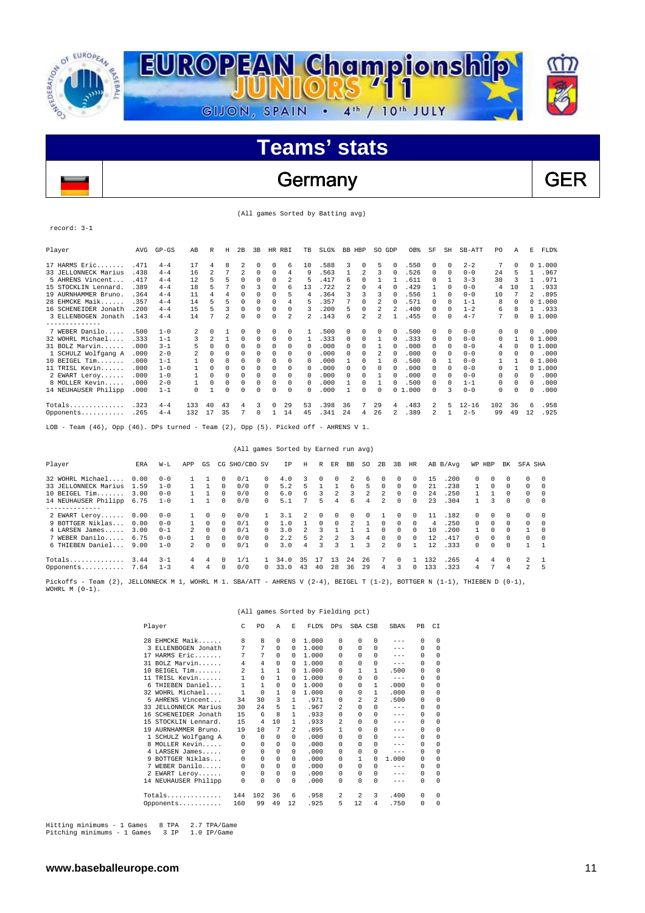# EUROPEAN Championship JUNIORS '11

GIJON, SPAIN • 4th / 10th JULY

## Teams' stats

## Germany GER

(All games Sorted by Batting avg)

record: 3-1

| Player | AVG | GP-GS | AB | R | H | 2B | 3B | HR | RBI | TB | SLG% | BB | HBP | SO | GDP | OB% | SF | SH | SB-ATT | PO | A | E | FLD% |
|---|---|---|---|---|---|---|---|---|---|---|---|---|---|---|---|---|---|---|---|---|---|---|---|
| 17 HARMS Eric....... | .471 | 4-4 | 17 | 4 | 8 | 2 | 0 | 0 | 6 | 10 | .588 | 3 | 0 | 5 | 0 | .550 | 0 | 0 | 2-2 | 7 | 0 | 0 | 1.000 |
| 33 JELLONNECK Marius | .438 | 4-4 | 16 | 2 | 7 | 2 | 0 | 0 | 4 | 9 | .563 | 1 | 2 | 3 | 0 | .526 | 0 | 0 | 0-0 | 24 | 5 | 1 | .967 |
| 5 AHRENS Vincent.... | .417 | 4-4 | 12 | 5 | 5 | 0 | 0 | 0 | 2 | 5 | .417 | 6 | 0 | 1 | 1 | .611 | 0 | 1 | 3-3 | 30 | 3 | 1 | .971 |
| 15 STOCKLIN Lennard. | .389 | 4-4 | 18 | 5 | 7 | 0 | 3 | 0 | 6 | 13 | .722 | 2 | 0 | 4 | 0 | .429 | 1 | 0 | 0-0 | 4 | 10 | 1 | .933 |
| 19 AURNHAMMER Bruno. | .364 | 4-4 | 11 | 4 | 4 | 0 | 0 | 0 | 5 | 4 | .364 | 3 | 3 | 3 | 0 | .556 | 1 | 0 | 0-0 | 10 | 7 | 2 | .895 |
| 28 EHMCKE Maik...... | .357 | 4-4 | 14 | 5 | 5 | 0 | 0 | 0 | 4 | 5 | .357 | 7 | 0 | 2 | 0 | .571 | 0 | 0 | 1-1 | 8 | 0 | 0 | 1.000 |
| 16 SCHENEIDER Jonath | .200 | 4-4 | 15 | 5 | 3 | 0 | 0 | 0 | 0 | 3 | .200 | 5 | 0 | 2 | 2 | .400 | 0 | 0 | 1-2 | 6 | 8 | 1 | .933 |
| 3 ELLENBOGEN Jonath | .143 | 4-4 | 14 | 7 | 2 | 0 | 0 | 0 | 2 | 2 | .143 | 6 | 2 | 2 | 1 | .455 | 0 | 0 | 4-7 | 7 | 0 | 0 | 1.000 |
| 7 WEBER Danilo..... | .500 | 1-0 | 2 | 0 | 1 | 0 | 0 | 0 | 0 | 1 | .500 | 0 | 0 | 0 | 0 | .500 | 0 | 0 | 0-0 | 0 | 0 | 0 | .000 |
| 32 WOHRL Michael.... | .333 | 1-1 | 3 | 2 | 1 | 0 | 0 | 0 | 0 | 1 | .333 | 0 | 0 | 1 | 0 | .333 | 0 | 0 | 0-0 | 0 | 1 | 0 | 1.000 |
| 31 BOLZ Marvin...... | .000 | 3-1 | 5 | 0 | 0 | 0 | 0 | 0 | 0 | 0 | .000 | 0 | 0 | 1 | 0 | .000 | 0 | 0 | 0-0 | 4 | 0 | 0 | 1.000 |
| 1 SCHULZ Wolfgang A | .000 | 2-0 | 2 | 0 | 0 | 0 | 0 | 0 | 0 | 0 | .000 | 0 | 0 | 2 | 0 | .000 | 0 | 0 | 0-0 | 0 | 0 | 0 | .000 |
| 10 BEIGEL Tim....... | .000 | 1-1 | 1 | 0 | 0 | 0 | 0 | 0 | 0 | 0 | .000 | 1 | 0 | 1 | 0 | .500 | 0 | 1 | 0-0 | 1 | 1 | 0 | 1.000 |
| 11 TRISL Kevin...... | .000 | 1-0 | 1 | 0 | 0 | 0 | 0 | 0 | 0 | 0 | .000 | 0 | 0 | 0 | 0 | .000 | 0 | 0 | 0-0 | 0 | 1 | 0 | 1.000 |
| 2 EWART Leroy...... | .000 | 1-0 | 1 | 0 | 0 | 0 | 0 | 0 | 0 | 0 | .000 | 0 | 0 | 1 | 0 | .000 | 0 | 0 | 0-0 | 0 | 0 | 0 | .000 |
| 8 MOLLER Kevin..... | .000 | 2-0 | 1 | 0 | 0 | 0 | 0 | 0 | 0 | 0 | .000 | 1 | 0 | 1 | 0 | .500 | 0 | 0 | 1-1 | 0 | 0 | 0 | .000 |
| 14 NEUHAUSER Philipp | .000 | 1-1 | 0 | 1 | 0 | 0 | 0 | 0 | 0 | 0 | .000 | 1 | 0 | 0 | 0 | 1.000 | 0 | 3 | 0-0 | 0 | 0 | 0 | .000 |
| Totals.............. | .323 | 4-4 | 133 | 40 | 43 | 4 | 3 | 0 | 29 | 53 | .398 | 36 | 7 | 29 | 4 | .483 | 2 | 5 | 12-16 | 102 | 36 | 6 | .958 |
| Opponents........... | .265 | 4-4 | 132 | 17 | 35 | 7 | 0 | 1 | 14 | 45 | .341 | 24 | 4 | 26 | 2 | .389 | 2 | 1 | 2-5 | 99 | 49 | 12 | .925 |

LOB - Team (46), Opp (46). DPs turned - Team (2), Opp (5). Picked off - AHRENS V 1.

(All games Sorted by Earned run avg)

| Player | ERA | W-L | APP | GS | CG | SHO/CBO | SV | IP | H | R | ER | BB | SO | 2B | 3B | HR | AB | B/Avg | WP | HBP | BK | SFA | SHA |
|---|---|---|---|---|---|---|---|---|---|---|---|---|---|---|---|---|---|---|---|---|---|---|---|
| 32 WOHRL Michael.... | 0.00 | 0-0 | 1 | 1 | 0 | 0/1 | 0 | 4.0 | 3 | 0 | 0 | 2 | 6 | 0 | 0 | 0 | 15 | .200 | 0 | 0 | 0 | 0 | 0 |
| 33 JELLONNECK Marius | 1.59 | 1-0 | 1 | 1 | 0 | 0/0 | 0 | 5.2 | 5 | 1 | 1 | 6 | 5 | 0 | 0 | 0 | 21 | .238 | 1 | 0 | 0 | 0 | 0 |
| 10 BEIGEL Tim....... | 3.00 | 0-0 | 1 | 1 | 0 | 0/0 | 0 | 6.0 | 6 | 3 | 2 | 3 | 2 | 2 | 0 | 0 | 24 | .250 | 1 | 1 | 0 | 0 | 0 |
| 14 NEUHAUSER Philipp | 6.75 | 1-0 | 1 | 1 | 0 | 0/0 | 0 | 5.1 | 7 | 5 | 4 | 6 | 4 | 2 | 0 | 0 | 23 | .304 | 1 | 3 | 0 | 0 | 0 |
| 2 EWART Leroy...... | 0.00 | 0-0 | 1 | 0 | 0 | 0/0 | 1 | 3.1 | 2 | 0 | 0 | 0 | 0 | 1 | 0 | 0 | 11 | .182 | 0 | 0 | 0 | 0 | 0 |
| 9 BOTTGER Niklas... | 0.00 | 0-0 | 1 | 0 | 0 | 0/1 | 0 | 1.0 | 1 | 0 | 0 | 2 | 1 | 0 | 0 | 0 | 4 | .250 | 0 | 0 | 0 | 0 | 0 |
| 4 LARSEN James..... | 3.00 | 0-1 | 2 | 0 | 0 | 0/1 | 0 | 3.0 | 2 | 3 | 1 | 1 | 1 | 0 | 0 | 0 | 10 | .200 | 1 | 0 | 0 | 1 | 0 |
| 7 WEBER Danilo..... | 6.75 | 0-0 | 1 | 0 | 0 | 0/0 | 0 | 2.2 | 5 | 2 | 2 | 3 | 4 | 0 | 0 | 0 | 12 | .417 | 0 | 0 | 0 | 0 | 0 |
| 6 THIEBEN Daniel... | 9.00 | 1-0 | 2 | 0 | 0 | 0/1 | 0 | 3.0 | 4 | 3 | 3 | 1 | 3 | 2 | 0 | 1 | 12 | .333 | 0 | 0 | 0 | 1 | 1 |
| Totals.............. | 3.44 | 3-1 | 4 | 4 | 0 | 1/1 | 1 | 34.0 | 35 | 17 | 13 | 24 | 26 | 7 | 0 | 1 | 132 | .265 | 4 | 4 | 0 | 2 | 1 |
| Opponents........... | 7.64 | 1-3 | 4 | 4 | 0 | 0/0 | 0 | 33.0 | 43 | 40 | 28 | 36 | 29 | 4 | 3 | 0 | 133 | .323 | 4 | 7 | 4 | 2 | 5 |

Pickoffs - Team (2), JELLONNECK M 1, WOHRL M 1. SBA/ATT - AHRENS V (2-4), BEIGEL T (1-2), BOTTGER N (1-1), THIEBEN D (0-1), WOHRL M (0-1).

(All games Sorted by Fielding pct)

| Player | C | PO | A | E | FLD% | DPs | SBA | CSB | SBA% | PB | CI |
|---|---|---|---|---|---|---|---|---|---|---|---|
| 28 EHMCKE Maik...... | 8 | 8 | 0 | 0 | 1.000 | 0 | 0 | 0 | --- | 0 | 0 |
| 3 ELLENBOGEN Jonath | 7 | 7 | 0 | 0 | 1.000 | 0 | 0 | 0 | --- | 0 | 0 |
| 17 HARMS Eric....... | 7 | 7 | 0 | 0 | 1.000 | 0 | 0 | 0 | --- | 0 | 0 |
| 31 BOLZ Marvin...... | 4 | 4 | 0 | 0 | 1.000 | 0 | 0 | 0 | --- | 0 | 0 |
| 10 BEIGEL Tim....... | 2 | 1 | 1 | 0 | 1.000 | 0 | 1 | 1 | .500 | 0 | 0 |
| 11 TRISL Kevin...... | 1 | 0 | 1 | 0 | 1.000 | 0 | 0 | 0 | --- | 0 | 0 |
| 6 THIEBEN Daniel... | 1 | 1 | 0 | 0 | 1.000 | 0 | 0 | 1 | .000 | 0 | 0 |
| 32 WOHRL Michael.... | 1 | 0 | 1 | 0 | 1.000 | 0 | 0 | 1 | .000 | 0 | 0 |
| 5 AHRENS Vincent... | 34 | 30 | 3 | 1 | .971 | 0 | 2 | 2 | .500 | 0 | 0 |
| 33 JELLONNECK Marius | 30 | 24 | 5 | 1 | .967 | 2 | 0 | 0 | --- | 0 | 0 |
| 16 SCHENEIDER Jonath | 15 | 6 | 8 | 1 | .933 | 0 | 0 | 0 | --- | 0 | 0 |
| 15 STOCKLIN Lennard. | 15 | 4 | 10 | 1 | .933 | 2 | 0 | 0 | --- | 0 | 0 |
| 19 AURNHAMMER Bruno. | 19 | 10 | 7 | 2 | .895 | 1 | 0 | 0 | --- | 0 | 0 |
| 1 SCHULZ Wolfgang A | 0 | 0 | 0 | 0 | .000 | 0 | 0 | 0 | --- | 0 | 0 |
| 8 MOLLER Kevin..... | 0 | 0 | 0 | 0 | .000 | 0 | 0 | 0 | --- | 0 | 0 |
| 4 LARSEN James..... | 0 | 0 | 0 | 0 | .000 | 0 | 0 | 0 | --- | 0 | 0 |
| 9 BOTTGER Niklas... | 0 | 0 | 0 | 0 | .000 | 0 | 1 | 0 | 1.000 | 0 | 0 |
| 7 WEBER Danilo..... | 0 | 0 | 0 | 0 | .000 | 0 | 0 | 0 | --- | 0 | 0 |
| 2 EWART Leroy...... | 0 | 0 | 0 | 0 | .000 | 0 | 0 | 0 | --- | 0 | 0 |
| 14 NEUHAUSER Philipp | 0 | 0 | 0 | 0 | .000 | 0 | 0 | 0 | --- | 0 | 0 |
| Totals.............. | 144 | 102 | 36 | 6 | .958 | 2 | 2 | 3 | .400 | 0 | 0 |
| Opponents........... | 160 | 99 | 49 | 12 | .925 | 5 | 12 | 4 | .750 | 0 | 0 |

Hitting minimums - 1 Games 8 TPA 2.7 TPA/Game
Pitching minimums - 1 Games 3 IP 1.0 IP/Game

www.baseballeurope.com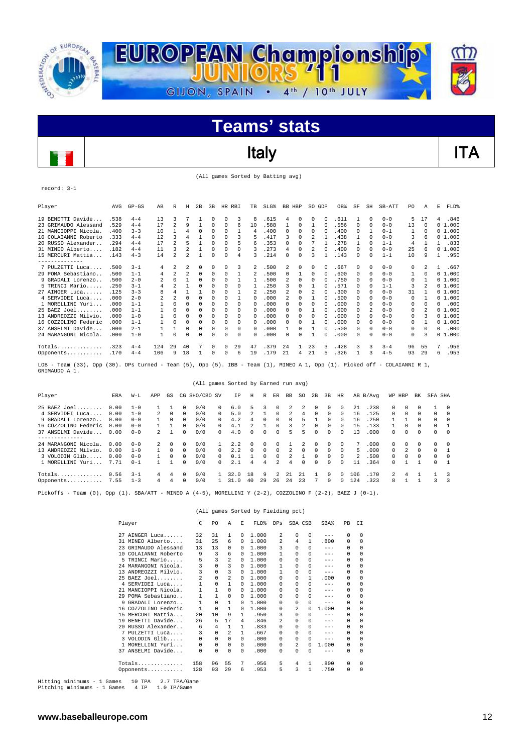# Teams' stats

## Italy — ITA

(All games Sorted by Batting avg)

record: 3-1

| Player | AVG | GP-GS | AB | R | H | 2B | 3B | HR | RBI | TB | SLG% | BB | HBP | SO | GDP | OB% | SF | SH | SB-ATT | PO | A | E | FLD% |
|---|---|---|---|---|---|---|---|---|---|---|---|---|---|---|---|---|---|---|---|---|---|---|---|
| 19 BENETTI Davide.... | .538 | 4-4 | 13 | 3 | 7 | 1 | 0 | 0 | 3 | 8 | .615 | 4 | 0 | 0 | 0 | .611 | 1 | 0 | 0-0 | 5 | 17 | 4 | .846 |
| 23 GRIMAUDO Alessand | .529 | 4-4 | 17 | 2 | 9 | 1 | 0 | 0 | 6 | 10 | .588 | 1 | 0 | 1 | 0 | .556 | 0 | 0 | 0-0 | 13 | 0 | 0 | 1.000 |
| 21 MANCIOPPI Nicola. | .400 | 3-3 | 10 | 1 | 4 | 0 | 0 | 0 | 1 | 4 | .400 | 0 | 0 | 0 | 0 | .400 | 0 | 1 | 0-1 | 1 | 0 | 0 | 1.000 |
| 10 COLAIANNI Roberto | .333 | 4-4 | 12 | 3 | 4 | 1 | 0 | 0 | 3 | 5 | .417 | 3 | 0 | 2 | 1 | .438 | 1 | 0 | 0-0 | 3 | 6 | 0 | 1.000 |
| 20 RUSSO Alexander.. | .294 | 4-4 | 17 | 2 | 5 | 1 | 0 | 0 | 5 | 6 | .353 | 0 | 0 | 7 | 1 | .278 | 1 | 0 | 1-1 | 4 | 1 | 1 | .833 |
| 31 MINEO Alberto.... | .182 | 4-4 | 11 | 3 | 2 | 1 | 0 | 0 | 0 | 3 | .273 | 4 | 0 | 2 | 0 | .400 | 0 | 0 | 0-0 | 25 | 6 | 0 | 1.000 |
| 15 MERCURI Mattia... | .143 | 4-3 | 14 | 2 | 2 | 1 | 0 | 0 | 4 | 3 | .214 | 0 | 0 | 3 | 1 | .143 | 0 | 0 | 1-1 | 10 | 9 | 1 | .950 |
| 7 PULZETTI Luca.... | .500 | 3-1 | 4 | 2 | 2 | 0 | 0 | 0 | 3 | 2 | .500 | 2 | 0 | 0 | 0 | .667 | 0 | 0 | 0-0 | 0 | 2 | 1 | .667 |
| 29 POMA Sebastiano.. | .500 | 1-1 | 4 | 2 | 2 | 0 | 0 | 0 | 1 | 2 | .500 | 0 | 1 | 0 | 0 | .600 | 0 | 0 | 0-0 | 1 | 0 | 0 | 1.000 |
| 9 GRADALI Lorenzo.. | .500 | 2-0 | 2 | 0 | 1 | 0 | 0 | 0 | 1 | 1 | .500 | 2 | 0 | 0 | 0 | .750 | 0 | 0 | 0-0 | 0 | 1 | 0 | 1.000 |
| 5 TRINCI Mario..... | .250 | 3-1 | 4 | 2 | 1 | 0 | 0 | 0 | 0 | 1 | .250 | 3 | 0 | 1 | 0 | .571 | 0 | 0 | 1-1 | 3 | 2 | 0 | 1.000 |
| 27 AINGER Luca...... | .125 | 3-3 | 8 | 4 | 1 | 1 | 0 | 0 | 1 | 2 | .250 | 2 | 0 | 2 | 0 | .300 | 0 | 0 | 0-0 | 31 | 1 | 0 | 1.000 |
| 4 SERVIDEI Luca.... | .000 | 2-0 | 2 | 2 | 0 | 0 | 0 | 0 | 1 | 0 | .000 | 2 | 0 | 1 | 0 | .500 | 0 | 0 | 0-0 | 0 | 1 | 0 | 1.000 |
| 1 MORELLINI Yuri... | .000 | 1-1 | 1 | 0 | 0 | 0 | 0 | 0 | 0 | 0 | .000 | 0 | 0 | 0 | 0 | .000 | 0 | 0 | 0-0 | 0 | 0 | 0 | .000 |
| 25 BAEZ Joel........ | .000 | 1-1 | 1 | 0 | 0 | 0 | 0 | 0 | 0 | 0 | .000 | 0 | 0 | 1 | 0 | .000 | 0 | 2 | 0-0 | 0 | 2 | 0 | 1.000 |
| 13 ANDREOZZI Milvio. | .000 | 1-0 | 1 | 0 | 0 | 0 | 0 | 0 | 0 | 0 | .000 | 0 | 0 | 0 | 0 | .000 | 0 | 0 | 0-0 | 0 | 3 | 0 | 1.000 |
| 16 COZZOLINO Federic | .000 | 1-1 | 1 | 0 | 0 | 0 | 0 | 0 | 0 | 0 | .000 | 0 | 0 | 1 | 0 | .000 | 0 | 0 | 0-0 | 0 | 1 | 0 | 1.000 |
| 37 ANSELMI Davide... | .000 | 2-1 | 1 | 1 | 0 | 0 | 0 | 0 | 0 | 0 | .000 | 1 | 0 | 1 | 0 | .500 | 0 | 0 | 0-0 | 0 | 0 | 0 | .000 |
| 24 MARANGONI Nicola. | .000 | 1-0 | 1 | 0 | 0 | 0 | 0 | 0 | 0 | 0 | .000 | 0 | 0 | 1 | 0 | .000 | 0 | 0 | 0-0 | 0 | 3 | 0 | 1.000 |
| Totals.............. | .323 | 4-4 | 124 | 29 | 40 | 7 | 0 | 0 | 29 | 47 | .379 | 24 | 1 | 23 | 3 | .428 | 3 | 3 | 3-4 | 96 | 55 | 7 | .956 |
| Opponents........... | .170 | 4-4 | 106 | 9 | 18 | 1 | 0 | 0 | 6 | 19 | .179 | 21 | 4 | 21 | 5 | .326 | 1 | 3 | 4-5 | 93 | 29 | 6 | .953 |

LOB - Team (33), Opp (30). DPs turned - Team (5), Opp (5). IBB - Team (1), MINEO A 1, Opp (1). Picked off - COLAIANNI R 1, GRIMAUDO A 1.

(All games Sorted by Earned run avg)

| Player | ERA | W-L | APP | GS | CG | SHO/CBO | SV | IP | H | R | ER | BB | SO | 2B | 3B | HR | AB | B/Avg | WP | HBP | BK | SFA | SHA |
|---|---|---|---|---|---|---|---|---|---|---|---|---|---|---|---|---|---|---|---|---|---|---|---|
| 25 BAEZ Joel........ | 0.00 | 1-0 | 1 | 1 | 0 | 0/0 | 0 | 6.0 | 5 | 3 | 0 | 2 | 2 | 0 | 0 | 0 | 21 | .238 | 0 | 0 | 0 | 1 | 0 |
| 4 SERVIDEI Luca.... | 0.00 | 1-0 | 2 | 0 | 0 | 0/0 | 0 | 5.0 | 2 | 1 | 0 | 2 | 4 | 0 | 0 | 0 | 16 | .125 | 0 | 0 | 0 | 0 | 0 |
| 9 GRADALI Lorenzo.. | 0.00 | 0-0 | 1 | 0 | 0 | 0/0 | 0 | 4.2 | 4 | 0 | 0 | 0 | 5 | 1 | 0 | 0 | 16 | .250 | 1 | 1 | 0 | 0 | 0 |
| 16 COZZOLINO Federic | 0.00 | 0-0 | 1 | 1 | 0 | 0/0 | 0 | 4.1 | 2 | 1 | 0 | 3 | 2 | 0 | 0 | 0 | 15 | .133 | 1 | 0 | 0 | 0 | 1 |
| 37 ANSELMI Davide... | 0.00 | 0-0 | 2 | 1 | 0 | 0/0 | 0 | 4.0 | 0 | 0 | 0 | 5 | 5 | 0 | 0 | 0 | 13 | .000 | 0 | 0 | 0 | 0 | 0 |
| 24 MARANGONI Nicola. | 0.00 | 0-0 | 2 | 0 | 0 | 0/0 | 1 | 2.2 | 0 | 0 | 0 | 1 | 2 | 0 | 0 | 0 | 7 | .000 | 0 | 0 | 0 | 0 | 0 |
| 13 ANDREOZZI Milvio. | 0.00 | 1-0 | 1 | 0 | 0 | 0/0 | 0 | 2.2 | 0 | 0 | 0 | 2 | 0 | 0 | 0 | 0 | 5 | .000 | 0 | 2 | 0 | 0 | 1 |
| 3 VOLODIN Glib..... | 0.00 | 0-0 | 1 | 0 | 0 | 0/0 | 0 | 0.1 | 1 | 0 | 0 | 2 | 1 | 0 | 0 | 0 | 2 | .500 | 0 | 0 | 0 | 0 | 0 |
| 1 MORELLINI Yuri... | 7.71 | 0-1 | 1 | 1 | 0 | 0/0 | 0 | 2.1 | 4 | 4 | 2 | 4 | 0 | 0 | 0 | 0 | 11 | .364 | 0 | 1 | 1 | 0 | 1 |
| Totals.............. | 0.56 | 3-1 | 4 | 4 | 0 | 0/0 | 1 | 32.0 | 18 | 9 | 2 | 21 | 21 | 1 | 0 | 0 | 106 | .170 | 2 | 4 | 1 | 1 | 3 |
| Opponents........... | 7.55 | 1-3 | 4 | 4 | 0 | 0/0 | 1 | 31.0 | 40 | 29 | 26 | 24 | 23 | 7 | 0 | 0 | 124 | .323 | 8 | 1 | 1 | 3 | 3 |

Pickoffs - Team (0), Opp (1). SBA/ATT - MINEO A (4-5), MORELLINI Y (2-2), COZZOLINO F (2-2), BAEZ J (0-1).

(All games Sorted by Fielding pct)

| Player | C | PO | A | E | FLD% | DPs | SBA | CSB | SBA% | PB | CI |
|---|---|---|---|---|---|---|---|---|---|---|---|
| 27 AINGER Luca...... | 32 | 31 | 1 | 0 | 1.000 | 2 | 0 | 0 | --- | 0 | 0 |
| 31 MINEO Alberto.... | 31 | 25 | 6 | 0 | 1.000 | 2 | 4 | 1 | .800 | 0 | 0 |
| 23 GRIMAUDO Alessand | 13 | 13 | 0 | 0 | 1.000 | 3 | 0 | 0 | --- | 0 | 0 |
| 10 COLAIANNI Roberto | 9 | 3 | 6 | 0 | 1.000 | 1 | 0 | 0 | --- | 0 | 0 |
| 5 TRINCI Mario..... | 5 | 3 | 2 | 0 | 1.000 | 0 | 0 | 0 | --- | 0 | 0 |
| 24 MARANGONI Nicola. | 3 | 0 | 3 | 0 | 1.000 | 1 | 0 | 0 | --- | 0 | 0 |
| 13 ANDREOZZI Milvio. | 3 | 0 | 3 | 0 | 1.000 | 1 | 0 | 0 | --- | 0 | 0 |
| 25 BAEZ Joel........ | 2 | 0 | 2 | 0 | 1.000 | 0 | 0 | 1 | .000 | 0 | 0 |
| 4 SERVIDEI Luca.... | 1 | 0 | 1 | 0 | 1.000 | 0 | 0 | 0 | --- | 0 | 0 |
| 21 MANCIOPPI Nicola. | 1 | 1 | 0 | 0 | 1.000 | 0 | 0 | 0 | --- | 0 | 0 |
| 29 POMA Sebastiano.. | 1 | 1 | 0 | 0 | 1.000 | 0 | 0 | 0 | --- | 0 | 0 |
| 9 GRADALI Lorenzo.. | 1 | 0 | 1 | 0 | 1.000 | 0 | 0 | 0 | --- | 0 | 0 |
| 16 COZZOLINO Federic | 1 | 0 | 1 | 0 | 1.000 | 0 | 2 | 0 | 1.000 | 0 | 0 |
| 15 MERCURI Mattia... | 20 | 10 | 9 | 1 | .950 | 3 | 0 | 0 | --- | 0 | 0 |
| 19 BENETTI Davide... | 26 | 5 | 17 | 4 | .846 | 2 | 0 | 0 | --- | 0 | 0 |
| 20 RUSSO Alexander.. | 6 | 4 | 1 | 1 | .833 | 0 | 0 | 0 | --- | 0 | 0 |
| 7 PULZETTI Luca.... | 3 | 0 | 2 | 1 | .667 | 0 | 0 | 0 | --- | 0 | 0 |
| 3 VOLODIN Glib..... | 0 | 0 | 0 | 0 | .000 | 0 | 0 | 0 | --- | 0 | 0 |
| 1 MORELLINI Yuri... | 0 | 0 | 0 | 0 | .000 | 0 | 2 | 0 | 1.000 | 0 | 0 |
| 37 ANSELMI Davide... | 0 | 0 | 0 | 0 | .000 | 0 | 0 | 0 | --- | 0 | 0 |
| Totals.............. | 158 | 96 | 55 | 7 | .956 | 5 | 4 | 1 | .800 | 0 | 0 |
| Opponents........... | 128 | 93 | 29 | 6 | .953 | 5 | 3 | 1 | .750 | 0 | 0 |

Hitting minimums - 1 Games 10 TPA 2.7 TPA/Game
Pitching minimums - 1 Games 4 IP 1.0 IP/Game

www.baseballeurope.com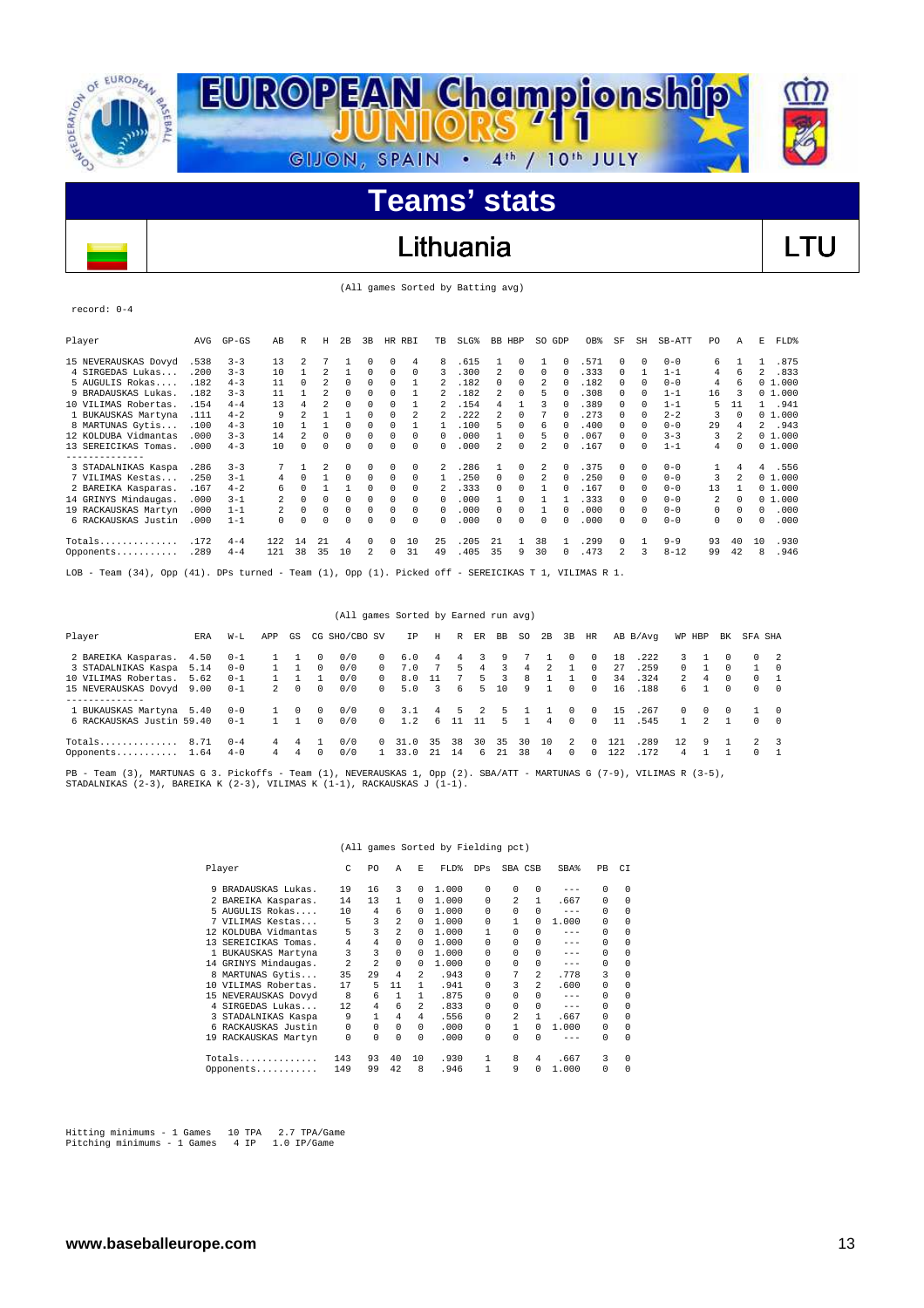# EUROPEAN Championship JUNIORS '11

GIJON, SPAIN • 4th / 10th JULY

## Teams' stats

## Lithuania — LTU

(All games Sorted by Batting avg)

record: 0-4

| Player | AVG | GP-GS | AB | R | H | 2B | 3B | HR | RBI | TB | SLG% | BB | HBP | SO | GDP | OB% | SF | SH | SB-ATT | PO | A | E | FLD% |
|---|---|---|---|---|---|---|---|---|---|---|---|---|---|---|---|---|---|---|---|---|---|---|---|
| 15 NEVERAUSKAS Dovyd | .538 | 3-3 | 13 | 2 | 7 | 1 | 0 | 0 | 4 | 8 | .615 | 1 | 0 | 1 | 0 | .571 | 0 | 0 | 0-0 | 6 | 1 | 1 | .875 |
| 4 SIRGEDAS Lukas.... | .200 | 3-3 | 10 | 1 | 2 | 1 | 0 | 0 | 0 | 3 | .300 | 2 | 0 | 0 | 0 | .333 | 0 | 1 | 1-1 | 4 | 6 | 2 | .833 |
| 5 AUGULIS Rokas.... | .182 | 4-3 | 11 | 0 | 2 | 0 | 0 | 0 | 1 | 2 | .182 | 0 | 0 | 2 | 0 | .182 | 0 | 0 | 0-0 | 4 | 6 | 0 | 1.000 |
| 9 BRADAUSKAS Lukas. | .182 | 3-3 | 11 | 1 | 2 | 0 | 0 | 0 | 1 | 2 | .182 | 2 | 0 | 5 | 0 | .308 | 0 | 0 | 1-1 | 16 | 3 | 0 | 1.000 |
| 10 VILIMAS Robertas. | .154 | 4-4 | 13 | 4 | 2 | 0 | 0 | 0 | 1 | 2 | .154 | 4 | 1 | 3 | 0 | .389 | 0 | 0 | 1-1 | 5 | 11 | 1 | .941 |
| 1 BUKAUSKAS Martyna | .111 | 4-2 | 9 | 2 | 1 | 1 | 0 | 0 | 2 | 2 | .222 | 2 | 0 | 7 | 0 | .273 | 0 | 0 | 2-2 | 3 | 0 | 0 | 1.000 |
| 8 MARTUNAS Gytis... | .100 | 4-3 | 10 | 1 | 1 | 0 | 0 | 0 | 1 | 1 | .100 | 5 | 0 | 6 | 0 | .400 | 0 | 0 | 0-0 | 29 | 4 | 2 | .943 |
| 12 KOLDUBA Vidmantas | .000 | 3-3 | 14 | 2 | 0 | 0 | 0 | 0 | 0 | 0 | .000 | 1 | 0 | 5 | 0 | .067 | 0 | 0 | 3-3 | 3 | 2 | 0 | 1.000 |
| 13 SEREICIKAS Tomas. | .000 | 4-3 | 10 | 0 | 0 | 0 | 0 | 0 | 0 | 0 | .000 | 2 | 0 | 2 | 0 | .167 | 0 | 0 | 1-1 | 4 | 0 | 0 | 1.000 |
| -------------- | | | | | | | | | | | | | | | | | | | | | | | |
| 3 STADALNIKAS Kaspa | .286 | 3-3 | 7 | 1 | 2 | 0 | 0 | 0 | 0 | 2 | .286 | 1 | 0 | 2 | 0 | .375 | 0 | 0 | 0-0 | 1 | 4 | 4 | .556 |
| 7 VILIMAS Kestas... | .250 | 3-1 | 4 | 0 | 1 | 0 | 0 | 0 | 0 | 1 | .250 | 0 | 0 | 2 | 0 | .250 | 0 | 0 | 0-0 | 3 | 2 | 0 | 1.000 |
| 2 BAREIKA Kasparas. | .167 | 4-2 | 6 | 0 | 1 | 0 | 0 | 0 | 0 | 1 | .167 | 0 | 0 | 1 | 0 | .167 | 0 | 0 | 0-0 | 13 | 1 | 0 | 1.000 |
| 14 GRINYS Mindaugas. | .000 | 3-1 | 2 | 0 | 0 | 0 | 0 | 0 | 0 | 0 | .000 | 1 | 0 | 1 | 1 | .333 | 0 | 0 | 0-0 | 2 | 0 | 0 | 1.000 |
| 19 RACKAUSKAS Martyn | .000 | 1-1 | 2 | 0 | 0 | 0 | 0 | 0 | 0 | 0 | .000 | 0 | 0 | 1 | 0 | .000 | 0 | 0 | 0-0 | 0 | 0 | 0 | .000 |
| 6 RACKAUSKAS Justin | .000 | 1-1 | 0 | 0 | 0 | 0 | 0 | 0 | 0 | 0 | .000 | 0 | 0 | 0 | 0 | .000 | 0 | 0 | 0-0 | 0 | 0 | 0 | .000 |
| Totals.............. | .172 | 4-4 | 122 | 14 | 21 | 4 | 0 | 0 | 10 | 25 | .205 | 21 | 1 | 38 | 1 | .299 | 0 | 1 | 9-9 | 93 | 40 | 10 | .930 |
| Opponents........... | .289 | 4-4 | 121 | 38 | 35 | 10 | 2 | 0 | 31 | 49 | .405 | 35 | 9 | 30 | 0 | .473 | 2 | 3 | 8-12 | 99 | 42 | 8 | .946 |

LOB - Team (34), Opp (41). DPs turned - Team (1), Opp (1). Picked off - SEREICIKAS T 1, VILIMAS R 1.

(All games Sorted by Earned run avg)

| Player | ERA | W-L | APP | GS | CG | SHO/CBO | SV | IP | H | R | ER | BB | SO | 2B | 3B | HR | AB | B/Avg | WP | HBP | BK | SFA | SHA |
|---|---|---|---|---|---|---|---|---|---|---|---|---|---|---|---|---|---|---|---|---|---|---|---|
| 2 BAREIKA Kasparas. | 4.50 | 0-1 | 1 | 1 | 0 | 0/0 | 0 | 6.0 | 4 | 4 | 3 | 9 | 7 | 1 | 0 | 0 | 18 | .222 | 3 | 1 | 0 | 0 | 2 |
| 3 STADALNIKAS Kaspa | 5.14 | 0-0 | 1 | 1 | 0 | 0/0 | 0 | 7.0 | 7 | 5 | 4 | 3 | 4 | 2 | 1 | 0 | 27 | .259 | 0 | 1 | 0 | 1 | 0 |
| 10 VILIMAS Robertas. | 5.62 | 0-1 | 1 | 1 | 1 | 0/0 | 0 | 8.0 | 11 | 7 | 5 | 3 | 8 | 1 | 1 | 0 | 34 | .324 | 2 | 4 | 0 | 0 | 1 |
| 15 NEVERAUSKAS Dovyd | 9.00 | 0-1 | 2 | 0 | 0 | 0/0 | 0 | 5.0 | 3 | 6 | 5 | 10 | 9 | 1 | 0 | 0 | 16 | .188 | 6 | 1 | 0 | 0 | 0 |
| -------------- | | | | | | | | | | | | | | | | | | | | | | | |
| 1 BUKAUSKAS Martyna | 5.40 | 0-0 | 1 | 0 | 0 | 0/0 | 0 | 3.1 | 4 | 5 | 2 | 5 | 1 | 1 | 0 | 0 | 15 | .267 | 0 | 0 | 0 | 1 | 0 |
| 6 RACKAUSKAS Justin | 59.40 | 0-1 | 1 | 1 | 0 | 0/0 | 0 | 1.2 | 6 | 11 | 11 | 5 | 1 | 4 | 0 | 0 | 11 | .545 | 1 | 2 | 1 | 0 | 0 |
| Totals.............. | 8.71 | 0-4 | 4 | 4 | 1 | 0/0 | 0 | 31.0 | 35 | 38 | 30 | 35 | 30 | 10 | 2 | 0 | 121 | .289 | 12 | 9 | 1 | 2 | 3 |
| Opponents........... | 1.64 | 4-0 | 4 | 4 | 0 | 0/0 | 1 | 33.0 | 21 | 14 | 6 | 21 | 38 | 4 | 0 | 0 | 122 | .172 | 4 | 1 | 1 | 0 | 1 |

PB - Team (3), MARTUNAS G 3. Pickoffs - Team (1), NEVERAUSKAS 1, Opp (2). SBA/ATT - MARTUNAS G (7-9), VILIMAS R (3-5), STADALNIKAS (2-3), BAREIKA K (2-3), VILIMAS K (1-1), RACKAUSKAS J (1-1).

(All games Sorted by Fielding pct)

| Player | C | PO | A | E | FLD% | DPs | SBA | CSB | SBA% | PB | CI |
|---|---|---|---|---|---|---|---|---|---|---|---|
| 9 BRADAUSKAS Lukas. | 19 | 16 | 3 | 0 | 1.000 | 0 | 0 | 0 | --- | 0 | 0 |
| 2 BAREIKA Kasparas. | 14 | 13 | 1 | 0 | 1.000 | 0 | 2 | 1 | .667 | 0 | 0 |
| 5 AUGULIS Rokas.... | 10 | 4 | 6 | 0 | 1.000 | 0 | 0 | 0 | --- | 0 | 0 |
| 7 VILIMAS Kestas... | 5 | 3 | 2 | 0 | 1.000 | 0 | 1 | 0 | 1.000 | 0 | 0 |
| 12 KOLDUBA Vidmantas | 5 | 3 | 2 | 0 | 1.000 | 1 | 0 | 0 | --- | 0 | 0 |
| 13 SEREICIKAS Tomas. | 4 | 4 | 0 | 0 | 1.000 | 0 | 0 | 0 | --- | 0 | 0 |
| 1 BUKAUSKAS Martyna | 3 | 3 | 0 | 0 | 1.000 | 0 | 0 | 0 | --- | 0 | 0 |
| 14 GRINYS Mindaugas. | 2 | 2 | 0 | 0 | 1.000 | 0 | 0 | 0 | --- | 0 | 0 |
| 8 MARTUNAS Gytis... | 35 | 29 | 4 | 2 | .943 | 0 | 7 | 2 | .778 | 3 | 0 |
| 10 VILIMAS Robertas. | 17 | 5 | 11 | 1 | .941 | 0 | 3 | 2 | .600 | 0 | 0 |
| 15 NEVERAUSKAS Dovyd | 8 | 6 | 1 | 1 | .875 | 0 | 0 | 0 | --- | 0 | 0 |
| 4 SIRGEDAS Lukas... | 12 | 4 | 6 | 2 | .833 | 0 | 0 | 0 | --- | 0 | 0 |
| 3 STADALNIKAS Kaspa | 9 | 1 | 4 | 4 | .556 | 0 | 2 | 1 | .667 | 0 | 0 |
| 6 RACKAUSKAS Justin | 0 | 0 | 0 | 0 | .000 | 0 | 1 | 0 | 1.000 | 0 | 0 |
| 19 RACKAUSKAS Martyn | 0 | 0 | 0 | 0 | .000 | 0 | 0 | 0 | --- | 0 | 0 |
| Totals.............. | 143 | 93 | 40 | 10 | .930 | 1 | 8 | 4 | .667 | 3 | 0 |
| Opponents........... | 149 | 99 | 42 | 8 | .946 | 1 | 9 | 0 | 1.000 | 0 | 0 |

Hitting minimums - 1 Games   10 TPA   2.7 TPA/Game
Pitching minimums - 1 Games   4 IP   1.0 IP/Game

www.baseballeurope.com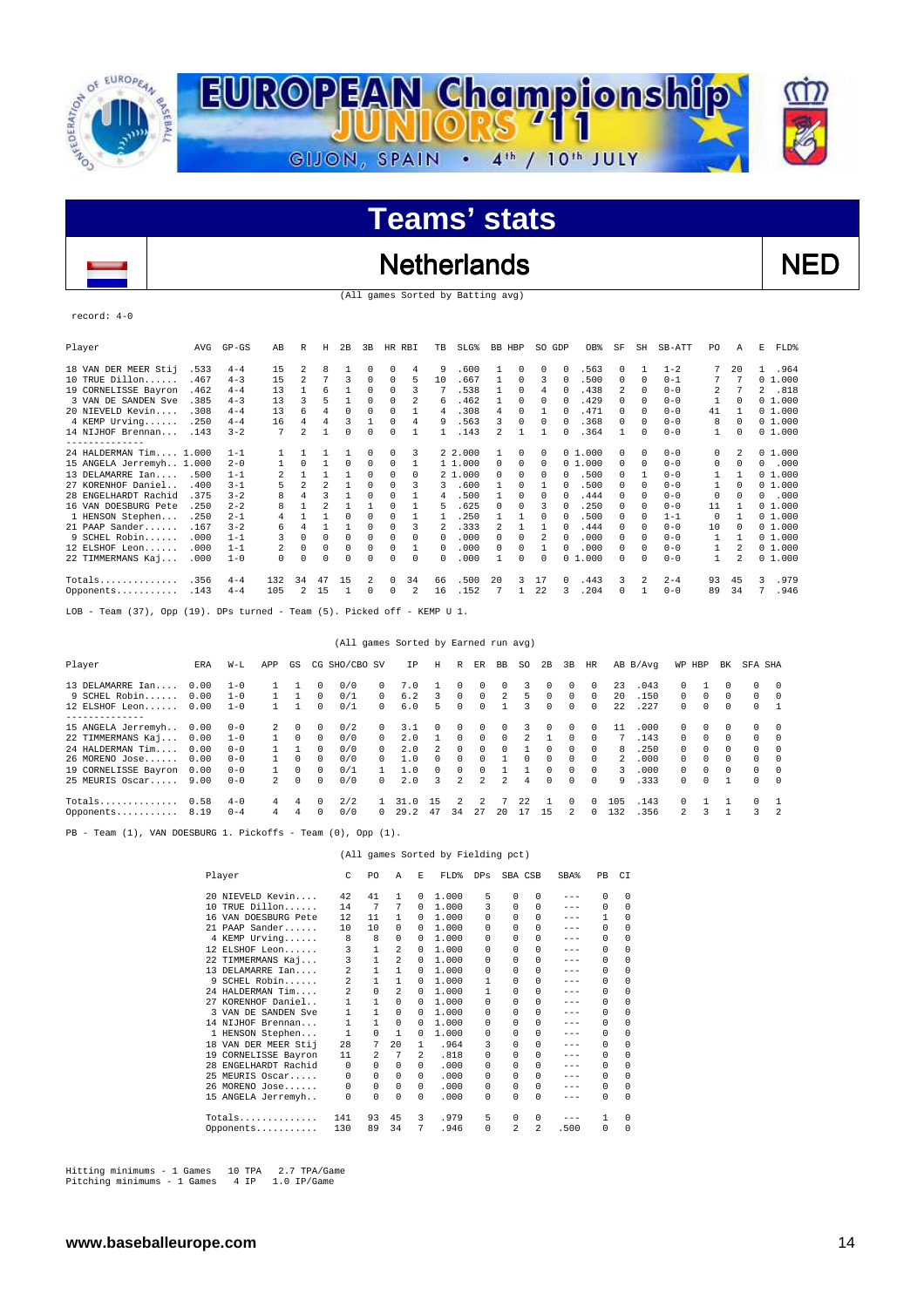# EUROPEAN Championship JUNIORS '11

GIJON, SPAIN • 4th / 10th JULY

## Teams' stats

## Netherlands — NED

(All games Sorted by Batting avg)

record: 4-0

| Player | AVG | GP-GS | AB | R | H | 2B | 3B | HR | RBI | TB | SLG% | BB | HBP | SO | GDP | OB% | SF | SH | SB-ATT | PO | A | E | FLD% |
|---|---|---|---|---|---|---|---|---|---|---|---|---|---|---|---|---|---|---|---|---|---|---|---|
| 18 VAN DER MEER Stij | .533 | 4-4 | 15 | 2 | 8 | 1 | 0 | 0 | 4 | 9 | .600 | 1 | 0 | 0 | 0 | .563 | 0 | 1 | 1-2 | 7 | 20 | 1 | .964 |
| 10 TRUE Dillon...... | .467 | 4-3 | 15 | 2 | 7 | 3 | 0 | 0 | 5 | 10 | .667 | 1 | 0 | 3 | 0 | .500 | 0 | 0 | 0-1 | 7 | 7 | 0 | 1.000 |
| 19 CORNELISSE Bayron | .462 | 4-4 | 13 | 1 | 6 | 1 | 0 | 0 | 3 | 7 | .538 | 1 | 0 | 4 | 0 | .438 | 2 | 0 | 0-0 | 2 | 7 | 2 | .818 |
| 3 VAN DE SANDEN Sve | .385 | 4-3 | 13 | 3 | 5 | 1 | 0 | 0 | 2 | 6 | .462 | 1 | 0 | 0 | 0 | .429 | 0 | 0 | 0-0 | 1 | 0 | 0 | 1.000 |
| 20 NIEVELD Kevin.... | .308 | 4-4 | 13 | 6 | 4 | 0 | 0 | 0 | 1 | 4 | .308 | 4 | 0 | 1 | 0 | .471 | 0 | 0 | 0-0 | 41 | 1 | 0 | 1.000 |
| 4 KEMP Urving...... | .250 | 4-4 | 16 | 4 | 4 | 3 | 1 | 0 | 4 | 9 | .563 | 3 | 0 | 0 | 0 | .368 | 0 | 0 | 0-0 | 8 | 0 | 0 | 1.000 |
| 14 NIJHOF Brennan... | .143 | 3-2 | 7 | 2 | 1 | 0 | 0 | 0 | 1 | 1 | .143 | 2 | 1 | 1 | 0 | .364 | 1 | 0 | 0-0 | 1 | 0 | 0 | 1.000 |
| -------------- | | | | | | | | | | | | | | | | | | | | | | | |
| 24 HALDERMAN Tim.... | 1.000 | 1-1 | 1 | 1 | 1 | 1 | 0 | 0 | 3 | 2 | 2.000 | 1 | 0 | 0 | 0 | 1.000 | 0 | 0 | 0-0 | 0 | 2 | 0 | 1.000 |
| 15 ANGELA Jerremyh.. | 1.000 | 2-0 | 1 | 0 | 1 | 0 | 0 | 0 | 1 | 1 | 1.000 | 0 | 0 | 0 | 0 | 1.000 | 0 | 0 | 0-0 | 0 | 0 | 0 | .000 |
| 13 DELAMARRE Ian.... | .500 | 1-1 | 2 | 1 | 1 | 1 | 0 | 0 | 0 | 2 | 1.000 | 0 | 0 | 0 | 0 | .500 | 0 | 1 | 0-0 | 1 | 1 | 0 | 1.000 |
| 27 KORENHOF Daniel.. | .400 | 3-1 | 5 | 2 | 2 | 1 | 0 | 0 | 3 | 3 | .600 | 1 | 0 | 1 | 0 | .500 | 0 | 0 | 0-0 | 1 | 0 | 0 | 1.000 |
| 28 ENGELHARDT Rachid | .375 | 3-2 | 8 | 4 | 3 | 1 | 0 | 0 | 1 | 4 | .500 | 1 | 0 | 0 | 0 | .444 | 0 | 0 | 0-0 | 0 | 0 | 0 | .000 |
| 16 VAN DOESBURG Pete | .250 | 2-2 | 8 | 1 | 2 | 1 | 1 | 0 | 1 | 5 | .625 | 0 | 0 | 3 | 0 | .250 | 0 | 0 | 0-0 | 11 | 1 | 0 | 1.000 |
| 1 HENSON Stephen... | .250 | 2-1 | 4 | 1 | 1 | 0 | 0 | 0 | 1 | 1 | .250 | 1 | 1 | 0 | 0 | .500 | 0 | 0 | 1-1 | 0 | 1 | 0 | 1.000 |
| 21 PAAP Sander...... | .167 | 3-2 | 6 | 4 | 1 | 1 | 0 | 0 | 3 | 2 | .333 | 2 | 1 | 1 | 0 | .444 | 0 | 0 | 0-0 | 10 | 0 | 0 | 1.000 |
| 9 SCHEL Robin...... | .000 | 1-1 | 3 | 0 | 0 | 0 | 0 | 0 | 0 | 0 | .000 | 0 | 0 | 2 | 0 | .000 | 0 | 0 | 0-0 | 1 | 1 | 0 | 1.000 |
| 12 ELSHOF Leon...... | .000 | 1-1 | 2 | 0 | 0 | 0 | 0 | 0 | 1 | 0 | .000 | 0 | 0 | 1 | 0 | .000 | 0 | 0 | 0-0 | 1 | 2 | 0 | 1.000 |
| 22 TIMMERMANS Kaj... | .000 | 1-0 | 0 | 0 | 0 | 0 | 0 | 0 | 0 | 0 | .000 | 1 | 0 | 0 | 0 | 1.000 | 0 | 0 | 0-0 | 1 | 2 | 0 | 1.000 |
| Totals.............. | .356 | 4-4 | 132 | 34 | 47 | 15 | 2 | 0 | 34 | 66 | .500 | 20 | 3 | 17 | 0 | .443 | 3 | 2 | 2-4 | 93 | 45 | 3 | .979 |
| Opponents........... | .143 | 4-4 | 105 | 2 | 15 | 1 | 0 | 0 | 2 | 16 | .152 | 7 | 1 | 22 | 3 | .204 | 0 | 1 | 0-0 | 89 | 34 | 7 | .946 |

LOB - Team (37), Opp (19). DPs turned - Team (5). Picked off - KEMP U 1.

(All games Sorted by Earned run avg)

| Player | ERA | W-L | APP | GS | CG | SHO/CBO | SV | IP | H | R | ER | BB | SO | 2B | 3B | HR | AB | B/Avg | WP | HBP | BK | SFA | SHA |
|---|---|---|---|---|---|---|---|---|---|---|---|---|---|---|---|---|---|---|---|---|---|---|---|
| 13 DELAMARRE Ian.... | 0.00 | 1-0 | 1 | 1 | 0 | 0/0 | 0 | 7.0 | 1 | 0 | 0 | 0 | 3 | 0 | 0 | 0 | 23 | .043 | 0 | 1 | 0 | 0 | 0 |
| 9 SCHEL Robin...... | 0.00 | 1-0 | 1 | 1 | 0 | 0/1 | 0 | 6.2 | 3 | 0 | 0 | 2 | 5 | 0 | 0 | 0 | 20 | .150 | 0 | 0 | 0 | 0 | 0 |
| 12 ELSHOF Leon...... | 0.00 | 1-0 | 1 | 1 | 0 | 0/1 | 0 | 6.0 | 5 | 0 | 0 | 1 | 3 | 0 | 0 | 0 | 22 | .227 | 0 | 0 | 0 | 0 | 1 |
| -------------- | | | | | | | | | | | | | | | | | | | | | | | |
| 15 ANGELA Jerremyh.. | 0.00 | 0-0 | 2 | 0 | 0 | 0/2 | 0 | 3.1 | 0 | 0 | 0 | 0 | 3 | 0 | 0 | 0 | 11 | .000 | 0 | 0 | 0 | 0 | 0 |
| 22 TIMMERMANS Kaj... | 0.00 | 1-0 | 1 | 0 | 0 | 0/0 | 0 | 2.0 | 1 | 0 | 0 | 0 | 2 | 1 | 0 | 0 | 7 | .143 | 0 | 0 | 0 | 0 | 0 |
| 24 HALDERMAN Tim.... | 0.00 | 0-0 | 1 | 1 | 0 | 0/0 | 0 | 2.0 | 2 | 0 | 0 | 0 | 1 | 0 | 0 | 0 | 8 | .250 | 0 | 0 | 0 | 0 | 0 |
| 26 MORENO Jose...... | 0.00 | 0-0 | 1 | 0 | 0 | 0/0 | 0 | 1.0 | 0 | 0 | 0 | 1 | 0 | 0 | 0 | 0 | 2 | .000 | 0 | 0 | 0 | 0 | 0 |
| 19 CORNELISSE Bayron | 0.00 | 0-0 | 1 | 0 | 0 | 0/1 | 1 | 1.0 | 0 | 0 | 0 | 1 | 1 | 0 | 0 | 0 | 3 | .000 | 0 | 0 | 0 | 0 | 0 |
| 25 MEURIS Oscar..... | 9.00 | 0-0 | 2 | 0 | 0 | 0/0 | 0 | 2.0 | 3 | 2 | 2 | 2 | 4 | 0 | 0 | 0 | 9 | .333 | 0 | 0 | 1 | 0 | 0 |
| Totals.............. | 0.58 | 4-0 | 4 | 4 | 0 | 2/2 | 1 | 31.0 | 15 | 2 | 2 | 7 | 22 | 1 | 0 | 0 | 105 | .143 | 0 | 1 | 1 | 0 | 1 |
| Opponents........... | 8.19 | 0-4 | 4 | 4 | 0 | 0/0 | 0 | 29.2 | 47 | 34 | 27 | 20 | 17 | 15 | 2 | 0 | 132 | .356 | 2 | 3 | 1 | 3 | 2 |

PB - Team (1), VAN DOESBURG 1. Pickoffs - Team (0), Opp (1).

(All games Sorted by Fielding pct)

| Player | C | PO | A | E | FLD% | DPs | SBA | CSB | SBA% | PB | CI |
|---|---|---|---|---|---|---|---|---|---|---|---|
| 20 NIEVELD Kevin.... | 42 | 41 | 1 | 0 | 1.000 | 5 | 0 | 0 | --- | 0 | 0 |
| 10 TRUE Dillon...... | 14 | 7 | 7 | 0 | 1.000 | 3 | 0 | 0 | --- | 0 | 0 |
| 16 VAN DOESBURG Pete | 12 | 11 | 1 | 0 | 1.000 | 0 | 0 | 0 | --- | 1 | 0 |
| 21 PAAP Sander...... | 10 | 10 | 0 | 0 | 1.000 | 0 | 0 | 0 | --- | 0 | 0 |
| 4 KEMP Urving...... | 8 | 8 | 0 | 0 | 1.000 | 0 | 0 | 0 | --- | 0 | 0 |
| 12 ELSHOF Leon...... | 3 | 1 | 2 | 0 | 1.000 | 0 | 0 | 0 | --- | 0 | 0 |
| 22 TIMMERMANS Kaj... | 3 | 1 | 2 | 0 | 1.000 | 0 | 0 | 0 | --- | 0 | 0 |
| 13 DELAMARRE Ian.... | 2 | 1 | 1 | 0 | 1.000 | 0 | 0 | 0 | --- | 0 | 0 |
| 9 SCHEL Robin...... | 2 | 1 | 1 | 0 | 1.000 | 1 | 0 | 0 | --- | 0 | 0 |
| 24 HALDERMAN Tim.... | 2 | 0 | 2 | 0 | 1.000 | 1 | 0 | 0 | --- | 0 | 0 |
| 27 KORENHOF Daniel.. | 1 | 1 | 0 | 0 | 1.000 | 0 | 0 | 0 | --- | 0 | 0 |
| 3 VAN DE SANDEN Sve | 1 | 1 | 0 | 0 | 1.000 | 0 | 0 | 0 | --- | 0 | 0 |
| 14 NIJHOF Brennan... | 1 | 1 | 0 | 0 | 1.000 | 0 | 0 | 0 | --- | 0 | 0 |
| 1 HENSON Stephen... | 1 | 0 | 1 | 0 | 1.000 | 0 | 0 | 0 | --- | 0 | 0 |
| 18 VAN DER MEER Stij | 28 | 7 | 20 | 1 | .964 | 3 | 0 | 0 | --- | 0 | 0 |
| 19 CORNELISSE Bayron | 11 | 2 | 7 | 2 | .818 | 0 | 0 | 0 | --- | 0 | 0 |
| 28 ENGELHARDT Rachid | 0 | 0 | 0 | 0 | .000 | 0 | 0 | 0 | --- | 0 | 0 |
| 25 MEURIS Oscar..... | 0 | 0 | 0 | 0 | .000 | 0 | 0 | 0 | --- | 0 | 0 |
| 26 MORENO Jose...... | 0 | 0 | 0 | 0 | .000 | 0 | 0 | 0 | --- | 0 | 0 |
| 15 ANGELA Jerremyh.. | 0 | 0 | 0 | 0 | .000 | 0 | 0 | 0 | --- | 0 | 0 |
| Totals.............. | 141 | 93 | 45 | 3 | .979 | 5 | 0 | 0 | --- | 1 | 0 |
| Opponents........... | 130 | 89 | 34 | 7 | .946 | 0 | 2 | 2 | .500 | 0 | 0 |

Hitting minimums - 1 Games 10 TPA 2.7 TPA/Game
Pitching minimums - 1 Games 4 IP 1.0 IP/Game

www.baseballeurope.com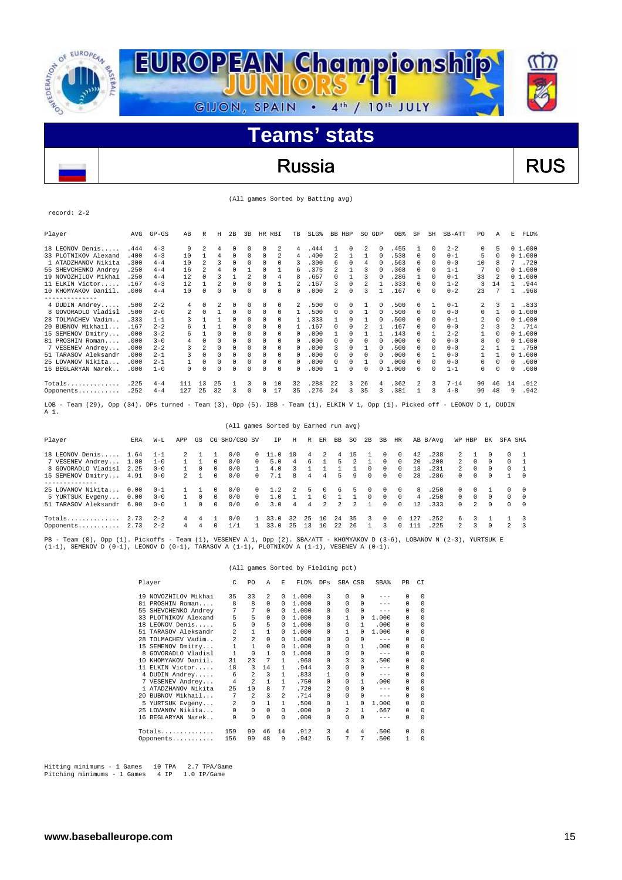# EUROPEAN Championship JUNIORS '11

GIJON, SPAIN • 4th / 10th JULY

## Teams' stats

## Russia — RUS

(All games Sorted by Batting avg)

record: 2-2

| Player | AVG | GP-GS | AB | R | H | 2B | 3B | HR | RBI | TB | SLG% | BB | HBP | SO | GDP | OB% | SF | SH | SB-ATT | PO | A | E | FLD% |
|---|---|---|---|---|---|---|---|---|---|---|---|---|---|---|---|---|---|---|---|---|---|---|---|
| 18 LEONOV Denis..... | .444 | 4-3 | 9 | 2 | 4 | 0 | 0 | 0 | 2 | 4 | .444 | 1 | 0 | 2 | 0 | .455 | 1 | 0 | 2-2 | 0 | 5 | 0 | 1.000 |
| 33 PLOTNIKOV Alexand | .400 | 4-3 | 10 | 1 | 4 | 0 | 0 | 0 | 2 | 4 | .400 | 2 | 1 | 1 | 0 | .538 | 0 | 0 | 0-1 | 5 | 0 | 0 | 1.000 |
| 1 ATADZHANOV Nikita | .300 | 4-4 | 10 | 2 | 3 | 0 | 0 | 0 | 0 | 3 | .300 | 6 | 0 | 4 | 0 | .563 | 0 | 0 | 0-0 | 10 | 8 | 7 | .720 |
| 55 SHEVCHENKO Andrey | .250 | 4-4 | 16 | 2 | 4 | 0 | 1 | 0 | 1 | 6 | .375 | 2 | 1 | 3 | 0 | .368 | 0 | 0 | 1-1 | 7 | 0 | 0 | 1.000 |
| 19 NOVOZHILOV Mikhai | .250 | 4-4 | 12 | 0 | 3 | 1 | 2 | 0 | 4 | 8 | .667 | 0 | 1 | 3 | 0 | .286 | 1 | 0 | 0-1 | 33 | 2 | 0 | 1.000 |
| 11 ELKIN Victor..... | .167 | 4-3 | 12 | 1 | 2 | 0 | 0 | 0 | 1 | 2 | .167 | 3 | 0 | 2 | 1 | .333 | 0 | 0 | 1-2 | 3 | 14 | 1 | .944 |
| 10 KHOMYAKOV Daniil. | .000 | 4-4 | 10 | 0 | 0 | 0 | 0 | 0 | 0 | 0 | .000 | 2 | 0 | 3 | 1 | .167 | 0 | 0 | 0-2 | 23 | 7 | 1 | .968 |
| -------------- | | | | | | | | | | | | | | | | | | | | | | | |
| 4 DUDIN Andrey..... | .500 | 2-2 | 4 | 0 | 2 | 0 | 0 | 0 | 0 | 2 | .500 | 0 | 0 | 1 | 0 | .500 | 0 | 1 | 0-1 | 2 | 3 | 1 | .833 |
| 8 GOVORADLO Vladisl | .500 | 2-0 | 2 | 0 | 1 | 0 | 0 | 0 | 0 | 1 | .500 | 0 | 0 | 1 | 0 | .500 | 0 | 0 | 0-0 | 0 | 1 | 0 | 1.000 |
| 28 TOLMACHEV Vadim.. | .333 | 1-1 | 3 | 1 | 1 | 0 | 0 | 0 | 0 | 1 | .333 | 1 | 0 | 1 | 0 | .500 | 0 | 0 | 0-1 | 2 | 0 | 0 | 1.000 |
| 20 BUBNOV Mikhail... | .167 | 2-2 | 6 | 1 | 1 | 0 | 0 | 0 | 0 | 1 | .167 | 0 | 0 | 2 | 1 | .167 | 0 | 0 | 0-0 | 2 | 3 | 2 | .714 |
| 15 SEMENOV Dmitry... | .000 | 3-2 | 6 | 1 | 0 | 0 | 0 | 0 | 0 | 0 | .000 | 1 | 0 | 1 | 1 | .143 | 0 | 1 | 2-2 | 1 | 0 | 0 | 1.000 |
| 81 PROSHIN Roman.... | .000 | 3-0 | 4 | 0 | 0 | 0 | 0 | 0 | 0 | 0 | .000 | 0 | 0 | 0 | 0 | .000 | 0 | 0 | 0-0 | 8 | 0 | 0 | 1.000 |
| 7 VESENEV Andrey... | .000 | 2-2 | 3 | 2 | 0 | 0 | 0 | 0 | 0 | 0 | .000 | 3 | 0 | 1 | 0 | .500 | 0 | 0 | 0-0 | 2 | 1 | 1 | .750 |
| 51 TARASOV Aleksandr | .000 | 2-1 | 3 | 0 | 0 | 0 | 0 | 0 | 0 | 0 | .000 | 0 | 0 | 0 | 0 | .000 | 0 | 1 | 0-0 | 1 | 1 | 0 | 1.000 |
| 25 LOVANOV Nikita... | .000 | 2-1 | 1 | 0 | 0 | 0 | 0 | 0 | 0 | 0 | .000 | 0 | 0 | 1 | 0 | .000 | 0 | 0 | 0-0 | 0 | 0 | 0 | .000 |
| 16 BEGLARYAN Narek.. | .000 | 1-0 | 0 | 0 | 0 | 0 | 0 | 0 | 0 | 0 | .000 | 1 | 0 | 0 | 0 | 1.000 | 0 | 0 | 1-1 | 0 | 0 | 0 | .000 |
| Totals.............. | .225 | 4-4 | 111 | 13 | 25 | 1 | 3 | 0 | 10 | 32 | .288 | 22 | 3 | 26 | 4 | .362 | 2 | 3 | 7-14 | 99 | 46 | 14 | .912 |
| Opponents........... | .252 | 4-4 | 127 | 25 | 32 | 3 | 0 | 0 | 17 | 35 | .276 | 24 | 3 | 35 | 3 | .381 | 1 | 3 | 4-8 | 99 | 48 | 9 | .942 |

LOB - Team (29), Opp (34). DPs turned - Team (3), Opp (5). IBB - Team (1), ELKIN V 1, Opp (1). Picked off - LEONOV D 1, DUDIN A 1.

(All games Sorted by Earned run avg)

| Player | ERA | W-L | APP | GS | CG | SHO/CBO | SV | IP | H | R | ER | BB | SO | 2B | 3B | HR | AB | B/Avg | WP | HBP | BK | SFA | SHA |
|---|---|---|---|---|---|---|---|---|---|---|---|---|---|---|---|---|---|---|---|---|---|---|---|
| 18 LEONOV Denis..... | 1.64 | 1-1 | 2 | 1 | 1 | 0/0 | 0 | 11.0 | 10 | 4 | 2 | 4 | 15 | 1 | 0 | 0 | 42 | .238 | 2 | 1 | 0 | 0 | 1 |
| 7 VESENEV Andrey... | 1.80 | 1-0 | 1 | 1 | 0 | 0/0 | 0 | 5.0 | 4 | 6 | 1 | 5 | 2 | 1 | 0 | 0 | 20 | .200 | 2 | 0 | 0 | 0 | 1 |
| 8 GOVORADLO Vladisl | 2.25 | 0-0 | 1 | 0 | 0 | 0/0 | 1 | 4.0 | 3 | 1 | 1 | 1 | 1 | 0 | 0 | 0 | 13 | .231 | 2 | 0 | 0 | 0 | 1 |
| 15 SEMENOV Dmitry... | 4.91 | 0-0 | 2 | 1 | 0 | 0/0 | 0 | 7.1 | 8 | 4 | 4 | 5 | 9 | 0 | 0 | 0 | 28 | .286 | 0 | 0 | 0 | 1 | 0 |
| -------------- | | | | | | | | | | | | | | | | | | | | | | | |
| 25 LOVANOV Nikita... | 0.00 | 0-1 | 1 | 1 | 0 | 0/0 | 0 | 1.2 | 2 | 5 | 0 | 6 | 5 | 0 | 0 | 0 | 8 | .250 | 0 | 0 | 1 | 0 | 0 |
| 5 YURTSUK Evgeny... | 0.00 | 0-0 | 1 | 0 | 0 | 0/0 | 0 | 1.0 | 1 | 1 | 0 | 1 | 1 | 0 | 0 | 0 | 4 | .250 | 0 | 0 | 0 | 0 | 0 |
| 51 TARASOV Aleksandr | 6.00 | 0-0 | 1 | 0 | 0 | 0/0 | 0 | 3.0 | 4 | 4 | 2 | 2 | 2 | 1 | 0 | 0 | 12 | .333 | 0 | 2 | 0 | 0 | 0 |
| Totals.............. | 2.73 | 2-2 | 4 | 4 | 1 | 0/0 | 1 | 33.0 | 32 | 25 | 10 | 24 | 35 | 3 | 0 | 0 | 127 | .252 | 6 | 3 | 1 | 1 | 3 |
| Opponents........... | 2.73 | 2-2 | 4 | 4 | 0 | 1/1 | 1 | 33.0 | 25 | 13 | 10 | 22 | 26 | 1 | 3 | 0 | 111 | .225 | 2 | 3 | 0 | 2 | 3 |

PB - Team (0), Opp (1). Pickoffs - Team (1), VESENEV A 1, Opp (2). SBA/ATT - KHOMYAKOV D (3-6), LOBANOV N (2-3), YURTSUK E (1-1), SEMENOV D (0-1), LEONOV D (0-1), TARASOV A (1-1), PLOTNIKOV A (1-1), VESENEV A (0-1).

(All games Sorted by Fielding pct)

| Player | C | PO | A | E | FLD% | DPs | SBA | CSB | SBA% | PB | CI |
|---|---|---|---|---|---|---|---|---|---|---|---|
| 19 NOVOZHILOV Mikhai | 35 | 33 | 2 | 0 | 1.000 | 3 | 0 | 0 | --- | 0 | 0 |
| 81 PROSHIN Roman.... | 8 | 8 | 0 | 0 | 1.000 | 0 | 0 | 0 | --- | 0 | 0 |
| 55 SHEVCHENKO Andrey | 7 | 7 | 0 | 0 | 1.000 | 0 | 0 | 0 | --- | 0 | 0 |
| 33 PLOTNIKOV Alexand | 5 | 5 | 0 | 0 | 1.000 | 0 | 1 | 0 | 1.000 | 0 | 0 |
| 18 LEONOV Denis..... | 5 | 0 | 5 | 0 | 1.000 | 0 | 0 | 1 | .000 | 0 | 0 |
| 51 TARASOV Aleksandr | 2 | 1 | 1 | 0 | 1.000 | 0 | 1 | 0 | 1.000 | 0 | 0 |
| 28 TOLMACHEV Vadim.. | 2 | 2 | 0 | 0 | 1.000 | 0 | 0 | 0 | --- | 0 | 0 |
| 15 SEMENOV Dmitry... | 1 | 1 | 0 | 0 | 1.000 | 0 | 0 | 1 | .000 | 0 | 0 |
| 8 GOVORADLO Vladisl | 1 | 0 | 1 | 0 | 1.000 | 0 | 0 | 0 | --- | 0 | 0 |
| 10 KHOMYAKOV Daniil. | 31 | 23 | 7 | 1 | .968 | 0 | 3 | 3 | .500 | 0 | 0 |
| 11 ELKIN Victor..... | 18 | 3 | 14 | 1 | .944 | 3 | 0 | 0 | --- | 0 | 0 |
| 4 DUDIN Andrey..... | 6 | 2 | 3 | 1 | .833 | 1 | 0 | 0 | --- | 0 | 0 |
| 7 VESENEV Andrey... | 4 | 2 | 1 | 1 | .750 | 0 | 0 | 1 | .000 | 0 | 0 |
| 1 ATADZHANOV Nikita | 25 | 10 | 8 | 7 | .720 | 2 | 0 | 0 | --- | 0 | 0 |
| 20 BUBNOV Mikhail... | 7 | 2 | 3 | 2 | .714 | 0 | 0 | 0 | --- | 0 | 0 |
| 5 YURTSUK Evgeny... | 2 | 0 | 1 | 1 | .500 | 0 | 1 | 0 | 1.000 | 0 | 0 |
| 25 LOVANOV Nikita... | 0 | 0 | 0 | 0 | .000 | 0 | 2 | 1 | .667 | 0 | 0 |
| 16 BEGLARYAN Narek.. | 0 | 0 | 0 | 0 | .000 | 0 | 0 | 0 | --- | 0 | 0 |
| Totals.............. | 159 | 99 | 46 | 14 | .912 | 3 | 4 | 4 | .500 | 0 | 0 |
| Opponents........... | 156 | 99 | 48 | 9 | .942 | 5 | 7 | 7 | .500 | 1 | 0 |

Hitting minimums - 1 Games 10 TPA 2.7 TPA/Game
Pitching minimums - 1 Games 4 IP 1.0 IP/Game

www.baseballeurope.com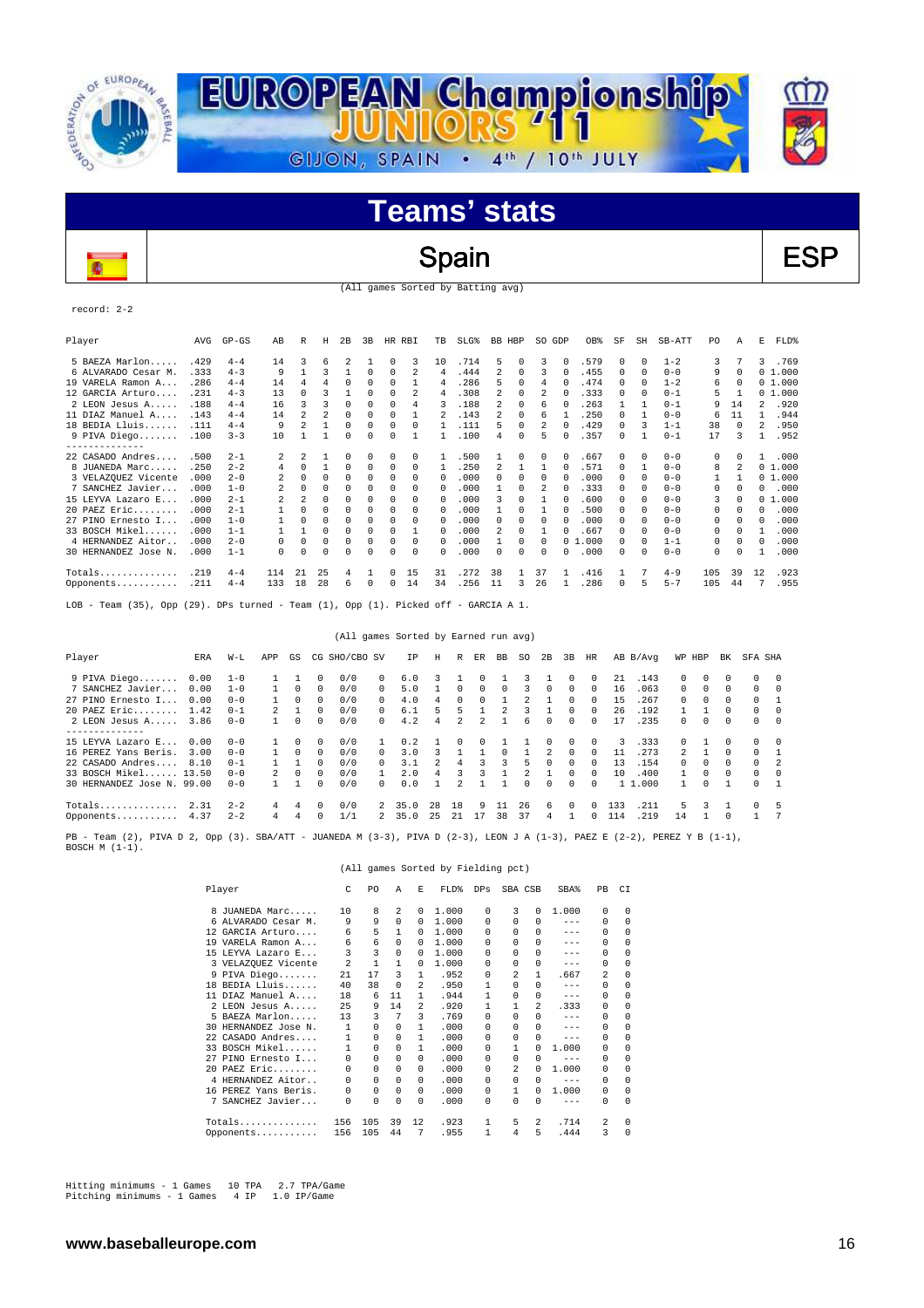# EUROPEAN Championship JUNIORS '11

GIJON, SPAIN • 4th / 10th JULY

## Teams' stats

## Spain — ESP

(All games Sorted by Batting avg)

record: 2-2

| Player | AVG | GP-GS | AB | R | H | 2B | 3B | HR | RBI | TB | SLG% | BB | HBP | SO | GDP | OB% | SF | SH | SB-ATT | PO | A | E | FLD% |
|---|---|---|---|---|---|---|---|---|---|---|---|---|---|---|---|---|---|---|---|---|---|---|---|
| 5 BAEZA Marlon...... | .429 | 4-4 | 14 | 3 | 6 | 2 | 1 | 0 | 3 | 10 | .714 | 5 | 0 | 3 | 0 | .579 | 0 | 0 | 1-2 | 3 | 7 | 3 | .769 |
| 6 ALVARADO Cesar M. | .333 | 4-3 | 9 | 1 | 3 | 1 | 0 | 0 | 2 | 4 | .444 | 2 | 0 | 3 | 0 | .455 | 0 | 0 | 0-0 | 9 | 0 | 0 | 1.000 |
| 19 VARELA Ramon A... | .286 | 4-4 | 14 | 4 | 4 | 0 | 0 | 0 | 1 | 4 | .286 | 5 | 0 | 4 | 0 | .474 | 0 | 0 | 1-2 | 6 | 0 | 0 | 1.000 |
| 12 GARCIA Arturo.... | .231 | 4-3 | 13 | 0 | 3 | 1 | 0 | 0 | 2 | 4 | .308 | 2 | 0 | 2 | 0 | .333 | 0 | 0 | 0-1 | 5 | 1 | 0 | 1.000 |
| 2 LEON Jesus A..... | .188 | 4-4 | 16 | 3 | 3 | 0 | 0 | 0 | 4 | 3 | .188 | 2 | 0 | 6 | 0 | .263 | 1 | 1 | 0-1 | 9 | 14 | 2 | .920 |
| 11 DIAZ Manuel A.... | .143 | 4-4 | 14 | 2 | 2 | 0 | 0 | 0 | 1 | 2 | .143 | 2 | 0 | 6 | 1 | .250 | 0 | 1 | 0-0 | 6 | 11 | 1 | .944 |
| 18 BEDIA Lluis...... | .111 | 4-4 | 9 | 2 | 1 | 0 | 0 | 0 | 0 | 1 | .111 | 5 | 0 | 2 | 0 | .429 | 0 | 3 | 1-1 | 38 | 0 | 2 | .950 |
| 9 PIVA Diego....... | .100 | 3-3 | 10 | 1 | 1 | 0 | 0 | 0 | 1 | 1 | .100 | 4 | 0 | 5 | 0 | .357 | 0 | 1 | 0-1 | 17 | 3 | 1 | .952 |
| 22 CASADO Andres.... | .500 | 2-1 | 2 | 2 | 1 | 0 | 0 | 0 | 0 | 1 | .500 | 1 | 0 | 0 | 0 | .667 | 0 | 0 | 0-0 | 0 | 0 | 1 | .000 |
| 8 JUANEDA Marc..... | .250 | 2-2 | 4 | 0 | 1 | 0 | 0 | 0 | 0 | 1 | .250 | 2 | 1 | 1 | 0 | .571 | 0 | 1 | 0-0 | 8 | 2 | 0 | 1.000 |
| 3 VELAZQUEZ Vicente | .000 | 2-0 | 2 | 0 | 0 | 0 | 0 | 0 | 0 | 0 | .000 | 0 | 0 | 0 | 0 | .000 | 0 | 0 | 0-0 | 1 | 1 | 0 | 1.000 |
| 7 SANCHEZ Javier.... | .000 | 1-0 | 2 | 0 | 0 | 0 | 0 | 0 | 0 | 0 | .000 | 1 | 0 | 2 | 0 | .333 | 0 | 0 | 0-0 | 0 | 0 | 0 | .000 |
| 15 LEYVA Lazaro E... | .000 | 2-1 | 2 | 2 | 0 | 0 | 0 | 0 | 0 | 0 | .000 | 3 | 0 | 1 | 0 | .600 | 0 | 0 | 0-0 | 3 | 0 | 0 | 1.000 |
| 20 PAEZ Eric........ | .000 | 2-1 | 1 | 0 | 0 | 0 | 0 | 0 | 0 | 0 | .000 | 1 | 0 | 1 | 0 | .500 | 0 | 0 | 0-0 | 0 | 0 | 0 | .000 |
| 27 PINO Ernesto I... | .000 | 1-0 | 1 | 0 | 0 | 0 | 0 | 0 | 0 | 0 | .000 | 0 | 0 | 0 | 0 | .000 | 0 | 0 | 0-0 | 0 | 0 | 0 | .000 |
| 33 BOSCH Mikel...... | .000 | 1-1 | 1 | 1 | 0 | 0 | 0 | 0 | 1 | 0 | .000 | 2 | 0 | 1 | 0 | .667 | 0 | 0 | 0-0 | 0 | 0 | 1 | .000 |
| 4 HERNANDEZ Aitor.. | .000 | 2-0 | 0 | 0 | 0 | 0 | 0 | 0 | 0 | 0 | .000 | 1 | 0 | 0 | 0 | 1.000 | 0 | 0 | 1-1 | 0 | 0 | 0 | .000 |
| 30 HERNANDEZ Jose N. | .000 | 1-1 | 0 | 0 | 0 | 0 | 0 | 0 | 0 | 0 | .000 | 0 | 0 | 0 | 0 | .000 | 0 | 0 | 0-0 | 0 | 0 | 1 | .000 |
| Totals.............. | .219 | 4-4 | 114 | 21 | 25 | 4 | 1 | 0 | 15 | 31 | .272 | 38 | 1 | 37 | 1 | .416 | 1 | 7 | 4-9 | 105 | 39 | 12 | .923 |
| Opponents........... | .211 | 4-4 | 133 | 18 | 28 | 6 | 0 | 0 | 14 | 34 | .256 | 11 | 3 | 26 | 1 | .286 | 0 | 5 | 5-7 | 105 | 44 | 7 | .955 |

LOB - Team (35), Opp (29). DPs turned - Team (1), Opp (1). Picked off - GARCIA A 1.

(All games Sorted by Earned run avg)

| Player | ERA | W-L | APP | GS | CG | SHO/CBO | SV | IP | H | R | ER | BB | SO | 2B | 3B | HR | AB | B/Avg | WP | HBP | BK | SFA | SHA |
|---|---|---|---|---|---|---|---|---|---|---|---|---|---|---|---|---|---|---|---|---|---|---|---|
| 9 PIVA Diego....... | 0.00 | 1-0 | 1 | 1 | 0 | 0/0 | 0 | 6.0 | 3 | 1 | 0 | 1 | 3 | 1 | 0 | 0 | 21 | .143 | 0 | 0 | 0 | 0 | 0 |
| 7 SANCHEZ Javier... | 0.00 | 1-0 | 1 | 0 | 0 | 0/0 | 0 | 5.0 | 1 | 0 | 0 | 0 | 3 | 0 | 0 | 0 | 16 | .063 | 0 | 0 | 0 | 0 | 0 |
| 27 PINO Ernesto I... | 0.00 | 0-0 | 1 | 0 | 0 | 0/0 | 0 | 4.0 | 4 | 0 | 0 | 1 | 2 | 1 | 0 | 0 | 15 | .267 | 0 | 0 | 0 | 0 | 1 |
| 20 PAEZ Eric........ | 1.42 | 0-1 | 2 | 1 | 0 | 0/0 | 0 | 6.1 | 5 | 5 | 1 | 2 | 3 | 1 | 0 | 0 | 26 | .192 | 1 | 1 | 0 | 0 | 0 |
| 2 LEON Jesus A..... | 3.86 | 0-0 | 1 | 0 | 0 | 0/0 | 0 | 4.2 | 4 | 2 | 2 | 1 | 6 | 0 | 0 | 0 | 17 | .235 | 0 | 0 | 0 | 0 | 0 |
| 15 LEYVA Lazaro E... | 0.00 | 0-0 | 1 | 0 | 0 | 0/0 | 1 | 0.2 | 1 | 0 | 0 | 1 | 1 | 0 | 0 | 0 | 3 | .333 | 0 | 1 | 0 | 0 | 0 |
| 16 PEREZ Yans Beris. | 3.00 | 0-0 | 1 | 0 | 0 | 0/0 | 0 | 3.0 | 3 | 1 | 1 | 0 | 1 | 2 | 0 | 0 | 11 | .273 | 2 | 1 | 0 | 0 | 1 |
| 22 CASADO Andres.... | 8.10 | 0-1 | 1 | 1 | 0 | 0/0 | 0 | 3.1 | 2 | 4 | 3 | 3 | 5 | 0 | 0 | 0 | 13 | .154 | 0 | 0 | 0 | 0 | 2 |
| 33 BOSCH Mikel...... | 13.50 | 0-0 | 2 | 0 | 0 | 0/0 | 1 | 2.0 | 4 | 3 | 3 | 1 | 2 | 1 | 0 | 0 | 10 | .400 | 1 | 0 | 0 | 0 | 0 |
| 30 HERNANDEZ Jose N. | 99.00 | 0-0 | 1 | 1 | 0 | 0/0 | 0 | 0.0 | 1 | 2 | 1 | 1 | 0 | 0 | 0 | 0 | 1 | 1.000 | 1 | 0 | 1 | 0 | 1 |
| Totals.............. | 2.31 | 2-2 | 4 | 4 | 0 | 0/0 | 2 | 35.0 | 28 | 18 | 9 | 11 | 26 | 6 | 0 | 0 | 133 | .211 | 5 | 3 | 1 | 0 | 5 |
| Opponents........... | 4.37 | 2-2 | 4 | 4 | 0 | 1/1 | 2 | 35.0 | 25 | 21 | 17 | 38 | 37 | 4 | 1 | 0 | 114 | .219 | 14 | 1 | 0 | 1 | 7 |

PB - Team (2), PIVA D 2, Opp (3). SBA/ATT - JUANEDA M (3-3), PIVA D (2-3), LEON J A (1-3), PAEZ E (2-2), PEREZ Y B (1-1), BOSCH M (1-1).

(All games Sorted by Fielding pct)

| Player | C | PO | A | E | FLD% | DPs | SBA | CSB | SBA% | PB | CI |
|---|---|---|---|---|---|---|---|---|---|---|---|
| 8 JUANEDA Marc..... | 10 | 8 | 2 | 0 | 1.000 | 0 | 3 | 0 | 1.000 | 0 | 0 |
| 6 ALVARADO Cesar M. | 9 | 9 | 0 | 0 | 1.000 | 0 | 0 | 0 | --- | 0 | 0 |
| 12 GARCIA Arturo.... | 6 | 5 | 1 | 0 | 1.000 | 0 | 0 | 0 | --- | 0 | 0 |
| 19 VARELA Ramon A... | 6 | 6 | 0 | 0 | 1.000 | 0 | 0 | 0 | --- | 0 | 0 |
| 15 LEYVA Lazaro E... | 3 | 3 | 0 | 0 | 1.000 | 0 | 0 | 0 | --- | 0 | 0 |
| 3 VELAZQUEZ Vicente | 2 | 1 | 1 | 0 | 1.000 | 0 | 0 | 0 | --- | 0 | 0 |
| 9 PIVA Diego....... | 21 | 17 | 3 | 1 | .952 | 0 | 2 | 1 | .667 | 2 | 0 |
| 18 BEDIA Lluis...... | 40 | 38 | 0 | 2 | .950 | 1 | 0 | 0 | --- | 0 | 0 |
| 11 DIAZ Manuel A.... | 18 | 6 | 11 | 1 | .944 | 1 | 0 | 0 | --- | 0 | 0 |
| 2 LEON Jesus A..... | 25 | 9 | 14 | 2 | .920 | 1 | 1 | 2 | .333 | 0 | 0 |
| 5 BAEZA Marlon..... | 13 | 3 | 7 | 3 | .769 | 0 | 0 | 0 | --- | 0 | 0 |
| 30 HERNANDEZ Jose N. | 1 | 0 | 0 | 1 | .000 | 0 | 0 | 0 | --- | 0 | 0 |
| 22 CASADO Andres.... | 1 | 0 | 0 | 1 | .000 | 0 | 0 | 0 | --- | 0 | 0 |
| 33 BOSCH Mikel...... | 1 | 0 | 0 | 1 | .000 | 0 | 1 | 0 | 1.000 | 0 | 0 |
| 27 PINO Ernesto I... | 0 | 0 | 0 | 0 | .000 | 0 | 0 | 0 | --- | 0 | 0 |
| 20 PAEZ Eric........ | 0 | 0 | 0 | 0 | .000 | 0 | 2 | 0 | 1.000 | 0 | 0 |
| 4 HERNANDEZ Aitor.. | 0 | 0 | 0 | 0 | .000 | 0 | 0 | 0 | --- | 0 | 0 |
| 16 PEREZ Yans Beris. | 0 | 0 | 0 | 0 | .000 | 0 | 1 | 0 | 1.000 | 0 | 0 |
| 7 SANCHEZ Javier... | 0 | 0 | 0 | 0 | .000 | 0 | 0 | 0 | --- | 0 | 0 |
| Totals.............. | 156 | 105 | 39 | 12 | .923 | 1 | 5 | 2 | .714 | 2 | 0 |
| Opponents........... | 156 | 105 | 44 | 7 | .955 | 1 | 4 | 5 | .444 | 3 | 0 |

Hitting minimums - 1 Games 10 TPA 2.7 TPA/Game
Pitching minimums - 1 Games 4 IP 1.0 IP/Game

www.baseballeurope.com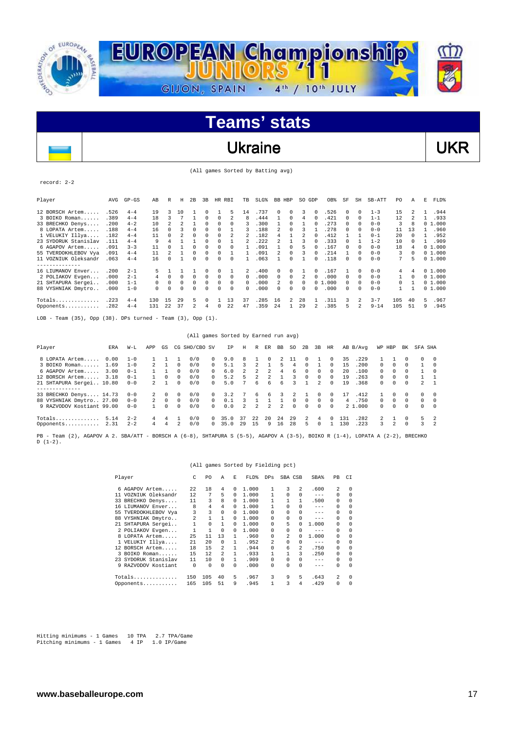# EUROPEAN Championship JUNIORS '11

GIJON, SPAIN • 4th / 10th JULY

## Teams' stats

## Ukraine UKR

(All games Sorted by Batting avg)

record: 2-2

| Player | AVG | GP-GS | AB | R | H | 2B | 3B | HR | RBI | TB | SLG% | BB | HBP | SO | GDP | OB% | SF | SH | SB-ATT | PO | A | E | FLD% |
|---|---|---|---|---|---|---|---|---|---|---|---|---|---|---|---|---|---|---|---|---|---|---|---|
| 12 BORSCH Artem..... | .526 | 4-4 | 19 | 3 | 10 | 1 | 0 | 1 | 5 | 14 | .737 | 0 | 0 | 3 | 0 | .526 | 0 | 0 | 1-3 | 15 | 2 | 1 | .944 |
| 3 BOIKO Roman...... | .389 | 4-4 | 18 | 3 | 7 | 1 | 0 | 0 | 2 | 8 | .444 | 1 | 0 | 4 | 0 | .421 | 0 | 0 | 1-1 | 12 | 2 | 1 | .933 |
| 33 BRECHKO Denys.... | .200 | 4-2 | 10 | 2 | 2 | 1 | 0 | 0 | 0 | 3 | .300 | 1 | 0 | 1 | 0 | .273 | 0 | 0 | 0-0 | 3 | 8 | 0 | 1.000 |
| 8 LOPATA Artem..... | .188 | 4-4 | 16 | 0 | 3 | 0 | 0 | 0 | 1 | 3 | .188 | 2 | 0 | 3 | 1 | .278 | 0 | 0 | 0-0 | 11 | 13 | 1 | .960 |
| 1 VELUKIY Illya.... | .182 | 4-4 | 11 | 0 | 2 | 0 | 0 | 0 | 2 | 2 | .182 | 4 | 1 | 2 | 0 | .412 | 1 | 1 | 0-1 | 20 | 0 | 1 | .952 |
| 23 SYDORUK Stanislav | .111 | 4-4 | 9 | 4 | 1 | 1 | 0 | 0 | 1 | 2 | .222 | 2 | 1 | 3 | 0 | .333 | 0 | 1 | 1-2 | 10 | 0 | 1 | .909 |
| 6 AGAPOV Artem..... | .091 | 3-3 | 11 | 0 | 1 | 0 | 0 | 0 | 0 | 1 | .091 | 1 | 0 | 5 | 0 | .167 | 0 | 0 | 0-0 | 18 | 4 | 0 | 1.000 |
| 55 TVERDOKHLEBOV Vya | .091 | 4-4 | 11 | 2 | 1 | 0 | 0 | 0 | 1 | 1 | .091 | 2 | 0 | 3 | 0 | .214 | 1 | 0 | 0-0 | 3 | 0 | 0 | 1.000 |
| 11 VOZNIUK Oleksandr | .063 | 4-4 | 16 | 0 | 1 | 0 | 0 | 0 | 0 | 1 | .063 | 1 | 0 | 1 | 0 | .118 | 0 | 0 | 0-0 | 7 | 5 | 0 | 1.000 |
| 16 LIUMANOV Enver... | .200 | 2-1 | 5 | 1 | 1 | 1 | 0 | 0 | 1 | 2 | .400 | 0 | 0 | 1 | 0 | .167 | 1 | 0 | 0-0 | 4 | 4 | 0 | 1.000 |
| 2 POLIAKOV Evgen... | .000 | 2-1 | 4 | 0 | 0 | 0 | 0 | 0 | 0 | 0 | .000 | 0 | 0 | 2 | 0 | .000 | 0 | 0 | 0-0 | 1 | 0 | 0 | 1.000 |
| 21 SHTAPURA Sergei.. | .000 | 1-1 | 0 | 0 | 0 | 0 | 0 | 0 | 0 | 0 | .000 | 2 | 0 | 0 | 0 | 1.000 | 0 | 0 | 0-0 | 0 | 1 | 0 | 1.000 |
| 88 VYSHNIAK Dmytro.. | .000 | 1-0 | 0 | 0 | 0 | 0 | 0 | 0 | 0 | 0 | .000 | 0 | 0 | 0 | 0 | .000 | 0 | 0 | 0-0 | 1 | 1 | 0 | 1.000 |
| Totals.............. | .223 | 4-4 | 130 | 15 | 29 | 5 | 0 | 1 | 13 | 37 | .285 | 16 | 2 | 28 | 1 | .311 | 3 | 2 | 3-7 | 105 | 40 | 5 | .967 |
| Opponents........... | .282 | 4-4 | 131 | 22 | 37 | 2 | 4 | 0 | 22 | 47 | .359 | 24 | 1 | 29 | 2 | .385 | 5 | 2 | 9-14 | 105 | 51 | 9 | .945 |

LOB - Team (35), Opp (38). DPs turned - Team (3), Opp (1).

(All games Sorted by Earned run avg)

| Player | ERA | W-L | APP | GS | CG | SHO/CBO | SV | IP | H | R | ER | BB | SO | 2B | 3B | HR | AB | B/Avg | WP | HBP | BK | SFA | SHA |
|---|---|---|---|---|---|---|---|---|---|---|---|---|---|---|---|---|---|---|---|---|---|---|---|
| 8 LOPATA Artem..... | 0.00 | 1-0 | 1 | 1 | 1 | 0/0 | 0 | 9.0 | 8 | 1 | 0 | 2 | 11 | 0 | 1 | 0 | 35 | .229 | 1 | 1 | 0 | 0 | 0 |
| 3 BOIKO Roman...... | 1.69 | 1-0 | 2 | 1 | 0 | 0/0 | 0 | 5.1 | 3 | 2 | 1 | 5 | 4 | 0 | 1 | 0 | 15 | .200 | 0 | 0 | 0 | 1 | 0 |
| 6 AGAPOV Artem..... | 3.00 | 0-1 | 1 | 1 | 0 | 0/0 | 0 | 6.0 | 2 | 2 | 2 | 4 | 6 | 0 | 0 | 0 | 20 | .100 | 0 | 0 | 0 | 1 | 0 |
| 12 BORSCH Artem..... | 3.18 | 0-1 | 1 | 0 | 0 | 0/0 | 0 | 5.2 | 5 | 2 | 2 | 1 | 3 | 0 | 0 | 0 | 19 | .263 | 0 | 0 | 0 | 1 | 1 |
| 21 SHTAPURA Sergei.. | 10.80 | 0-0 | 2 | 1 | 0 | 0/0 | 0 | 5.0 | 7 | 6 | 6 | 3 | 1 | 2 | 0 | 0 | 19 | .368 | 0 | 0 | 0 | 2 | 1 |
| 33 BRECHKO Denys.... | 14.73 | 0-0 | 2 | 0 | 0 | 0/0 | 0 | 3.2 | 7 | 6 | 6 | 3 | 2 | 1 | 0 | 0 | 17 | .412 | 1 | 0 | 0 | 0 | 0 |
| 88 VYSHNIAK Dmytro.. | 27.00 | 0-0 | 2 | 0 | 0 | 0/0 | 0 | 0.1 | 3 | 1 | 1 | 1 | 0 | 0 | 0 | 0 | 4 | .750 | 0 | 0 | 0 | 0 | 0 |
| 9 RAZVODOV Kostiant | 99.00 | 0-0 | 1 | 0 | 0 | 0/0 | 0 | 0.0 | 2 | 2 | 2 | 2 | 0 | 0 | 0 | 0 | 2 | 1.000 | 0 | 0 | 0 | 0 | 0 |
| Totals.............. | 5.14 | 2-2 | 4 | 4 | 1 | 0/0 | 0 | 35.0 | 37 | 22 | 20 | 24 | 29 | 2 | 4 | 0 | 131 | .282 | 2 | 1 | 0 | 5 | 2 |
| Opponents........... | 2.31 | 2-2 | 4 | 4 | 2 | 0/0 | 0 | 35.0 | 29 | 15 | 9 | 16 | 28 | 5 | 0 | 1 | 130 | .223 | 3 | 2 | 0 | 3 | 2 |

PB - Team (2), AGAPOV A 2. SBA/ATT - BORSCH A (6-8), SHTAPURA S (5-5), AGAPOV A (3-5), BOIKO R (1-4), LOPATA A (2-2), BRECHKO D (1-2).

(All games Sorted by Fielding pct)

| Player | C | PO | A | E | FLD% | DPs | SBA | CSB | SBA% | PB | CI |
|---|---|---|---|---|---|---|---|---|---|---|---|
| 6 AGAPOV Artem..... | 22 | 18 | 4 | 0 | 1.000 | 1 | 3 | 2 | .600 | 2 | 0 |
| 11 VOZNIUK Oleksandr | 12 | 7 | 5 | 0 | 1.000 | 1 | 0 | 0 | --- | 0 | 0 |
| 33 BRECHKO Denys.... | 11 | 3 | 8 | 0 | 1.000 | 1 | 1 | 1 | .500 | 0 | 0 |
| 16 LIUMANOV Enver... | 8 | 4 | 4 | 0 | 1.000 | 1 | 0 | 0 | --- | 0 | 0 |
| 55 TVERDOKHLEBOV Vya | 3 | 3 | 0 | 0 | 1.000 | 0 | 0 | 0 | --- | 0 | 0 |
| 88 VYSHNIAK Dmytro.. | 2 | 1 | 1 | 0 | 1.000 | 0 | 0 | 0 | --- | 0 | 0 |
| 21 SHTAPURA Sergei.. | 1 | 0 | 1 | 0 | 1.000 | 0 | 5 | 0 | 1.000 | 0 | 0 |
| 2 POLIAKOV Evgen... | 1 | 1 | 0 | 0 | 1.000 | 0 | 0 | 0 | --- | 0 | 0 |
| 8 LOPATA Artem..... | 25 | 11 | 13 | 1 | .960 | 0 | 2 | 0 | 1.000 | 0 | 0 |
| 1 VELUKIY Illya.... | 21 | 20 | 0 | 1 | .952 | 2 | 0 | 0 | --- | 0 | 0 |
| 12 BORSCH Artem..... | 18 | 15 | 2 | 1 | .944 | 0 | 6 | 2 | .750 | 0 | 0 |
| 3 BOIKO Roman...... | 15 | 12 | 2 | 1 | .933 | 1 | 1 | 3 | .250 | 0 | 0 |
| 23 SYDORUK Stanislav | 11 | 10 | 0 | 1 | .909 | 0 | 0 | 0 | --- | 0 | 0 |
| 9 RAZVODOV Kostiant | 0 | 0 | 0 | 0 | .000 | 0 | 0 | 0 | --- | 0 | 0 |
| Totals.............. | 150 | 105 | 40 | 5 | .967 | 3 | 9 | 5 | .643 | 2 | 0 |
| Opponents........... | 165 | 105 | 51 | 9 | .945 | 1 | 3 | 4 | .429 | 0 | 0 |

Hitting minimums - 1 Games 10 TPA 2.7 TPA/Game
Pitching minimums - 1 Games 4 IP 1.0 IP/Game

www.baseballeurope.com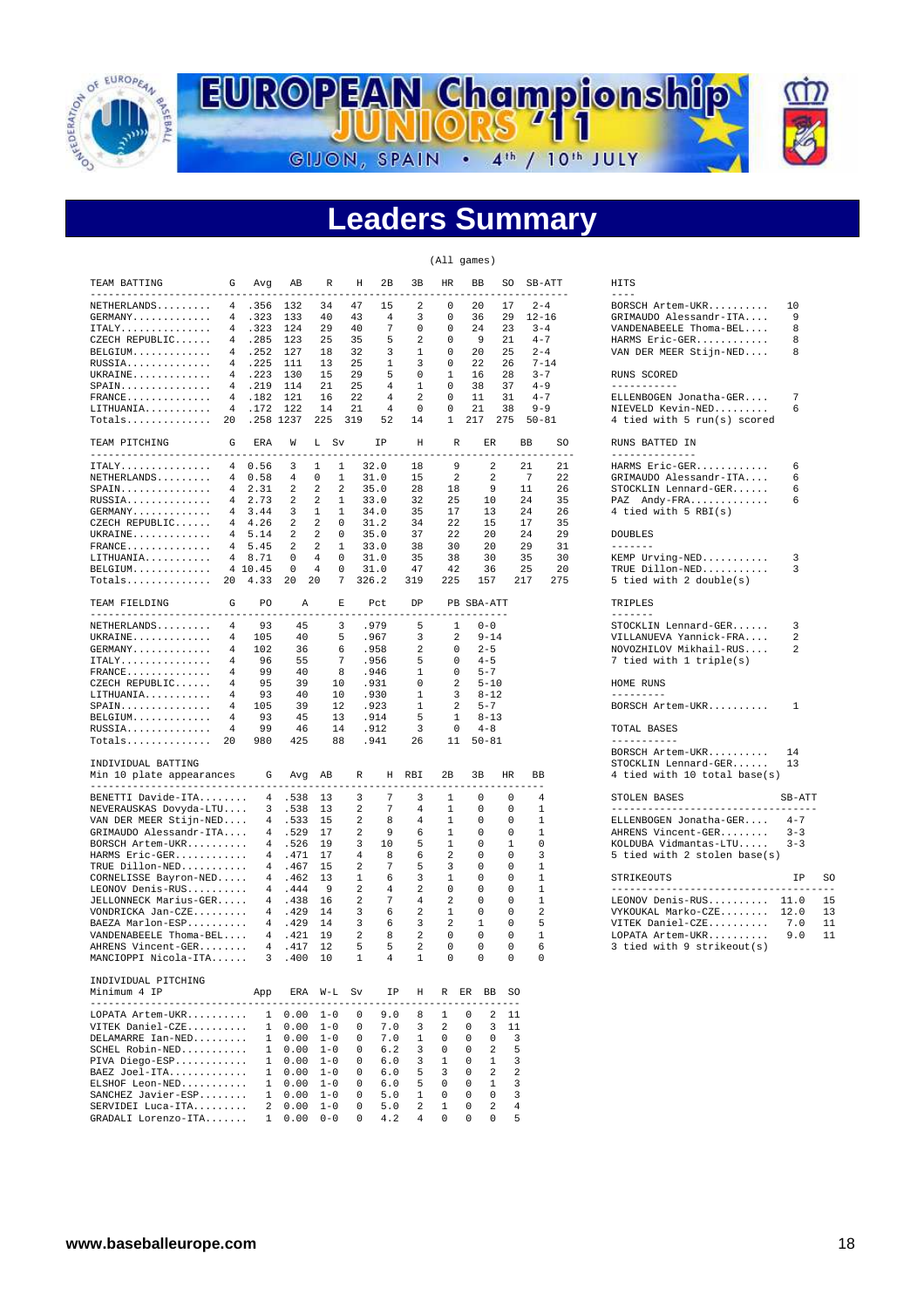# EUROPEAN Championship JUNIORS '11

GIJON, SPAIN • 4th / 10th JULY

## Leaders Summary

(All games)

| TEAM BATTING | G | Avg | AB | R | H | 2B | 3B | HR | BB | SO | SB-ATT |
|---|---|---|---|---|---|---|---|---|---|---|---|
| NETHERLANDS | 4 | .356 | 132 | 34 | 47 | 15 | 2 | 0 | 20 | 17 | 2-4 |
| GERMANY | 4 | .323 | 133 | 40 | 43 | 4 | 3 | 0 | 36 | 29 | 12-16 |
| ITALY | 4 | .323 | 124 | 29 | 40 | 7 | 0 | 0 | 24 | 23 | 3-4 |
| CZECH REPUBLIC | 4 | .285 | 123 | 25 | 35 | 5 | 2 | 0 | 9 | 21 | 4-7 |
| BELGIUM | 4 | .252 | 127 | 18 | 32 | 3 | 1 | 0 | 20 | 25 | 2-4 |
| RUSSIA | 4 | .225 | 111 | 13 | 25 | 1 | 3 | 0 | 22 | 26 | 7-14 |
| UKRAINE | 4 | .223 | 130 | 15 | 29 | 5 | 0 | 1 | 16 | 28 | 3-7 |
| SPAIN | 4 | .219 | 114 | 21 | 25 | 4 | 1 | 0 | 38 | 37 | 4-9 |
| FRANCE | 4 | .182 | 121 | 16 | 22 | 4 | 2 | 0 | 11 | 31 | 4-7 |
| LITHUANIA | 4 | .172 | 122 | 14 | 21 | 4 | 0 | 0 | 21 | 38 | 9-9 |
| Totals | 20 | .258 | 1237 | 225 | 319 | 52 | 14 | 1 | 217 | 275 | 50-81 |

| TEAM PITCHING | G | ERA | W | L | Sv | IP | H | R | ER | BB | SO |
|---|---|---|---|---|---|---|---|---|---|---|---|
| ITALY | 4 | 0.56 | 3 | 1 | 1 | 32.0 | 18 | 9 | 2 | 21 | 21 |
| NETHERLANDS | 4 | 0.58 | 4 | 0 | 1 | 31.0 | 15 | 2 | 2 | 7 | 22 |
| SPAIN | 4 | 2.31 | 2 | 2 | 2 | 35.0 | 28 | 18 | 9 | 11 | 26 |
| RUSSIA | 4 | 2.73 | 2 | 2 | 1 | 33.0 | 32 | 25 | 10 | 24 | 35 |
| GERMANY | 4 | 3.44 | 3 | 1 | 1 | 34.0 | 35 | 17 | 13 | 24 | 26 |
| CZECH REPUBLIC | 4 | 4.26 | 2 | 2 | 0 | 31.2 | 34 | 22 | 15 | 17 | 35 |
| UKRAINE | 4 | 5.14 | 2 | 2 | 0 | 35.0 | 37 | 22 | 20 | 24 | 29 |
| FRANCE | 4 | 5.45 | 2 | 2 | 1 | 33.0 | 38 | 30 | 20 | 29 | 31 |
| LITHUANIA | 4 | 8.71 | 0 | 4 | 0 | 31.0 | 35 | 38 | 30 | 35 | 30 |
| BELGIUM | 4 | 10.45 | 0 | 4 | 0 | 31.0 | 47 | 42 | 36 | 25 | 20 |
| Totals | 20 | 4.33 | 20 | 20 | 7 | 326.2 | 319 | 225 | 157 | 217 | 275 |

| TEAM FIELDING | G | PO | A | E | Pct | DP | PB | SBA-ATT |
|---|---|---|---|---|---|---|---|---|
| NETHERLANDS | 4 | 93 | 45 | 3 | .979 | 5 | 1 | 0-0 |
| UKRAINE | 4 | 105 | 40 | 5 | .967 | 3 | 2 | 9-14 |
| GERMANY | 4 | 102 | 36 | 6 | .958 | 2 | 0 | 2-5 |
| ITALY | 4 | 96 | 55 | 7 | .956 | 5 | 0 | 4-5 |
| FRANCE | 4 | 99 | 40 | 8 | .946 | 1 | 0 | 5-7 |
| CZECH REPUBLIC | 4 | 95 | 39 | 10 | .931 | 0 | 2 | 5-10 |
| LITHUANIA | 4 | 93 | 40 | 10 | .930 | 1 | 3 | 8-12 |
| SPAIN | 4 | 105 | 39 | 12 | .923 | 1 | 2 | 5-7 |
| BELGIUM | 4 | 93 | 45 | 13 | .914 | 5 | 1 | 8-13 |
| RUSSIA | 4 | 99 | 46 | 14 | .912 | 3 | 0 | 4-8 |
| Totals | 20 | 980 | 425 | 88 | .941 | 26 | 11 | 50-81 |

INDIVIDUAL BATTING
Min 10 plate appearances

| Player | G | Avg | AB | R | H | RBI | 2B | 3B | HR | BB |
|---|---|---|---|---|---|---|---|---|---|---|
| BENETTI Davide-ITA | 4 | .538 | 13 | 3 | 7 | 3 | 1 | 0 | 0 | 4 |
| NEVERAUSKAS Dovyda-LTU | 3 | .538 | 13 | 2 | 7 | 4 | 1 | 0 | 0 | 1 |
| VAN DER MEER Stijn-NED | 4 | .533 | 15 | 2 | 8 | 4 | 1 | 0 | 0 | 1 |
| GRIMAUDO Alessandr-ITA | 4 | .529 | 17 | 2 | 9 | 6 | 1 | 0 | 0 | 1 |
| BORSCH Artem-UKR | 4 | .526 | 19 | 3 | 10 | 5 | 1 | 0 | 1 | 0 |
| HARMS Eric-GER | 4 | .471 | 17 | 4 | 8 | 6 | 2 | 0 | 0 | 3 |
| TRUE Dillon-NED | 4 | .467 | 15 | 2 | 7 | 5 | 3 | 0 | 0 | 1 |
| CORNELISSE Bayron-NED | 4 | .462 | 13 | 1 | 6 | 3 | 1 | 0 | 0 | 1 |
| LEONOV Denis-RUS | 4 | .444 | 9 | 2 | 4 | 2 | 0 | 0 | 0 | 1 |
| JELLONNECK Marius-GER | 4 | .438 | 16 | 2 | 7 | 4 | 2 | 0 | 0 | 1 |
| VONDRICKA Jan-CZE | 4 | .429 | 14 | 3 | 6 | 2 | 1 | 0 | 0 | 2 |
| BAEZA Marlon-ESP | 4 | .429 | 14 | 3 | 6 | 3 | 2 | 1 | 0 | 5 |
| VANDENABEELE Thoma-BEL | 4 | .421 | 19 | 2 | 8 | 2 | 0 | 0 | 0 | 1 |
| AHRENS Vincent-GER | 4 | .417 | 12 | 5 | 5 | 2 | 0 | 0 | 0 | 6 |
| MANCIOPPI Nicola-ITA | 3 | .400 | 10 | 1 | 4 | 1 | 0 | 0 | 0 | 0 |

INDIVIDUAL PITCHING
Minimum 4 IP

| Player | App | ERA | W-L | Sv | IP | H | R | ER | BB | SO |
|---|---|---|---|---|---|---|---|---|---|---|
| LOPATA Artem-UKR | 1 | 0.00 | 1-0 | 0 | 9.0 | 8 | 1 | 0 | 2 | 11 |
| VITEK Daniel-CZE | 1 | 0.00 | 1-0 | 0 | 7.0 | 3 | 2 | 0 | 3 | 11 |
| DELAMARRE Ian-NED | 1 | 0.00 | 1-0 | 0 | 7.0 | 1 | 0 | 0 | 0 | 3 |
| SCHEL Robin-NED | 1 | 0.00 | 1-0 | 0 | 6.2 | 3 | 0 | 0 | 2 | 5 |
| PIVA Diego-ESP | 1 | 0.00 | 1-0 | 0 | 6.0 | 3 | 1 | 0 | 1 | 3 |
| BAEZ Joel-ITA | 1 | 0.00 | 1-0 | 0 | 6.0 | 5 | 3 | 0 | 2 | 2 |
| ELSHOF Leon-NED | 1 | 0.00 | 1-0 | 0 | 6.0 | 5 | 0 | 0 | 1 | 3 |
| SANCHEZ Javier-ESP | 1 | 0.00 | 1-0 | 0 | 5.0 | 1 | 0 | 0 | 0 | 3 |
| SERVIDEI Luca-ITA | 2 | 0.00 | 1-0 | 0 | 5.0 | 2 | 1 | 0 | 2 | 4 |
| GRADALI Lorenzo-ITA | 1 | 0.00 | 0-0 | 0 | 4.2 | 4 | 0 | 0 | 0 | 5 |

**HITS**

| Player | |
|---|---|
| BORSCH Artem-UKR | 10 |
| GRIMAUDO Alessandr-ITA | 9 |
| VANDENABEELE Thoma-BEL | 8 |
| HARMS Eric-GER | 8 |
| VAN DER MEER Stijn-NED | 8 |

**RUNS SCORED**

| Player | |
|---|---|
| ELLENBOGEN Jonatha-GER | 7 |
| NIEVELD Kevin-NED | 6 |

4 tied with 5 run(s) scored

**RUNS BATTED IN**

| Player | |
|---|---|
| HARMS Eric-GER | 6 |
| GRIMAUDO Alessandr-ITA | 6 |
| STOCKLIN Lennard-GER | 6 |
| PAZ Andy-FRA | 6 |

4 tied with 5 RBI(s)

**DOUBLES**

| Player | |
|---|---|
| KEMP Urving-NED | 3 |
| TRUE Dillon-NED | 3 |

5 tied with 2 double(s)

**TRIPLES**

| Player | |
|---|---|
| STOCKLIN Lennard-GER | 3 |
| VILLANUEVA Yannick-FRA | 2 |
| NOVOZHILOV Mikhail-RUS | 2 |

7 tied with 1 triple(s)

**HOME RUNS**

| Player | |
|---|---|
| BORSCH Artem-UKR | 1 |

**TOTAL BASES**

| Player | |
|---|---|
| BORSCH Artem-UKR | 14 |
| STOCKLIN Lennard-GER | 13 |

4 tied with 10 total base(s)

**STOLEN BASES**

| Player | SB-ATT |
|---|---|
| ELLENBOGEN Jonatha-GER | 4-7 |
| AHRENS Vincent-GER | 3-3 |
| KOLDUBA Vidmantas-LTU | 3-3 |

5 tied with 2 stolen base(s)

**STRIKEOUTS**

| Player | IP | SO |
|---|---|---|
| LEONOV Denis-RUS | 11.0 | 15 |
| VYKOUKAL Marko-CZE | 12.0 | 13 |
| VITEK Daniel-CZE | 7.0 | 11 |
| LOPATA Artem-UKR | 9.0 | 11 |

3 tied with 9 strikeout(s)

www.baseballeurope.com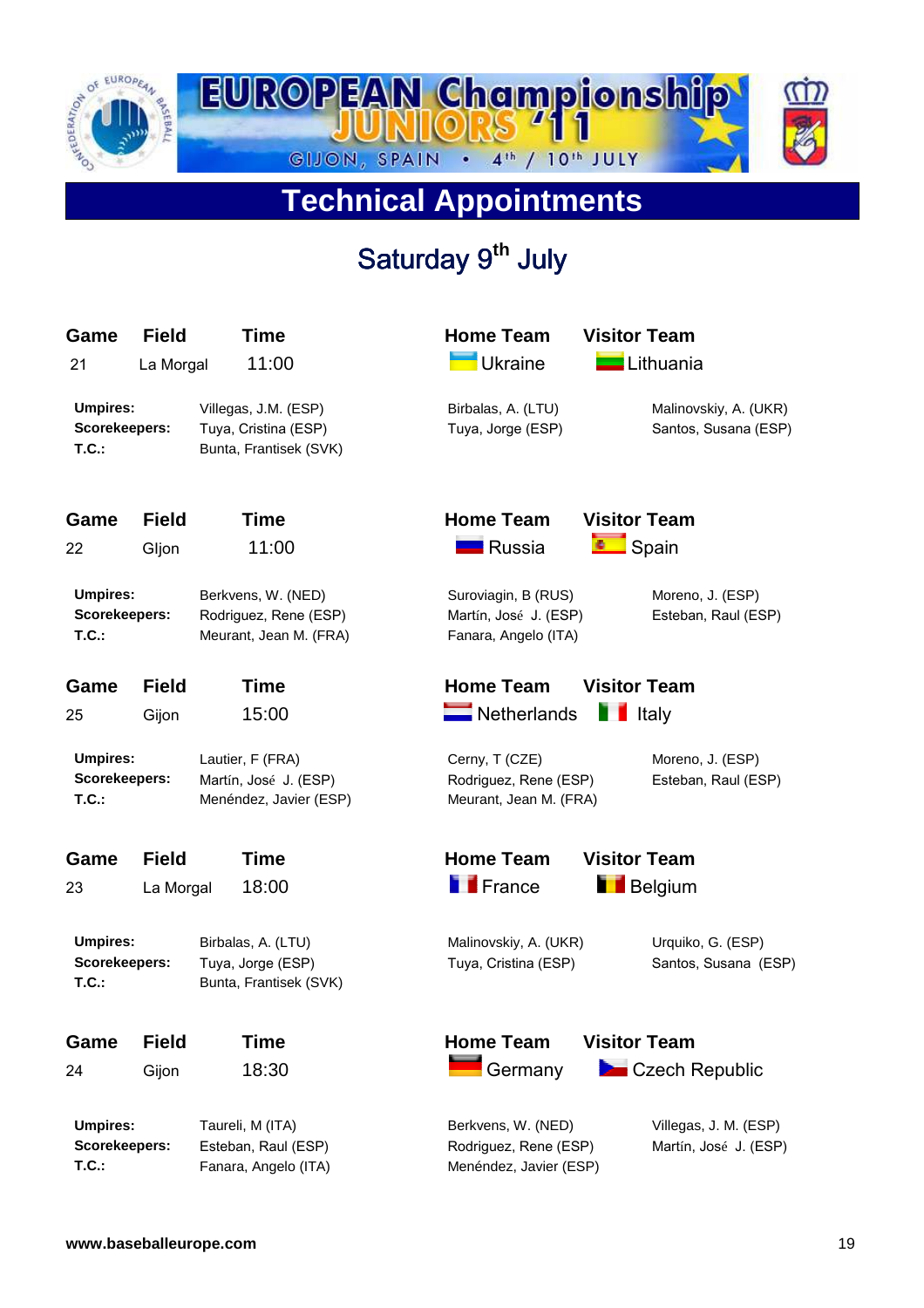# EUROPEAN Championship JUNIORS '11

GIJON, SPAIN • 4th / 10th JULY

## Technical Appointments

### Saturday 9th July

| Game | Field | Time | Home Team | Visitor Team |
|---|---|---|---|---|
| 21 | La Morgal | 11:00 | Ukraine | Lithuania |

| | | | |
|---|---|---|---|
| **Umpires:** | Villegas, J.M. (ESP) | Birbalas, A. (LTU) | Malinovskiy, A. (UKR) |
| **Scorekeepers:** | Tuya, Cristina (ESP) | Tuya, Jorge (ESP) | Santos, Susana (ESP) |
| **T.C.:** | Bunta, Frantisek (SVK) | | |

| Game | Field | Time | Home Team | Visitor Team |
|---|---|---|---|---|
| 22 | GIjon | 11:00 | Russia | Spain |

| | | | |
|---|---|---|---|
| **Umpires:** | Berkvens, W. (NED) | Suroviagin, B (RUS) | Moreno, J. (ESP) |
| **Scorekeepers:** | Rodriguez, Rene (ESP) | Martín, José J. (ESP) | Esteban, Raul (ESP) |
| **T.C.:** | Meurant, Jean M. (FRA) | Fanara, Angelo (ITA) | |

| Game | Field | Time | Home Team | Visitor Team |
|---|---|---|---|---|
| 25 | Gijon | 15:00 | Netherlands | Italy |

| | | | |
|---|---|---|---|
| **Umpires:** | Lautier, F (FRA) | Cerny, T (CZE) | Moreno, J. (ESP) |
| **Scorekeepers:** | Martín, José J. (ESP) | Rodriguez, Rene (ESP) | Esteban, Raul (ESP) |
| **T.C.:** | Menéndez, Javier (ESP) | Meurant, Jean M. (FRA) | |

| Game | Field | Time | Home Team | Visitor Team |
|---|---|---|---|---|
| 23 | La Morgal | 18:00 | France | Belgium |

| | | | |
|---|---|---|---|
| **Umpires:** | Birbalas, A. (LTU) | Malinovskiy, A. (UKR) | Urquiko, G. (ESP) |
| **Scorekeepers:** | Tuya, Jorge (ESP) | Tuya, Cristina (ESP) | Santos, Susana (ESP) |
| **T.C.:** | Bunta, Frantisek (SVK) | | |

| Game | Field | Time | Home Team | Visitor Team |
|---|---|---|---|---|
| 24 | Gijon | 18:30 | Germany | Czech Republic |

| | | | |
|---|---|---|---|
| **Umpires:** | Taureli, M (ITA) | Berkvens, W. (NED) | Villegas, J. M. (ESP) |
| **Scorekeepers:** | Esteban, Raul (ESP) | Rodriguez, Rene (ESP) | Martín, José J. (ESP) |
| **T.C.:** | Fanara, Angelo (ITA) | Menéndez, Javier (ESP) | |

**www.baseballeurope.com**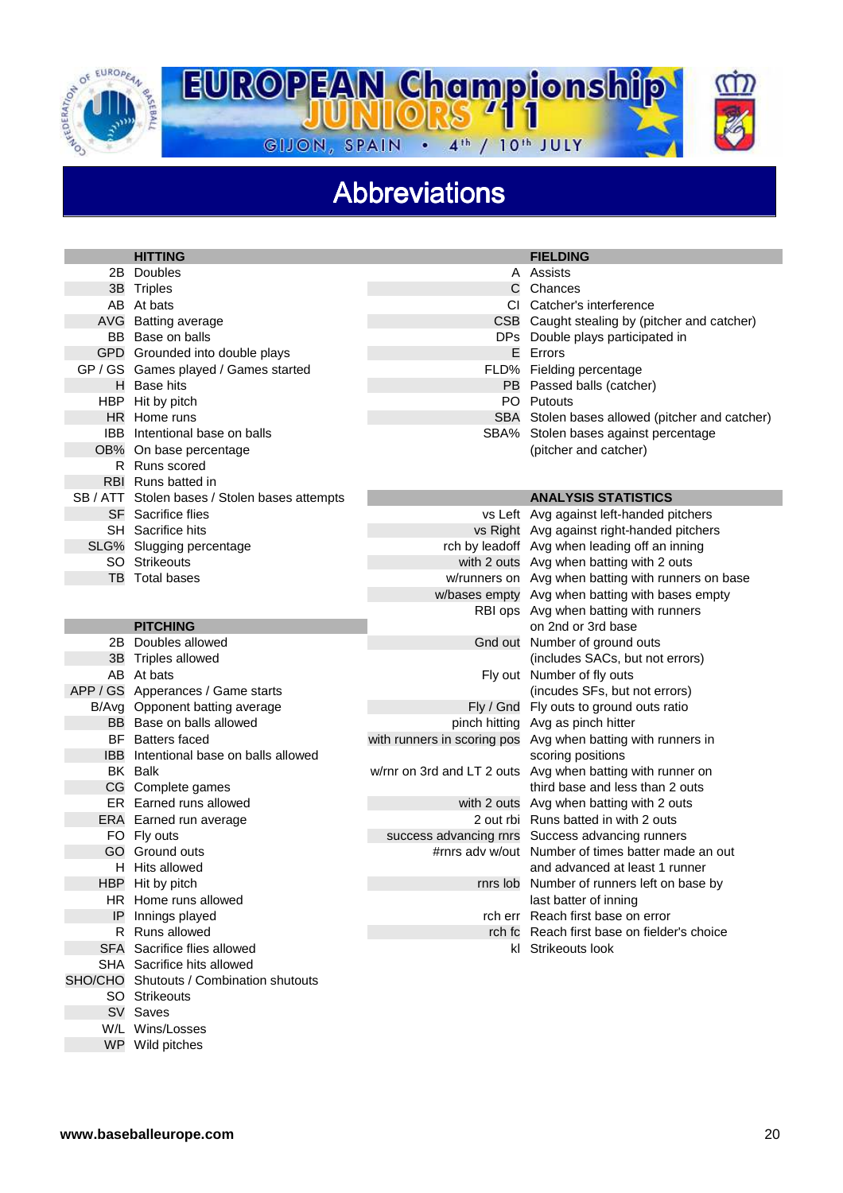# EUROPEAN Championship JUNIORS '11

GIJON, SPAIN • 4th / 10th JULY

## Abbreviations

| | HITTING |
|---|---|
| 2B | Doubles |
| 3B | Triples |
| AB | At bats |
| AVG | Batting average |
| BB | Base on balls |
| GPD | Grounded into double plays |
| GP / GS | Games played / Games started |
| H | Base hits |
| HBP | Hit by pitch |
| HR | Home runs |
| IBB | Intentional base on balls |
| OB% | On base percentage |
| R | Runs scored |
| RBI | Runs batted in |
| SB / ATT | Stolen bases / Stolen bases attempts |
| SF | Sacrifice flies |
| SH | Sacrifice hits |
| SLG% | Slugging percentage |
| SO | Strikeouts |
| TB | Total bases |

| | PITCHING |
|---|---|
| 2B | Doubles allowed |
| 3B | Triples allowed |
| AB | At bats |
| APP / GS | Appearances / Game starts |
| B/Avg | Opponent batting average |
| BB | Base on balls allowed |
| BF | Batters faced |
| IBB | Intentional base on balls allowed |
| BK | Balk |
| CG | Complete games |
| ER | Earned runs allowed |
| ERA | Earned run average |
| FO | Fly outs |
| GO | Ground outs |
| H | Hits allowed |
| HBP | Hit by pitch |
| HR | Home runs allowed |
| IP | Innings played |
| R | Runs allowed |
| SFA | Sacrifice flies allowed |
| SHA | Sacrifice hits allowed |
| SHO/CHO | Shutouts / Combination shutouts |
| SO | Strikeouts |
| SV | Saves |
| W/L | Wins/Losses |
| WP | Wild pitches |

| | FIELDING |
|---|---|
| A | Assists |
| C | Chances |
| CI | Catcher's interference |
| CSB | Caught stealing by (pitcher and catcher) |
| DPs | Double plays participated in |
| E | Errors |
| FLD% | Fielding percentage |
| PB | Passed balls (catcher) |
| PO | Putouts |
| SBA | Stolen bases allowed (pitcher and catcher) |
| SBA% | Stolen bases against percentage (pitcher and catcher) |

| | ANALYSIS STATISTICS |
|---|---|
| vs Left | Avg against left-handed pitchers |
| vs Right | Avg against right-handed pitchers |
| rch by leadoff | Avg when leading off an inning |
| with 2 outs | Avg when batting with 2 outs |
| w/runners on | Avg when batting with runners on base |
| w/bases empty | Avg when batting with bases empty |
| RBI ops | Avg when batting with runners on 2nd or 3rd base |
| Gnd out | Number of ground outs (includes SACs, but not errors) |
| Fly out | Number of fly outs (incudes SFs, but not errors) |
| Fly / Gnd | Fly outs to ground outs ratio |
| pinch hitting | Avg as pinch hitter |
| with runners in scoring pos | Avg when batting with runners in scoring positions |
| w/rnr on 3rd and LT 2 outs | Avg when batting with runner on third base and less than 2 outs |
| with 2 outs | Avg when batting with 2 outs |
| 2 out rbi | Runs batted in with 2 outs |
| success advancing rnrs | Success advancing runners |
| #rnrs adv w/out | Number of times batter made an out and advanced at least 1 runner |
| rnrs lob | Number of runners left on base by last batter of inning |
| rch err | Reach first base on error |
| rch fc | Reach first base on fielder's choice |
| kl | Strikeouts look |

www.baseballeurope.com